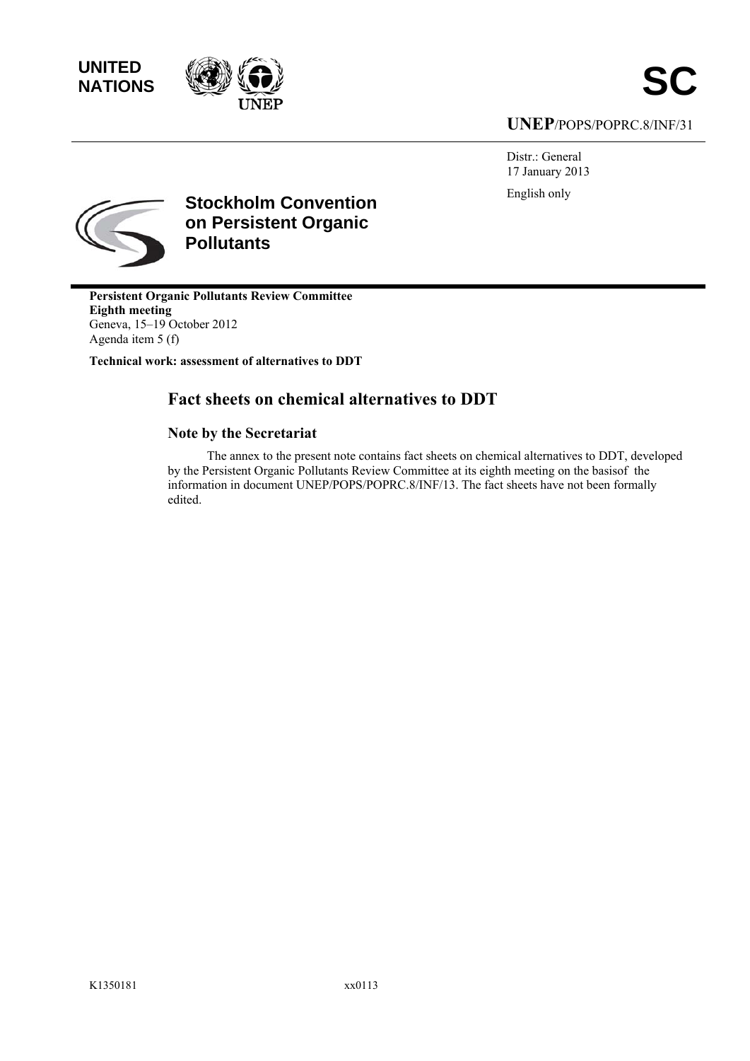UNITED NATIONS

SC

UNEP/POPS/POPRC.8/INF/31

Distr.: General
17 January 2013

English only

**Stockholm Convention on Persistent Organic Pollutants**

**Persistent Organic Pollutants Review Committee**
**Eighth meeting**
Geneva, 15–19 October 2012
Agenda item 5 (f)

**Technical work: assessment of alternatives to DDT**

# Fact sheets on chemical alternatives to DDT

## Note by the Secretariat

The annex to the present note contains fact sheets on chemical alternatives to DDT, developed by the Persistent Organic Pollutants Review Committee at its eighth meeting on the basisof the information in document UNEP/POPS/POPRC.8/INF/13. The fact sheets have not been formally edited.

K1350181 xx0113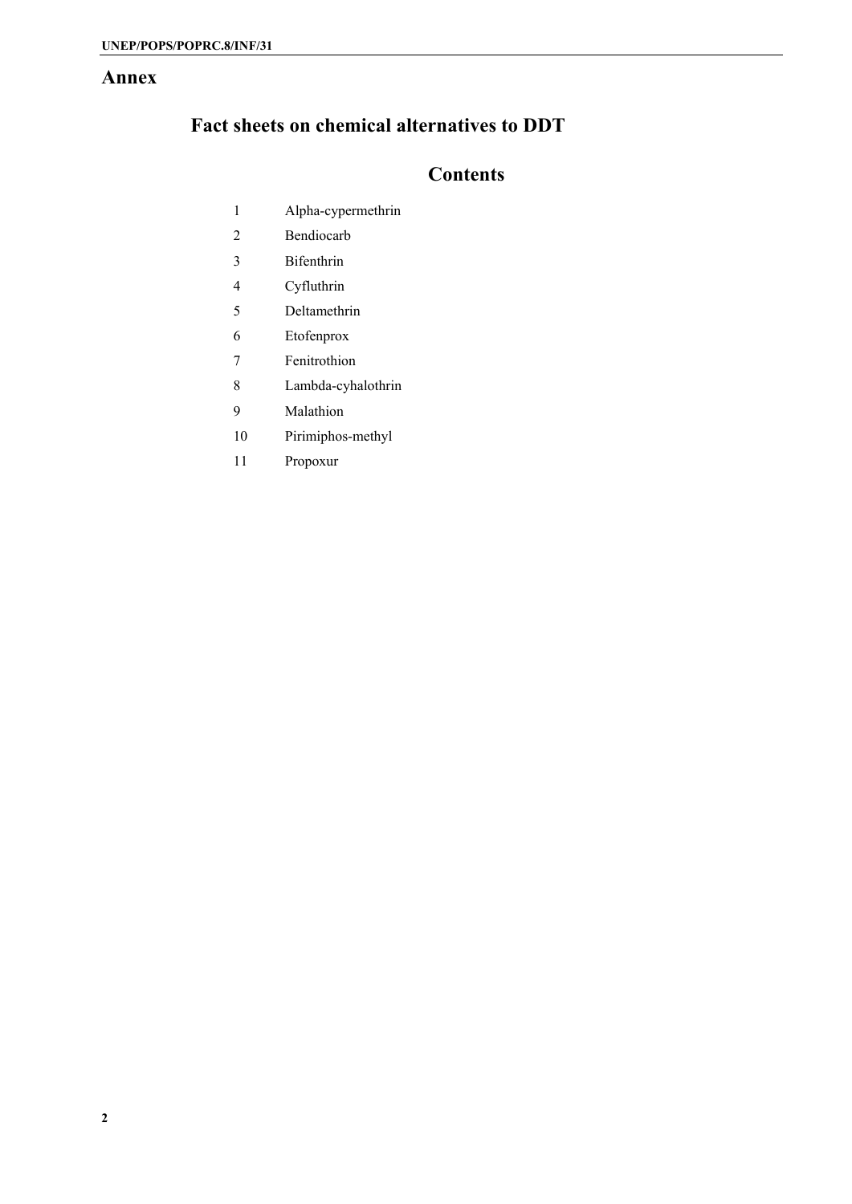# Annex

## Fact sheets on chemical alternatives to DDT

### Contents

1. Alpha-cypermethrin
2. Bendiocarb
3. Bifenthrin
4. Cyfluthrin
5. Deltamethrin
6. Etofenprox
7. Fenitrothion
8. Lambda-cyhalothrin
9. Malathion
10. Pirimiphos-methyl
11. Propoxur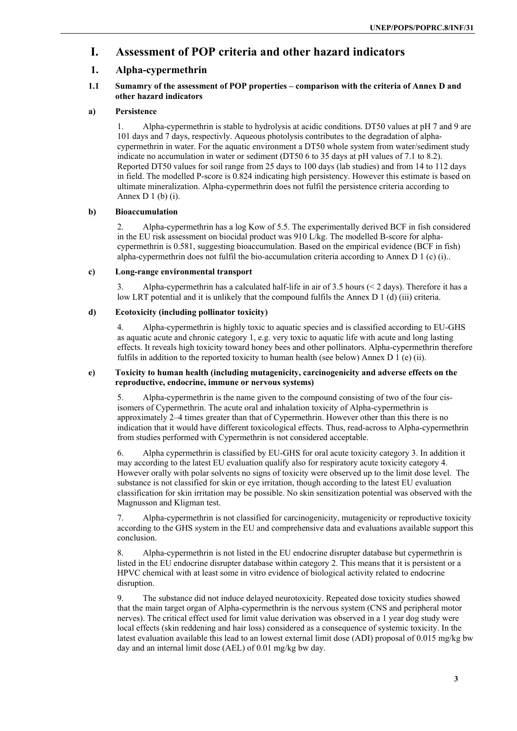# I. Assessment of POP criteria and other hazard indicators

## 1. Alpha-cypermethrin

### 1.1 Sumamry of the assessment of POP properties – comparison with the criteria of Annex D and other hazard indicators

#### a) Persistence

1. Alpha-cypermethrin is stable to hydrolysis at acidic conditions. DT50 values at pH 7 and 9 are 101 days and 7 days, respectivly. Aqueous photolysis contributes to the degradation of alpha-cypermethrin in water. For the aquatic environment a DT50 whole system from water/sediment study indicate no accumulation in water or sediment (DT50 6 to 35 days at pH values of 7.1 to 8.2). Reported DT50 values for soil range from 25 days to 100 days (lab studies) and from 14 to 112 days in field. The modelled P-score is 0.824 indicating high persistency. However this estimate is based on ultimate mineralization. Alpha-cypermethrin does not fulfil the persistence criteria according to Annex D 1 (b) (i).

#### b) Bioaccumulation

2. Alpha-cypermethrin has a log Kow of 5.5. The experimentally derived BCF in fish considered in the EU risk assessment on biocidal product was 910 L/kg. The modelled B-score for alpha-cypermethrin is 0.581, suggesting bioaccumulation. Based on the empirical evidence (BCF in fish) alpha-cypermethrin does not fulfil the bio-accumulation criteria according to Annex D 1 (c) (i)..

#### c) Long-range environmental transport

3. Alpha-cypermethrin has a calculated half-life in air of 3.5 hours (< 2 days). Therefore it has a low LRT potential and it is unlikely that the compound fulfils the Annex D 1 (d) (iii) criteria.

#### d) Ecotoxicity (including pollinator toxicity)

4. Alpha-cypermethrin is highly toxic to aquatic species and is classified according to EU-GHS as aquatic acute and chronic category 1, e.g. very toxic to aquatic life with acute and long lasting effects. It reveals high toxicity toward honey bees and other pollinators. Alpha-cypermethrin therefore fulfils in addition to the reported toxicity to human health (see below) Annex D 1 (e) (ii).

#### e) Toxicity to human health (including mutagenicity, carcinogenicity and adverse effects on the reproductive, endocrine, immune or nervous systems)

5. Alpha-cypermethrin is the name given to the compound consisting of two of the four cis-isomers of Cypermethrin. The acute oral and inhalation toxicity of Alpha-cypermethrin is approximately 2–4 times greater than that of Cypermethrin. However other than this there is no indication that it would have different toxicological effects. Thus, read-across to Alpha-cypermethrin from studies performed with Cypermethrin is not considered acceptable.

6. Alpha cypermethrin is classified by EU-GHS for oral acute toxicity category 3. In addition it may according to the latest EU evaluation qualify also for respiratory acute toxicity category 4. However orally with polar solvents no signs of toxicity were observed up to the limit dose level. The substance is not classified for skin or eye irritation, though according to the latest EU evaluation classification for skin irritation may be possible. No skin sensitization potential was observed with the Magnusson and Kligman test.

7. Alpha-cypermethrin is not classified for carcinogenicity, mutagenicity or reproductive toxicity according to the GHS system in the EU and comprehensive data and evaluations available support this conclusion.

8. Alpha-cypermethrin is not listed in the EU endocrine disrupter database but cypermethrin is listed in the EU endocrine disrupter database within category 2. This means that it is persistent or a HPVC chemical with at least some in vitro evidence of biological activity related to endocrine disruption.

9. The substance did not induce delayed neurotoxicity. Repeated dose toxicity studies showed that the main target organ of Alpha-cypermethrin is the nervous system (CNS and peripheral motor nerves). The critical effect used for limit value derivation was observed in a 1 year dog study were local effects (skin reddening and hair loss) considered as a consequence of systemic toxicity. In the latest evaluation available this lead to an lowest external limit dose (ADI) proposal of 0.015 mg/kg bw day and an internal limit dose (AEL) of 0.01 mg/kg bw day.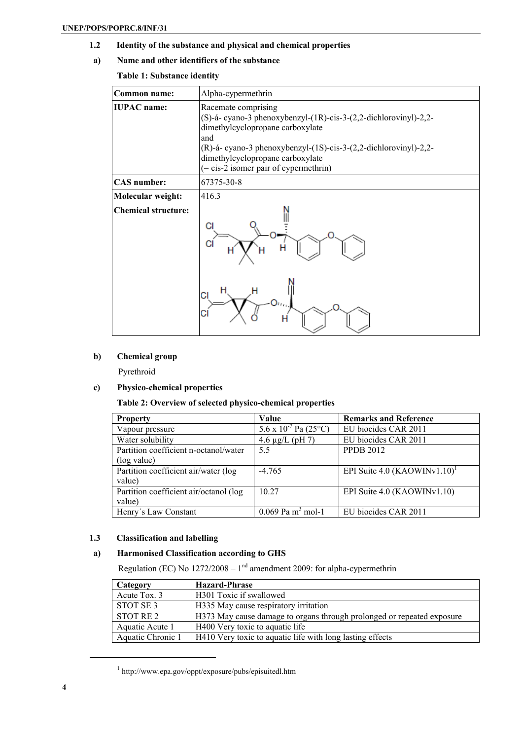### 1.2 Identity of the substance and physical and chemical properties

#### a) Name and other identifiers of the substance

**Table 1: Substance identity**

| | |
|---|---|
| **Common name:** | Alpha-cypermethrin |
| **IUPAC name:** | Racemate comprising (S)-á- cyano-3 phenoxybenzyl-(1R)-cis-3-(2,2-dichlorovinyl)-2,2-dimethylcyclopropane carboxylate and (R)-á- cyano-3 phenoxybenzyl-(1S)-cis-3-(2,2-dichlorovinyl)-2,2-dimethylcyclopropane carboxylate (= cis-2 isomer pair of cypermethrin) |
| **CAS number:** | 67375-30-8 |
| **Molecular weight:** | 416.3 |
| **Chemical structure:** | |

#### b) Chemical group

Pyrethroid

#### c) Physico-chemical properties

**Table 2: Overview of selected physico-chemical properties**

| Property | Value | Remarks and Reference |
|---|---|---|
| Vapour pressure | $5.6 \times 10^{-7}$ Pa (25°C) | EU biocides CAR 2011 |
| Water solubility | 4.6 µg/L (pH 7) | EU biocides CAR 2011 |
| Partition coefficient n-octanol/water (log value) | 5.5 | PPDB 2012 |
| Partition coefficient air/water (log value) | -4.765 | EPI Suite 4.0 (KAOWINv1.10)[1] |
| Partition coefficient air/octanol (log value) | 10.27 | EPI Suite 4.0 (KAOWINv1.10) |
| Henry´s Law Constant | 0.069 Pa $m^3$ mol-1 | EU biocides CAR 2011 |

### 1.3 Classification and labelling

#### a) Harmonised Classification according to GHS

Regulation (EC) No 1272/2008 – 1[nd] amendment 2009: for alpha-cypermethrin

| Category | Hazard-Phrase |
|---|---|
| Acute Tox. 3 | H301 Toxic if swallowed |
| STOT SE 3 | H335 May cause respiratory irritation |
| STOT RE 2 | H373 May cause damage to organs through prolonged or repeated exposure |
| Aquatic Acute 1 | H400 Very toxic to aquatic life |
| Aquatic Chronic 1 | H410 Very toxic to aquatic life with long lasting effects |

[1] http://www.epa.gov/oppt/exposure/pubs/episuitedl.htm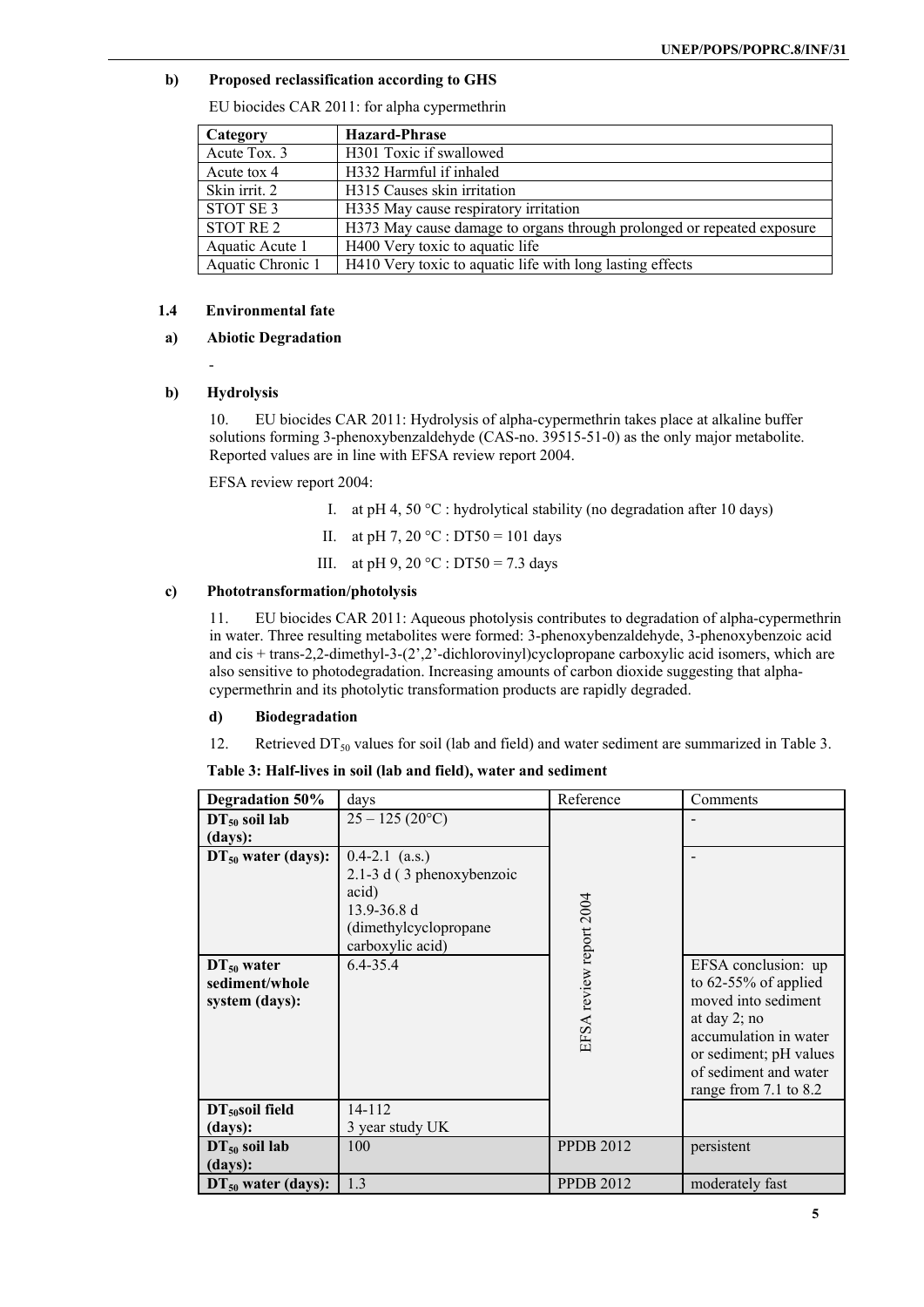#### b) Proposed reclassification according to GHS

EU biocides CAR 2011: for alpha cypermethrin

| Category | Hazard-Phrase |
|---|---|
| Acute Tox. 3 | H301 Toxic if swallowed |
| Acute tox 4 | H332 Harmful if inhaled |
| Skin irrit. 2 | H315 Causes skin irritation |
| STOT SE 3 | H335 May cause respiratory irritation |
| STOT RE 2 | H373 May cause damage to organs through prolonged or repeated exposure |
| Aquatic Acute 1 | H400 Very toxic to aquatic life |
| Aquatic Chronic 1 | H410 Very toxic to aquatic life with long lasting effects |

### 1.4 Environmental fate

#### a) Abiotic Degradation

-

#### b) Hydrolysis

10. EU biocides CAR 2011: Hydrolysis of alpha-cypermethrin takes place at alkaline buffer solutions forming 3-phenoxybenzaldehyde (CAS-no. 39515-51-0) as the only major metabolite. Reported values are in line with EFSA review report 2004.

EFSA review report 2004:

I. at pH 4, 50 °C : hydrolytical stability (no degradation after 10 days)

II. at pH 7, 20 °C : DT50 = 101 days

III. at pH 9, 20 °C : DT50 = 7.3 days

#### c) Phototransformation/photolysis

11. EU biocides CAR 2011: Aqueous photolysis contributes to degradation of alpha-cypermethrin in water. Three resulting metabolites were formed: 3-phenoxybenzaldehyde, 3-phenoxybenzoic acid and cis + trans-2,2-dimethyl-3-(2',2'-dichlorovinyl)cyclopropane carboxylic acid isomers, which are also sensitive to photodegradation. Increasing amounts of carbon dioxide suggesting that alpha-cypermethrin and its photolytic transformation products are rapidly degraded.

#### d) Biodegradation

12. Retrieved $DT_{50}$ values for soil (lab and field) and water sediment are summarized in Table 3.

**Table 3: Half-lives in soil (lab and field), water and sediment**

| Degradation 50% | days | Reference | Comments |
|---|---|---|---|
| **$DT_{50}$ soil lab (days):** | 25 – 125 (20°C) | EFSA review report 2004 | - |
| **$DT_{50}$ water (days):** | 0.4-2.1 (a.s.)<br>2.1-3 d ( 3 phenoxybenzoic acid)<br>13.9-36.8 d (dimethylcyclopropane carboxylic acid) | EFSA review report 2004 | - |
| **$DT_{50}$ water sediment/whole system (days):** | 6.4-35.4 | EFSA review report 2004 | EFSA conclusion: up to 62-55% of applied moved into sediment at day 2; no accumulation in water or sediment; pH values of sediment and water range from 7.1 to 8.2 |
| **$DT_{50}$soil field (days):** | 14-112<br>3 year study UK | EFSA review report 2004 | |
| **$DT_{50}$ soil lab (days):** | 100 | PPDB 2012 | persistent |
| **$DT_{50}$ water (days):** | 1.3 | PPDB 2012 | moderately fast |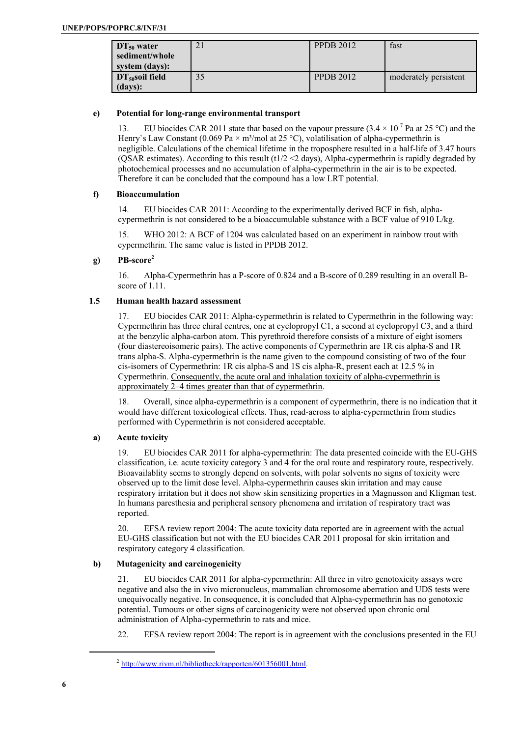| | | | |
|---|---|---|---|
| **$DT_{50}$ water sediment/whole system (days):** | 21 | PPDB 2012 | fast |
| **$DT_{50}$soil field (days):** | 35 | PPDB 2012 | moderately persistent |

**e) Potential for long-range environmental transport**

13. EU biocides CAR 2011 state that based on the vapour pressure ($3.4 \times 10^{-7}$ Pa at 25 °C) and the Henry`s Law Constant (0.069 Pa × m³/mol at 25 °C), volatilisation of alpha-cypermethrin is negligible. Calculations of the chemical lifetime in the troposphere resulted in a half-life of 3.47 hours (QSAR estimates). According to this result (t1/2 <2 days), Alpha-cypermethrin is rapidly degraded by photochemical processes and no accumulation of alpha-cypermethrin in the air is to be expected. Therefore it can be concluded that the compound has a low LRT potential.

**f) Bioaccumulation**

14. EU biocides CAR 2011: According to the experimentally derived BCF in fish, alpha-cypermethrin is not considered to be a bioaccumulable substance with a BCF value of 910 L/kg.

15. WHO 2012: A BCF of 1204 was calculated based on an experiment in rainbow trout with cypermethrin. The same value is listed in PPDB 2012.

**g) PB-score[2]**

16. Alpha-Cypermethrin has a P-score of 0.824 and a B-score of 0.289 resulting in an overall B-score of 1.11.

## 1.5 Human health hazard assessment

17. EU biocides CAR 2011: Alpha-cypermethrin is related to Cypermethrin in the following way: Cypermethrin has three chiral centres, one at cyclopropyl C1, a second at cyclopropyl C3, and a third at the benzylic alpha-carbon atom. This pyrethroid therefore consists of a mixture of eight isomers (four diastereoisomeric pairs). The active components of Cypermethrin are 1R cis alpha-S and 1R trans alpha-S. Alpha-cypermethrin is the name given to the compound consisting of two of the four cis-isomers of Cypermethrin: 1R cis alpha-S and 1S cis alpha-R, present each at 12.5 % in Cypermethrin. Consequently, the acute oral and inhalation toxicity of alpha-cypermethrin is approximately 2–4 times greater than that of cypermethrin.

18. Overall, since alpha-cypermethrin is a component of cypermethrin, there is no indication that it would have different toxicological effects. Thus, read-across to alpha-cypermethrin from studies performed with Cypermethrin is not considered acceptable.

**a) Acute toxicity**

19. EU biocides CAR 2011 for alpha-cypermethrin: The data presented coincide with the EU-GHS classification, i.e. acute toxicity category 3 and 4 for the oral route and respiratory route, respectively. Bioavailablity seems to strongly depend on solvents, with polar solvents no signs of toxicity were observed up to the limit dose level. Alpha-cypermethrin causes skin irritation and may cause respiratory irritation but it does not show skin sensitizing properties in a Magnusson and Kligman test. In humans paresthesia and peripheral sensory phenomena and irritation of respiratory tract was reported.

20. EFSA review report 2004: The acute toxicity data reported are in agreement with the actual EU-GHS classification but not with the EU biocides CAR 2011 proposal for skin irritation and respiratory category 4 classification.

**b) Mutagenicity and carcinogenicity**

21. EU biocides CAR 2011 for alpha-cypermethrin: All three in vitro genotoxicity assays were negative and also the in vivo micronucleus, mammalian chromosome aberration and UDS tests were unequivocally negative. In consequence, it is concluded that Alpha-cypermethrin has no genotoxic potential. Tumours or other signs of carcinogenicity were not observed upon chronic oral administration of Alpha-cypermethrin to rats and mice.

22. EFSA review report 2004: The report is in agreement with the conclusions presented in the EU

[2] http://www.rivm.nl/bibliotheek/rapporten/601356001.html.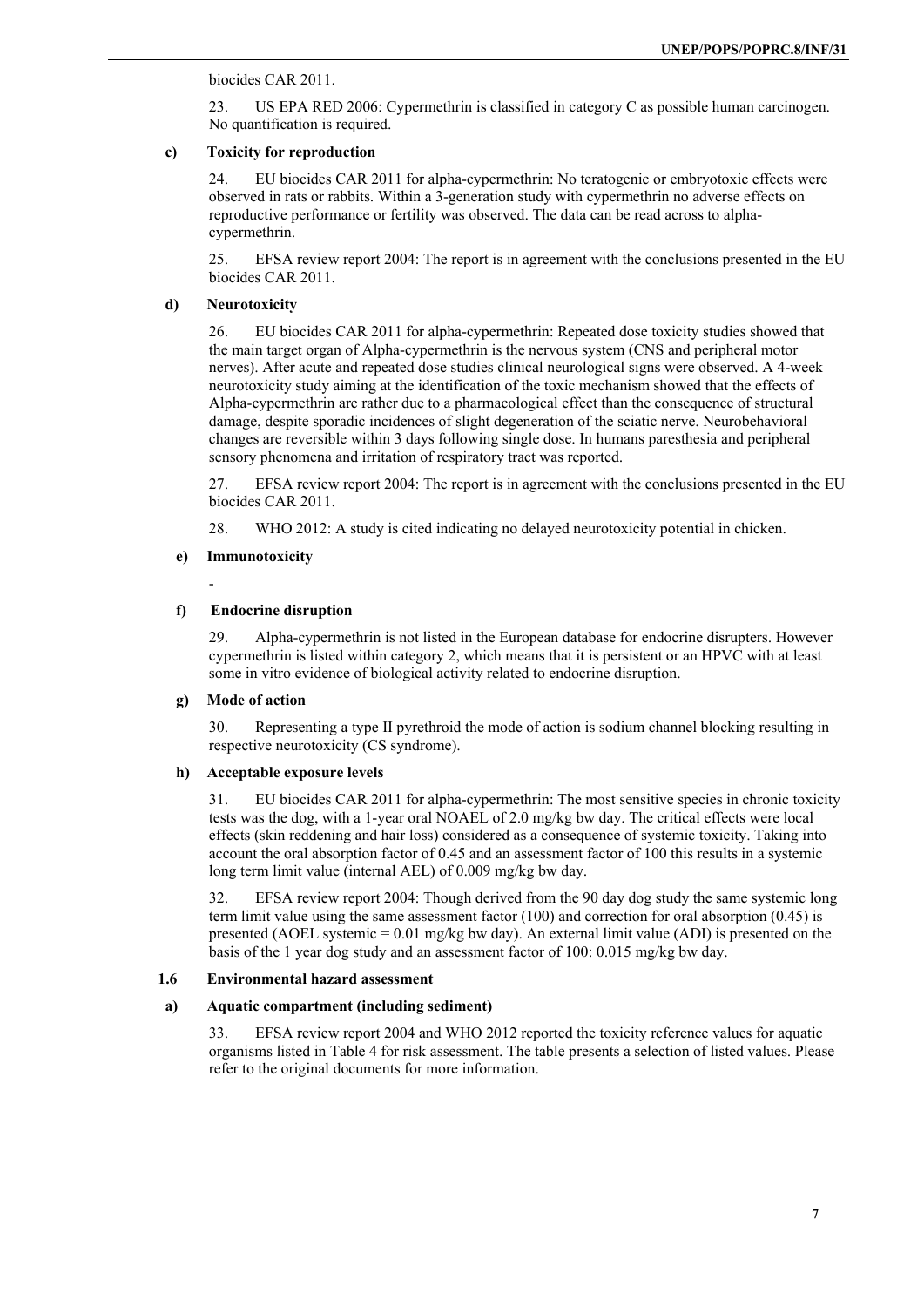biocides CAR 2011.

23. US EPA RED 2006: Cypermethrin is classified in category C as possible human carcinogen. No quantification is required.

**c) Toxicity for reproduction**

24. EU biocides CAR 2011 for alpha-cypermethrin: No teratogenic or embryotoxic effects were observed in rats or rabbits. Within a 3-generation study with cypermethrin no adverse effects on reproductive performance or fertility was observed. The data can be read across to alpha-cypermethrin.

25. EFSA review report 2004: The report is in agreement with the conclusions presented in the EU biocides CAR 2011.

**d) Neurotoxicity**

26. EU biocides CAR 2011 for alpha-cypermethrin: Repeated dose toxicity studies showed that the main target organ of Alpha-cypermethrin is the nervous system (CNS and peripheral motor nerves). After acute and repeated dose studies clinical neurological signs were observed. A 4-week neurotoxicity study aiming at the identification of the toxic mechanism showed that the effects of Alpha-cypermethrin are rather due to a pharmacological effect than the consequence of structural damage, despite sporadic incidences of slight degeneration of the sciatic nerve. Neurobehavioral changes are reversible within 3 days following single dose. In humans paresthesia and peripheral sensory phenomena and irritation of respiratory tract was reported.

27. EFSA review report 2004: The report is in agreement with the conclusions presented in the EU biocides CAR 2011.

28. WHO 2012: A study is cited indicating no delayed neurotoxicity potential in chicken.

**e) Immunotoxicity**

-

**f) Endocrine disruption**

29. Alpha-cypermethrin is not listed in the European database for endocrine disrupters. However cypermethrin is listed within category 2, which means that it is persistent or an HPVC with at least some in vitro evidence of biological activity related to endocrine disruption.

**g) Mode of action**

30. Representing a type II pyrethroid the mode of action is sodium channel blocking resulting in respective neurotoxicity (CS syndrome).

**h) Acceptable exposure levels**

31. EU biocides CAR 2011 for alpha-cypermethrin: The most sensitive species in chronic toxicity tests was the dog, with a 1-year oral NOAEL of 2.0 mg/kg bw day. The critical effects were local effects (skin reddening and hair loss) considered as a consequence of systemic toxicity. Taking into account the oral absorption factor of 0.45 and an assessment factor of 100 this results in a systemic long term limit value (internal AEL) of 0.009 mg/kg bw day.

32. EFSA review report 2004: Though derived from the 90 day dog study the same systemic long term limit value using the same assessment factor (100) and correction for oral absorption (0.45) is presented (AOEL systemic = 0.01 mg/kg bw day). An external limit value (ADI) is presented on the basis of the 1 year dog study and an assessment factor of 100: 0.015 mg/kg bw day.

## 1.6 Environmental hazard assessment

**a) Aquatic compartment (including sediment)**

33. EFSA review report 2004 and WHO 2012 reported the toxicity reference values for aquatic organisms listed in Table 4 for risk assessment. The table presents a selection of listed values. Please refer to the original documents for more information.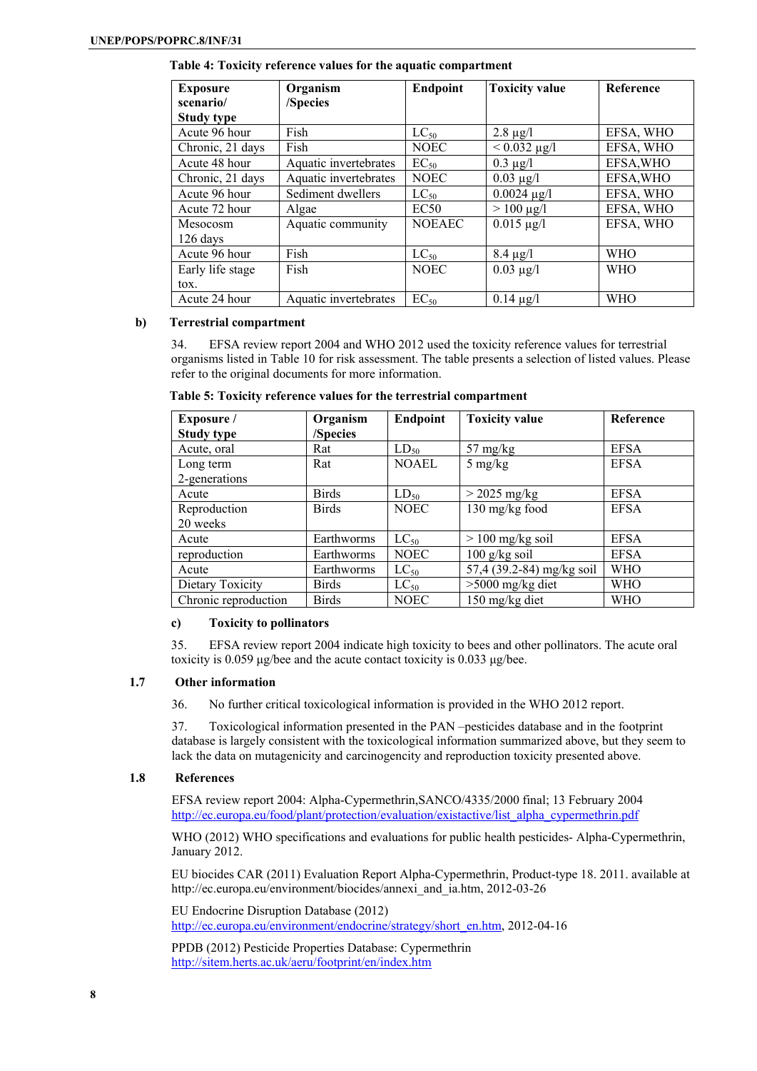**Table 4: Toxicity reference values for the aquatic compartment**

| Exposure scenario/ Study type | Organism /Species | Endpoint | Toxicity value | Reference |
|---|---|---|---|---|
| Acute 96 hour | Fish | $LC_{50}$ | 2.8 µg/l | EFSA, WHO |
| Chronic, 21 days | Fish | NOEC | < 0.032 µg/l | EFSA, WHO |
| Acute 48 hour | Aquatic invertebrates | $EC_{50}$ | 0.3 µg/l | EFSA,WHO |
| Chronic, 21 days | Aquatic invertebrates | NOEC | 0.03 µg/l | EFSA,WHO |
| Acute 96 hour | Sediment dwellers | $LC_{50}$ | 0.0024 µg/l | EFSA, WHO |
| Acute 72 hour | Algae | EC50 | > 100 µg/l | EFSA, WHO |
| Mesocosm 126 days | Aquatic community | NOEAEC | 0.015 µg/l | EFSA, WHO |
| Acute 96 hour | Fish | $LC_{50}$ | 8.4 µg/l | WHO |
| Early life stage tox. | Fish | NOEC | 0.03 µg/l | WHO |
| Acute 24 hour | Aquatic invertebrates | $EC_{50}$ | 0.14 µg/l | WHO |

**b) Terrestrial compartment**

34. EFSA review report 2004 and WHO 2012 used the toxicity reference values for terrestrial organisms listed in Table 10 for risk assessment. The table presents a selection of listed values. Please refer to the original documents for more information.

**Table 5: Toxicity reference values for the terrestrial compartment**

| Exposure / Study type | Organism /Species | Endpoint | Toxicity value | Reference |
|---|---|---|---|---|
| Acute, oral | Rat | $LD_{50}$ | 57 mg/kg | EFSA |
| Long term 2-generations | Rat | NOAEL | 5 mg/kg | EFSA |
| Acute | Birds | $LD_{50}$ | > 2025 mg/kg | EFSA |
| Reproduction 20 weeks | Birds | NOEC | 130 mg/kg food | EFSA |
| Acute | Earthworms | $LC_{50}$ | > 100 mg/kg soil | EFSA |
| reproduction | Earthworms | NOEC | 100 g/kg soil | EFSA |
| Acute | Earthworms | $LC_{50}$ | 57,4 (39.2-84) mg/kg soil | WHO |
| Dietary Toxicity | Birds | $LC_{50}$ | >5000 mg/kg diet | WHO |
| Chronic reproduction | Birds | NOEC | 150 mg/kg diet | WHO |

**c) Toxicity to pollinators**

35. EFSA review report 2004 indicate high toxicity to bees and other pollinators. The acute oral toxicity is 0.059 µg/bee and the acute contact toxicity is 0.033 µg/bee.

## 1.7 Other information

36. No further critical toxicological information is provided in the WHO 2012 report.

37. Toxicological information presented in the PAN –pesticides database and in the footprint database is largely consistent with the toxicological information summarized above, but they seem to lack the data on mutagenicity and carcinogencity and reproduction toxicity presented above.

## 1.8 References

EFSA review report 2004: Alpha-Cypermethrin,SANCO/4335/2000 final; 13 February 2004 http://ec.europa.eu/food/plant/protection/evaluation/existactive/list_alpha_cypermethrin.pdf

WHO (2012) WHO specifications and evaluations for public health pesticides- Alpha-Cypermethrin, January 2012.

EU biocides CAR (2011) Evaluation Report Alpha-Cypermethrin, Product-type 18. 2011. available at http://ec.europa.eu/environment/biocides/annexi_and_ia.htm, 2012-03-26

EU Endocrine Disruption Database (2012) http://ec.europa.eu/environment/endocrine/strategy/short_en.htm, 2012-04-16

PPDB (2012) Pesticide Properties Database: Cypermethrin http://sitem.herts.ac.uk/aeru/footprint/en/index.htm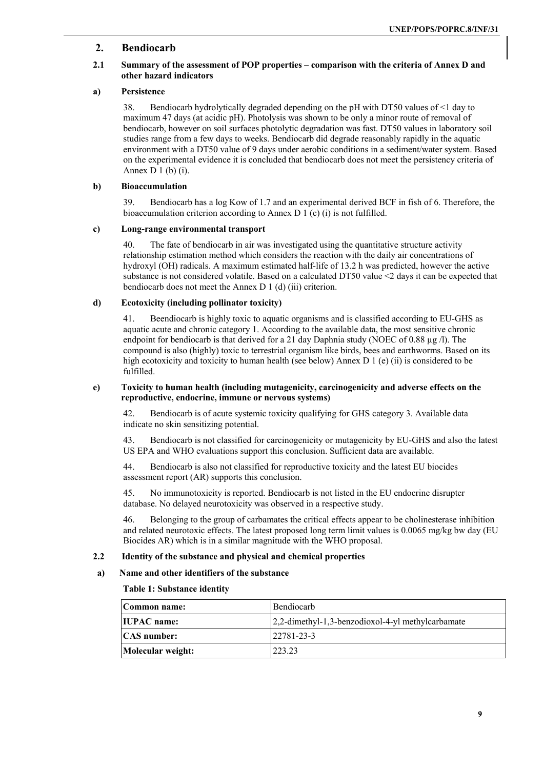## 2. Bendiocarb

### 2.1 Summary of the assessment of POP properties – comparison with the criteria of Annex D and other hazard indicators

#### a) Persistence

38. Bendiocarb hydrolytically degraded depending on the pH with DT50 values of <1 day to maximum 47 days (at acidic pH). Photolysis was shown to be only a minor route of removal of bendiocarb, however on soil surfaces photolytic degradation was fast. DT50 values in laboratory soil studies range from a few days to weeks. Bendiocarb did degrade reasonably rapidly in the aquatic environment with a DT50 value of 9 days under aerobic conditions in a sediment/water system. Based on the experimental evidence it is concluded that bendiocarb does not meet the persistency criteria of Annex D 1 (b) (i).

#### b) Bioaccumulation

39. Bendiocarb has a log Kow of 1.7 and an experimental derived BCF in fish of 6. Therefore, the bioaccumulation criterion according to Annex D 1 (c) (i) is not fulfilled.

#### c) Long-range environmental transport

40. The fate of bendiocarb in air was investigated using the quantitative structure activity relationship estimation method which considers the reaction with the daily air concentrations of hydroxyl (OH) radicals. A maximum estimated half-life of 13.2 h was predicted, however the active substance is not considered volatile. Based on a calculated DT50 value <2 days it can be expected that bendiocarb does not meet the Annex D 1 (d) (iii) criterion.

#### d) Ecotoxicity (including pollinator toxicity)

41. Beendiocarb is highly toxic to aquatic organisms and is classified according to EU-GHS as aquatic acute and chronic category 1. According to the available data, the most sensitive chronic endpoint for bendiocarb is that derived for a 21 day Daphnia study (NOEC of 0.88 µg /l). The compound is also (highly) toxic to terrestrial organism like birds, bees and earthworms. Based on its high ecotoxicity and toxicity to human health (see below) Annex D 1 (e) (ii) is considered to be fulfilled.

#### e) Toxicity to human health (including mutagenicity, carcinogenicity and adverse effects on the reproductive, endocrine, immune or nervous systems)

42. Bendiocarb is of acute systemic toxicity qualifying for GHS category 3. Available data indicate no skin sensitizing potential.

43. Bendiocarb is not classified for carcinogenicity or mutagenicity by EU-GHS and also the latest US EPA and WHO evaluations support this conclusion. Sufficient data are available.

44. Bendiocarb is also not classified for reproductive toxicity and the latest EU biocides assessment report (AR) supports this conclusion.

45. No immunotoxicity is reported. Bendiocarb is not listed in the EU endocrine disrupter database. No delayed neurotoxicity was observed in a respective study.

46. Belonging to the group of carbamates the critical effects appear to be cholinesterase inhibition and related neurotoxic effects. The latest proposed long term limit values is 0.0065 mg/kg bw day (EU Biocides AR) which is in a similar magnitude with the WHO proposal.

### 2.2 Identity of the substance and physical and chemical properties

#### a) Name and other identifiers of the substance

**Table 1: Substance identity**

| Common name: | Bendiocarb |
|---|---|
| IUPAC name: | 2,2-dimethyl-1,3-benzodioxol-4-yl methylcarbamate |
| CAS number: | 22781-23-3 |
| Molecular weight: | 223.23 |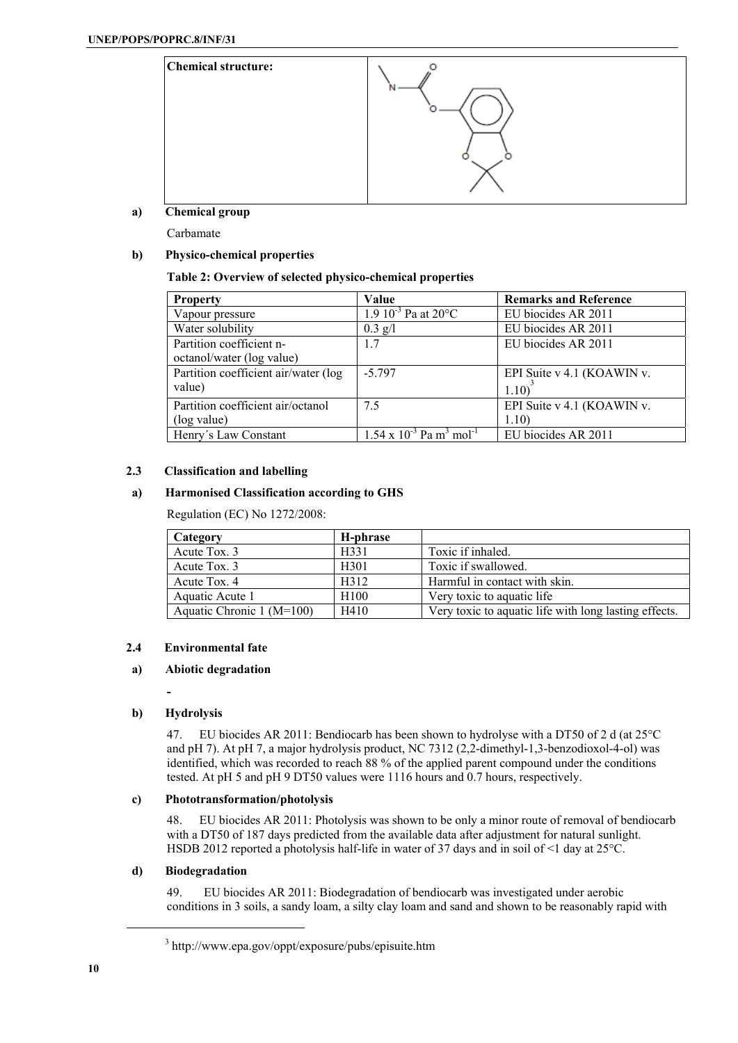| Chemical structure: | |
|---|---|

**a) Chemical group**

Carbamate

**b) Physico-chemical properties**

**Table 2: Overview of selected physico-chemical properties**

| Property | Value | Remarks and Reference |
|---|---|---|
| Vapour pressure | $1.9\ 10^{-3}$ Pa at 20°C | EU biocides AR 2011 |
| Water solubility | 0.3 g/l | EU biocides AR 2011 |
| Partition coefficient n-octanol/water (log value) | 1.7 | EU biocides AR 2011 |
| Partition coefficient air/water (log value) | -5.797 | EPI Suite v 4.1 (KOAWIN v. 1.10)[3] |
| Partition coefficient air/octanol (log value) | 7.5 | EPI Suite v 4.1 (KOAWIN v. 1.10) |
| Henry´s Law Constant | $1.54 \times 10^{-3}$ Pa $m^3$ $mol^{-1}$ | EU biocides AR 2011 |

## 2.3 Classification and labelling

**a) Harmonised Classification according to GHS**

Regulation (EC) No 1272/2008:

| Category | H-phrase | |
|---|---|---|
| Acute Tox. 3 | H331 | Toxic if inhaled. |
| Acute Tox. 3 | H301 | Toxic if swallowed. |
| Acute Tox. 4 | H312 | Harmful in contact with skin. |
| Aquatic Acute 1 | H100 | Very toxic to aquatic life |
| Aquatic Chronic 1 (M=100) | H410 | Very toxic to aquatic life with long lasting effects. |

## 2.4 Environmental fate

**a) Abiotic degradation**

-

**b) Hydrolysis**

47. EU biocides AR 2011: Bendiocarb has been shown to hydrolyse with a DT50 of 2 d (at 25°C and pH 7). At pH 7, a major hydrolysis product, NC 7312 (2,2-dimethyl-1,3-benzodioxol-4-ol) was identified, which was recorded to reach 88 % of the applied parent compound under the conditions tested. At pH 5 and pH 9 DT50 values were 1116 hours and 0.7 hours, respectively.

**c) Phototransformation/photolysis**

48. EU biocides AR 2011: Photolysis was shown to be only a minor route of removal of bendiocarb with a DT50 of 187 days predicted from the available data after adjustment for natural sunlight. HSDB 2012 reported a photolysis half-life in water of 37 days and in soil of <1 day at 25°C.

**d) Biodegradation**

49. EU biocides AR 2011: Biodegradation of bendiocarb was investigated under aerobic conditions in 3 soils, a sandy loam, a silty clay loam and sand and shown to be reasonably rapid with

[3] http://www.epa.gov/oppt/exposure/pubs/episuite.htm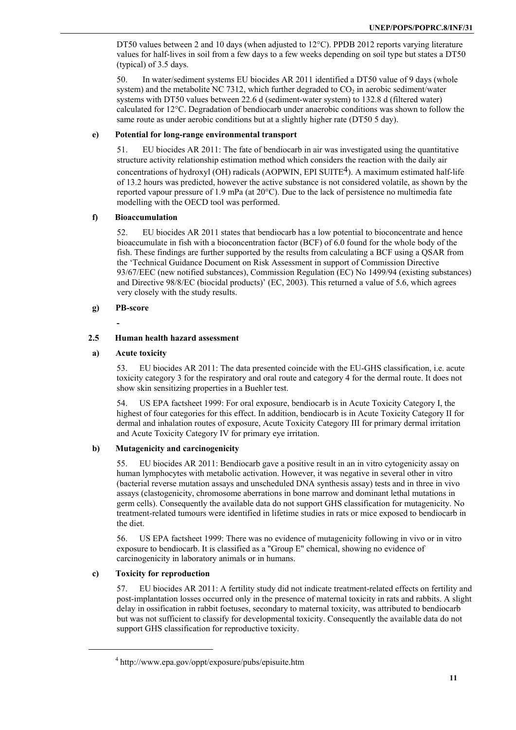DT50 values between 2 and 10 days (when adjusted to 12°C). PPDB 2012 reports varying literature values for half-lives in soil from a few days to a few weeks depending on soil type but states a DT50 (typical) of 3.5 days.

50. In water/sediment systems EU biocides AR 2011 identified a DT50 value of 9 days (whole system) and the metabolite NC 7312, which further degraded to $CO_2$ in aerobic sediment/water systems with DT50 values between 22.6 d (sediment-water system) to 132.8 d (filtered water) calculated for 12°C. Degradation of bendiocarb under anaerobic conditions was shown to follow the same route as under aerobic conditions but at a slightly higher rate (DT50 5 day).

### e) Potential for long-range environmental transport

51. EU biocides AR 2011: The fate of bendiocarb in air was investigated using the quantitative structure activity relationship estimation method which considers the reaction with the daily air concentrations of hydroxyl (OH) radicals (AOPWIN, EPI SUITE[4]). A maximum estimated half-life of 13.2 hours was predicted, however the active substance is not considered volatile, as shown by the reported vapour pressure of 1.9 mPa (at 20°C). Due to the lack of persistence no multimedia fate modelling with the OECD tool was performed.

### f) Bioaccumulation

52. EU biocides AR 2011 states that bendiocarb has a low potential to bioconcentrate and hence bioaccumulate in fish with a bioconcentration factor (BCF) of 6.0 found for the whole body of the fish. These findings are further supported by the results from calculating a BCF using a QSAR from the 'Technical Guidance Document on Risk Assessment in support of Commission Directive 93/67/EEC (new notified substances), Commission Regulation (EC) No 1499/94 (existing substances) and Directive 98/8/EC (biocidal products)' (EC, 2003). This returned a value of 5.6, which agrees very closely with the study results.

### g) PB-score

-

## 2.5 Human health hazard assessment

### a) Acute toxicity

53. EU biocides AR 2011: The data presented coincide with the EU-GHS classification, i.e. acute toxicity category 3 for the respiratory and oral route and category 4 for the dermal route. It does not show skin sensitizing properties in a Buehler test.

54. US EPA factsheet 1999: For oral exposure, bendiocarb is in Acute Toxicity Category I, the highest of four categories for this effect. In addition, bendiocarb is in Acute Toxicity Category II for dermal and inhalation routes of exposure, Acute Toxicity Category III for primary dermal irritation and Acute Toxicity Category IV for primary eye irritation.

### b) Mutagenicity and carcinogenicity

55. EU biocides AR 2011: Bendiocarb gave a positive result in an in vitro cytogenicity assay on human lymphocytes with metabolic activation. However, it was negative in several other in vitro (bacterial reverse mutation assays and unscheduled DNA synthesis assay) tests and in three in vivo assays (clastogenicity, chromosome aberrations in bone marrow and dominant lethal mutations in germ cells). Consequently the available data do not support GHS classification for mutagenicity. No treatment-related tumours were identified in lifetime studies in rats or mice exposed to bendiocarb in the diet.

56. US EPA factsheet 1999: There was no evidence of mutagenicity following in vivo or in vitro exposure to bendiocarb. It is classified as a "Group E" chemical, showing no evidence of carcinogenicity in laboratory animals or in humans.

### c) Toxicity for reproduction

57. EU biocides AR 2011: A fertility study did not indicate treatment-related effects on fertility and post-implantation losses occurred only in the presence of maternal toxicity in rats and rabbits. A slight delay in ossification in rabbit foetuses, secondary to maternal toxicity, was attributed to bendiocarb but was not sufficient to classify for developmental toxicity. Consequently the available data do not support GHS classification for reproductive toxicity.

---

[4] http://www.epa.gov/oppt/exposure/pubs/episuite.htm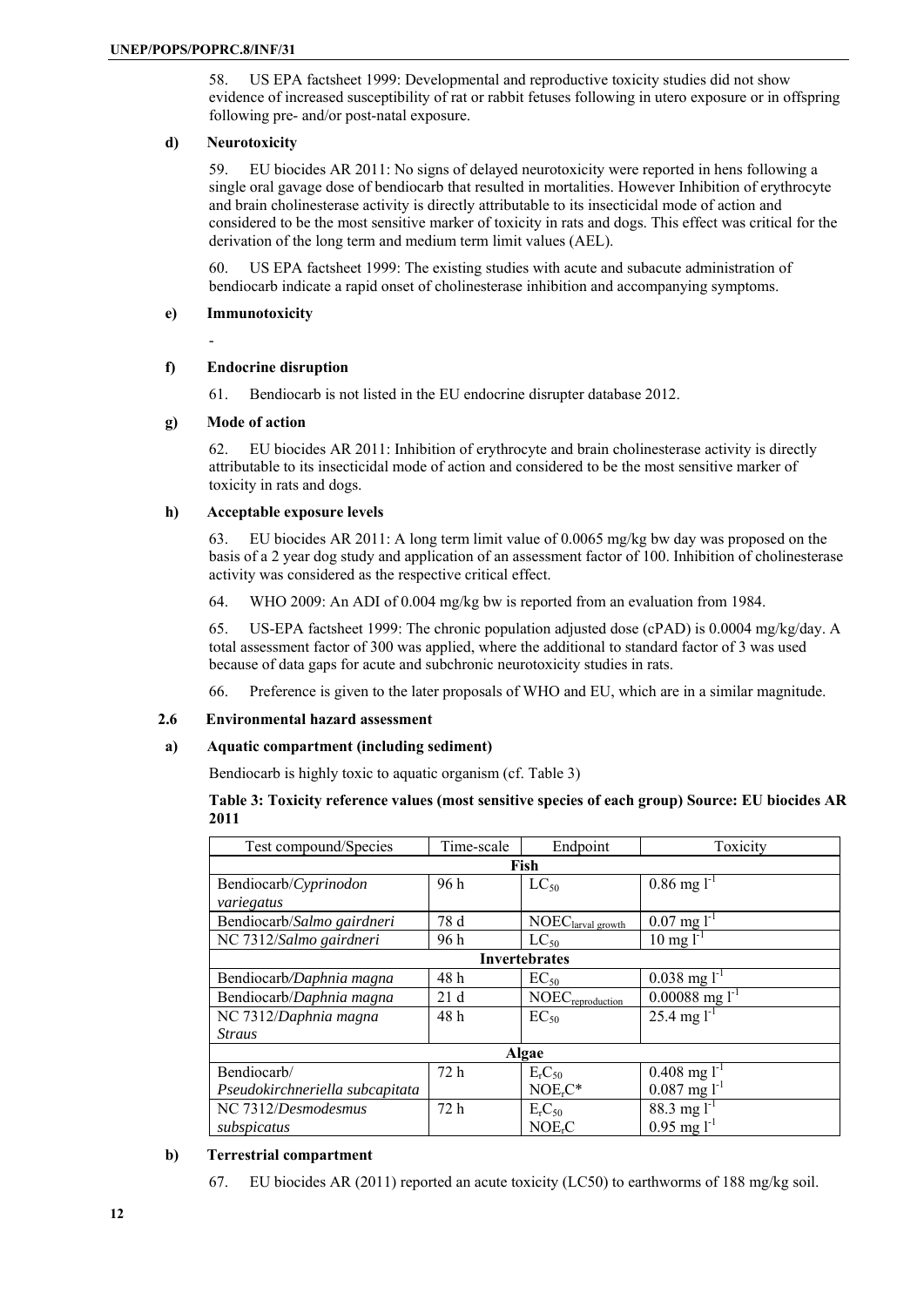58. US EPA factsheet 1999: Developmental and reproductive toxicity studies did not show evidence of increased susceptibility of rat or rabbit fetuses following in utero exposure or in offspring following pre- and/or post-natal exposure.

### d) Neurotoxicity

59. EU biocides AR 2011: No signs of delayed neurotoxicity were reported in hens following a single oral gavage dose of bendiocarb that resulted in mortalities. However Inhibition of erythrocyte and brain cholinesterase activity is directly attributable to its insecticidal mode of action and considered to be the most sensitive marker of toxicity in rats and dogs. This effect was critical for the derivation of the long term and medium term limit values (AEL).

60. US EPA factsheet 1999: The existing studies with acute and subacute administration of bendiocarb indicate a rapid onset of cholinesterase inhibition and accompanying symptoms.

### e) Immunotoxicity

-

### f) Endocrine disruption

61. Bendiocarb is not listed in the EU endocrine disrupter database 2012.

### g) Mode of action

62. EU biocides AR 2011: Inhibition of erythrocyte and brain cholinesterase activity is directly attributable to its insecticidal mode of action and considered to be the most sensitive marker of toxicity in rats and dogs.

### h) Acceptable exposure levels

63. EU biocides AR 2011: A long term limit value of 0.0065 mg/kg bw day was proposed on the basis of a 2 year dog study and application of an assessment factor of 100. Inhibition of cholinesterase activity was considered as the respective critical effect.

64. WHO 2009: An ADI of 0.004 mg/kg bw is reported from an evaluation from 1984.

65. US-EPA factsheet 1999: The chronic population adjusted dose (cPAD) is 0.0004 mg/kg/day. A total assessment factor of 300 was applied, where the additional to standard factor of 3 was used because of data gaps for acute and subchronic neurotoxicity studies in rats.

66. Preference is given to the later proposals of WHO and EU, which are in a similar magnitude.

## 2.6 Environmental hazard assessment

### a) Aquatic compartment (including sediment)

Bendiocarb is highly toxic to aquatic organism (cf. Table 3)

**Table 3: Toxicity reference values (most sensitive species of each group) Source: EU biocides AR 2011**

| Test compound/Species | Time-scale | Endpoint | Toxicity |
|---|---|---|---|
| **Fish** | | | |
| Bendiocarb/*Cyprinodon variegatus* | 96 h | $LC_{50}$ | 0.86 mg $l^{-1}$ |
| Bendiocarb/*Salmo gairdneri* | 78 d | $NOEC_{larval\ growth}$ | 0.07 mg $l^{-1}$ |
| NC 7312/*Salmo gairdneri* | 96 h | $LC_{50}$ | 10 mg $l^{-1}$ |
| **Invertebrates** | | | |
| Bendiocarb/*Daphnia magna* | 48 h | $EC_{50}$ | 0.038 mg $l^{-1}$ |
| Bendiocarb/*Daphnia magna* | 21 d | $NOEC_{reproduction}$ | 0.00088 mg $l^{-1}$ |
| NC 7312/*Daphnia magna Straus* | 48 h | $EC_{50}$ | 25.4 mg $l^{-1}$ |
| **Algae** | | | |
| Bendiocarb/ *Pseudokirchneriella subcapitata* | 72 h | $E_rC_{50}$<br>$NOE_rC$* | 0.408 mg $l^{-1}$<br>0.087 mg $l^{-1}$ |
| NC 7312/*Desmodesmus subspicatus* | 72 h | $E_rC_{50}$<br>$NOE_rC$ | 88.3 mg $l^{-1}$<br>0.95 mg $l^{-1}$ |

### b) Terrestrial compartment

67. EU biocides AR (2011) reported an acute toxicity (LC50) to earthworms of 188 mg/kg soil.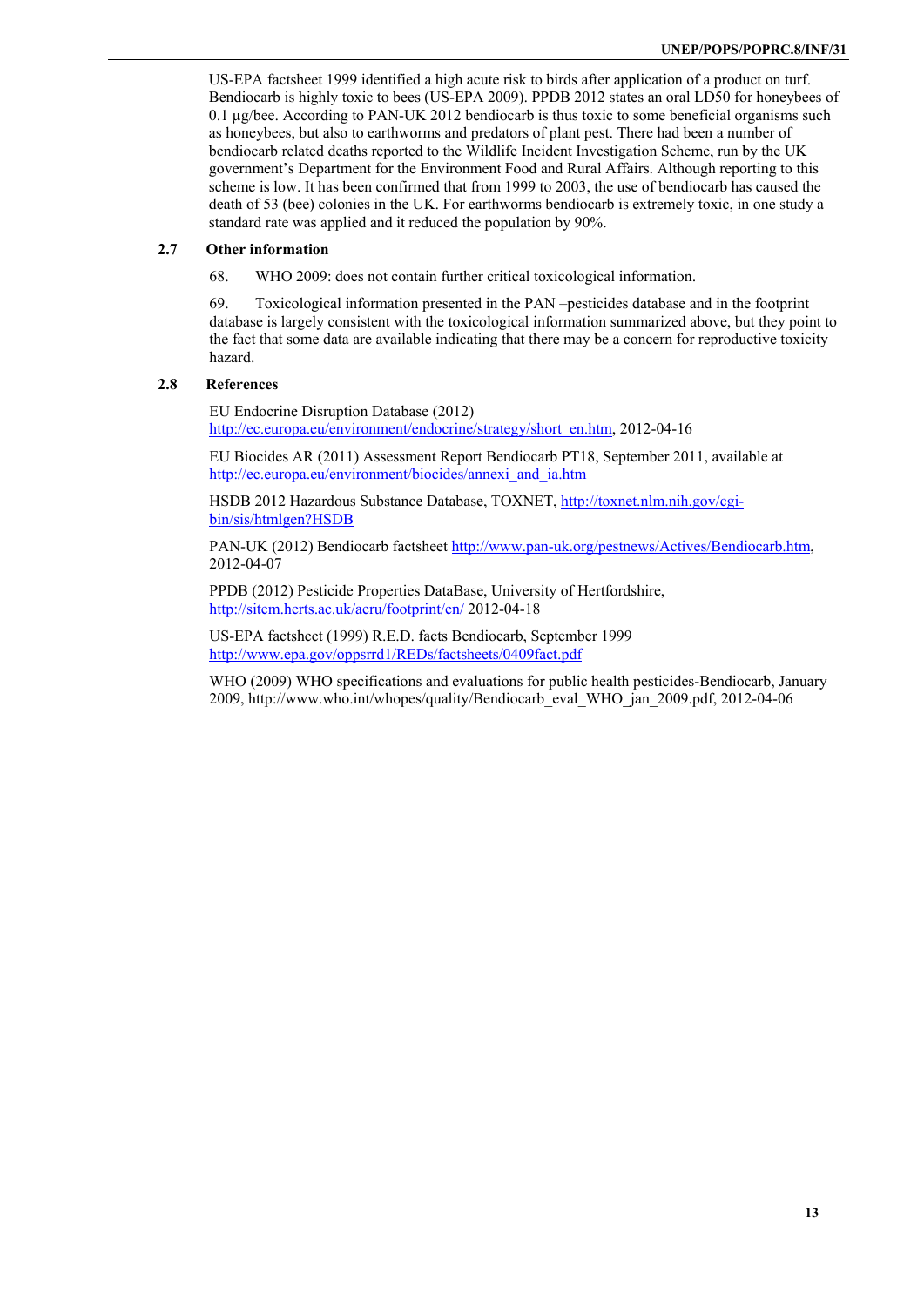US-EPA factsheet 1999 identified a high acute risk to birds after application of a product on turf. Bendiocarb is highly toxic to bees (US-EPA 2009). PPDB 2012 states an oral LD50 for honeybees of 0.1 µg/bee. According to PAN-UK 2012 bendiocarb is thus toxic to some beneficial organisms such as honeybees, but also to earthworms and predators of plant pest. There had been a number of bendiocarb related deaths reported to the Wildlife Incident Investigation Scheme, run by the UK government's Department for the Environment Food and Rural Affairs. Although reporting to this scheme is low. It has been confirmed that from 1999 to 2003, the use of bendiocarb has caused the death of 53 (bee) colonies in the UK. For earthworms bendiocarb is extremely toxic, in one study a standard rate was applied and it reduced the population by 90%.

## 2.7 Other information

68. WHO 2009: does not contain further critical toxicological information.

69. Toxicological information presented in the PAN –pesticides database and in the footprint database is largely consistent with the toxicological information summarized above, but they point to the fact that some data are available indicating that there may be a concern for reproductive toxicity hazard.

## 2.8 References

EU Endocrine Disruption Database (2012) http://ec.europa.eu/environment/endocrine/strategy/short_en.htm, 2012-04-16

EU Biocides AR (2011) Assessment Report Bendiocarb PT18, September 2011, available at http://ec.europa.eu/environment/biocides/annexi_and_ia.htm

HSDB 2012 Hazardous Substance Database, TOXNET, http://toxnet.nlm.nih.gov/cgi-bin/sis/htmlgen?HSDB

PAN-UK (2012) Bendiocarb factsheet http://www.pan-uk.org/pestnews/Actives/Bendiocarb.htm, 2012-04-07

PPDB (2012) Pesticide Properties DataBase, University of Hertfordshire, http://sitem.herts.ac.uk/aeru/footprint/en/ 2012-04-18

US-EPA factsheet (1999) R.E.D. facts Bendiocarb, September 1999 http://www.epa.gov/oppsrrd1/REDs/factsheets/0409fact.pdf

WHO (2009) WHO specifications and evaluations for public health pesticides-Bendiocarb, January 2009, http://www.who.int/whopes/quality/Bendiocarb_eval_WHO_jan_2009.pdf, 2012-04-06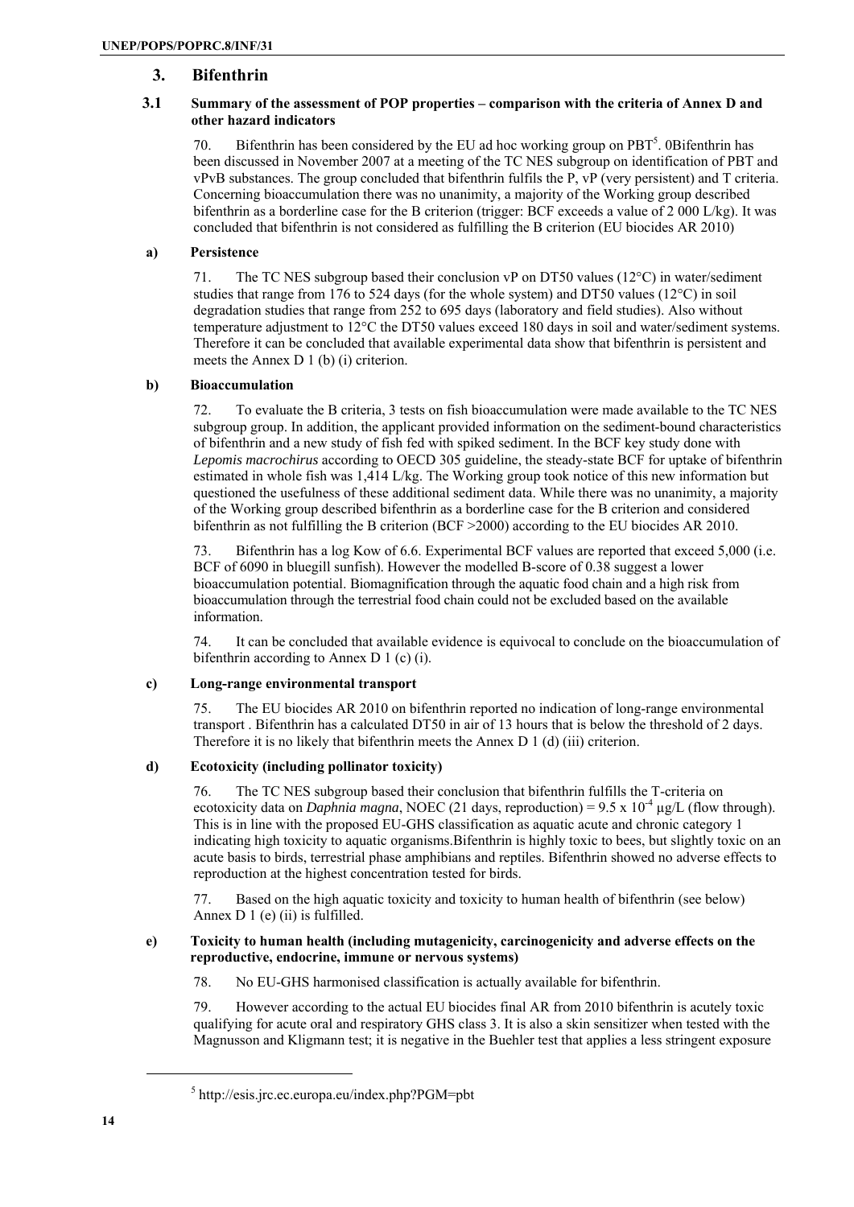## 3. Bifenthrin

### 3.1 Summary of the assessment of POP properties – comparison with the criteria of Annex D and other hazard indicators

70. Bifenthrin has been considered by the EU ad hoc working group on PBT[5]. 0Bifenthrin has been discussed in November 2007 at a meeting of the TC NES subgroup on identification of PBT and vPvB substances. The group concluded that bifenthrin fulfils the P, vP (very persistent) and T criteria. Concerning bioaccumulation there was no unanimity, a majority of the Working group described bifenthrin as a borderline case for the B criterion (trigger: BCF exceeds a value of 2 000 L/kg). It was concluded that bifenthrin is not considered as fulfilling the B criterion (EU biocides AR 2010)

#### a) Persistence

71. The TC NES subgroup based their conclusion vP on DT50 values (12°C) in water/sediment studies that range from 176 to 524 days (for the whole system) and DT50 values (12°C) in soil degradation studies that range from 252 to 695 days (laboratory and field studies). Also without temperature adjustment to 12°C the DT50 values exceed 180 days in soil and water/sediment systems. Therefore it can be concluded that available experimental data show that bifenthrin is persistent and meets the Annex D 1 (b) (i) criterion.

#### b) Bioaccumulation

72. To evaluate the B criteria, 3 tests on fish bioaccumulation were made available to the TC NES subgroup group. In addition, the applicant provided information on the sediment-bound characteristics of bifenthrin and a new study of fish fed with spiked sediment. In the BCF key study done with *Lepomis macrochirus* according to OECD 305 guideline, the steady-state BCF for uptake of bifenthrin estimated in whole fish was 1,414 L/kg. The Working group took notice of this new information but questioned the usefulness of these additional sediment data. While there was no unanimity, a majority of the Working group described bifenthrin as a borderline case for the B criterion and considered bifenthrin as not fulfilling the B criterion (BCF >2000) according to the EU biocides AR 2010.

73. Bifenthrin has a log Kow of 6.6. Experimental BCF values are reported that exceed 5,000 (i.e. BCF of 6090 in bluegill sunfish). However the modelled B-score of 0.38 suggest a lower bioaccumulation potential. Biomagnification through the aquatic food chain and a high risk from bioaccumulation through the terrestrial food chain could not be excluded based on the available information.

74. It can be concluded that available evidence is equivocal to conclude on the bioaccumulation of bifenthrin according to Annex D 1 (c) (i).

#### c) Long-range environmental transport

75. The EU biocides AR 2010 on bifenthrin reported no indication of long-range environmental transport . Bifenthrin has a calculated DT50 in air of 13 hours that is below the threshold of 2 days. Therefore it is no likely that bifenthrin meets the Annex D 1 (d) (iii) criterion.

#### d) Ecotoxicity (including pollinator toxicity)

76. The TC NES subgroup based their conclusion that bifenthrin fulfills the T-criteria on ecotoxicity data on *Daphnia magna*, NOEC (21 days, reproduction) = $9.5 \times 10^{-4}$ µg/L (flow through). This is in line with the proposed EU-GHS classification as aquatic acute and chronic category 1 indicating high toxicity to aquatic organisms.Bifenthrin is highly toxic to bees, but slightly toxic on an acute basis to birds, terrestrial phase amphibians and reptiles. Bifenthrin showed no adverse effects to reproduction at the highest concentration tested for birds.

77. Based on the high aquatic toxicity and toxicity to human health of bifenthrin (see below) Annex D 1 (e) (ii) is fulfilled.

#### e) Toxicity to human health (including mutagenicity, carcinogenicity and adverse effects on the reproductive, endocrine, immune or nervous systems)

78. No EU-GHS harmonised classification is actually available for bifenthrin.

79. However according to the actual EU biocides final AR from 2010 bifenthrin is acutely toxic qualifying for acute oral and respiratory GHS class 3. It is also a skin sensitizer when tested with the Magnusson and Kligmann test; it is negative in the Buehler test that applies a less stringent exposure

[5] http://esis.jrc.ec.europa.eu/index.php?PGM=pbt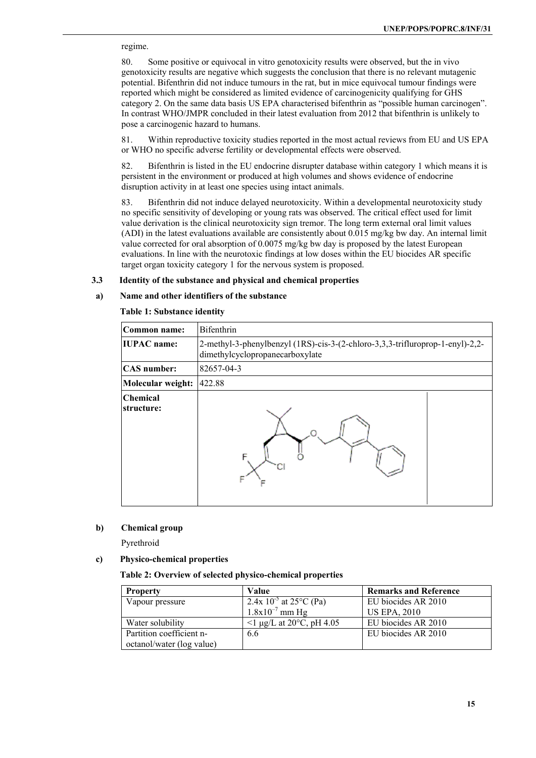regime.

80. Some positive or equivocal in vitro genotoxicity results were observed, but the in vivo genotoxicity results are negative which suggests the conclusion that there is no relevant mutagenic potential. Bifenthrin did not induce tumours in the rat, but in mice equivocal tumour findings were reported which might be considered as limited evidence of carcinogenicity qualifying for GHS category 2. On the same data basis US EPA characterised bifenthrin as "possible human carcinogen". In contrast WHO/JMPR concluded in their latest evaluation from 2012 that bifenthrin is unlikely to pose a carcinogenic hazard to humans.

81. Within reproductive toxicity studies reported in the most actual reviews from EU and US EPA or WHO no specific adverse fertility or developmental effects were observed.

82. Bifenthrin is listed in the EU endocrine disrupter database within category 1 which means it is persistent in the environment or produced at high volumes and shows evidence of endocrine disruption activity in at least one species using intact animals.

83. Bifenthrin did not induce delayed neurotoxicity. Within a developmental neurotoxicity study no specific sensitivity of developing or young rats was observed. The critical effect used for limit value derivation is the clinical neurotoxicity sign tremor. The long term external oral limit values (ADI) in the latest evaluations available are consistently about 0.015 mg/kg bw day. An internal limit value corrected for oral absorption of 0.0075 mg/kg bw day is proposed by the latest European evaluations. In line with the neurotoxic findings at low doses within the EU biocides AR specific target organ toxicity category 1 for the nervous system is proposed.

### 3.3 Identity of the substance and physical and chemical properties

#### a) Name and other identifiers of the substance

**Table 1: Substance identity**

| | |
|---|---|
| **Common name:** | Bifenthrin |
| **IUPAC name:** | 2-methyl-3-phenylbenzyl (1RS)-cis-3-(2-chloro-3,3,3-trifluroprop-1-enyl)-2,2-dimethylcyclopropanecarboxylate |
| **CAS number:** | 82657-04-3 |
| **Molecular weight:** | 422.88 |
| **Chemical structure:** | |

#### b) Chemical group

Pyrethroid

#### c) Physico-chemical properties

**Table 2: Overview of selected physico-chemical properties**

| Property | Value | Remarks and Reference |
|---|---|---|
| Vapour pressure | $2.4 \times 10^{-5}$ at 25°C (Pa)<br>$1.8 \times 10^{-7}$ mm Hg | EU biocides AR 2010<br>US EPA, 2010 |
| Water solubility | <1 µg/L at 20°C, pH 4.05 | EU biocides AR 2010 |
| Partition coefficient n-octanol/water (log value) | 6.6 | EU biocides AR 2010 |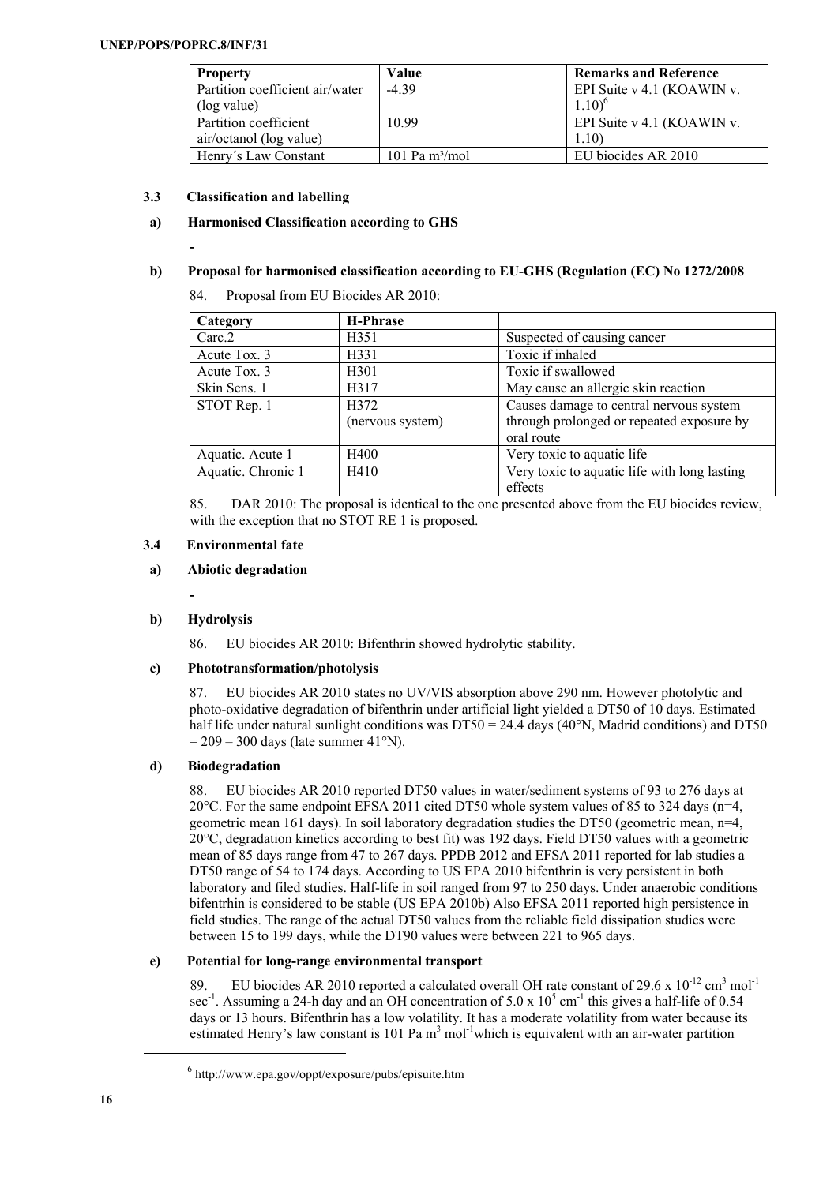| Property | Value | Remarks and Reference |
|---|---|---|
| Partition coefficient air/water (log value) | -4.39 | EPI Suite v 4.1 (KOAWIN v. 1.10)[6] |
| Partition coefficient air/octanol (log value) | 10.99 | EPI Suite v 4.1 (KOAWIN v. 1.10) |
| Henry´s Law Constant | 101 Pa $m^3$/mol | EU biocides AR 2010 |

### 3.3 Classification and labelling

#### a) Harmonised Classification according to GHS

-

#### b) Proposal for harmonised classification according to EU-GHS (Regulation (EC) No 1272/2008

84. Proposal from EU Biocides AR 2010:

| Category | H-Phrase | |
|---|---|---|
| Carc.2 | H351 | Suspected of causing cancer |
| Acute Tox. 3 | H331 | Toxic if inhaled |
| Acute Tox. 3 | H301 | Toxic if swallowed |
| Skin Sens. 1 | H317 | May cause an allergic skin reaction |
| STOT Rep. 1 | H372 (nervous system) | Causes damage to central nervous system through prolonged or repeated exposure by oral route |
| Aquatic. Acute 1 | H400 | Very toxic to aquatic life |
| Aquatic. Chronic 1 | H410 | Very toxic to aquatic life with long lasting effects |

85. DAR 2010: The proposal is identical to the one presented above from the EU biocides review, with the exception that no STOT RE 1 is proposed.

### 3.4 Environmental fate

#### a) Abiotic degradation

-

#### b) Hydrolysis

86. EU biocides AR 2010: Bifenthrin showed hydrolytic stability.

#### c) Phototransformation/photolysis

87. EU biocides AR 2010 states no UV/VIS absorption above 290 nm. However photolytic and photo-oxidative degradation of bifenthrin under artificial light yielded a DT50 of 10 days. Estimated half life under natural sunlight conditions was DT50 = 24.4 days (40°N, Madrid conditions) and DT50 = 209 – 300 days (late summer 41°N).

#### d) Biodegradation

88. EU biocides AR 2010 reported DT50 values in water/sediment systems of 93 to 276 days at 20°C. For the same endpoint EFSA 2011 cited DT50 whole system values of 85 to 324 days (n=4, geometric mean 161 days). In soil laboratory degradation studies the DT50 (geometric mean, n=4, 20°C, degradation kinetics according to best fit) was 192 days. Field DT50 values with a geometric mean of 85 days range from 47 to 267 days. PPDB 2012 and EFSA 2011 reported for lab studies a DT50 range of 54 to 174 days. According to US EPA 2010 bifenthrin is very persistent in both laboratory and filed studies. Half-life in soil ranged from 97 to 250 days. Under anaerobic conditions bifentrhin is considered to be stable (US EPA 2010b) Also EFSA 2011 reported high persistence in field studies. The range of the actual DT50 values from the reliable field dissipation studies were between 15 to 199 days, while the DT90 values were between 221 to 965 days.

#### e) Potential for long-range environmental transport

89. EU biocides AR 2010 reported a calculated overall OH rate constant of $29.6 \times 10^{-12}$ $cm^3$ $mol^{-1}$ $sec^{-1}$. Assuming a 24-h day and an OH concentration of $5.0 \times 10^5$ $cm^{-1}$ this gives a half-life of 0.54 days or 13 hours. Bifenthrin has a low volatility. It has a moderate volatility from water because its estimated Henry's law constant is 101 Pa $m^3$ $mol^{-1}$which is equivalent with an air-water partition

[6] http://www.epa.gov/oppt/exposure/pubs/episuite.htm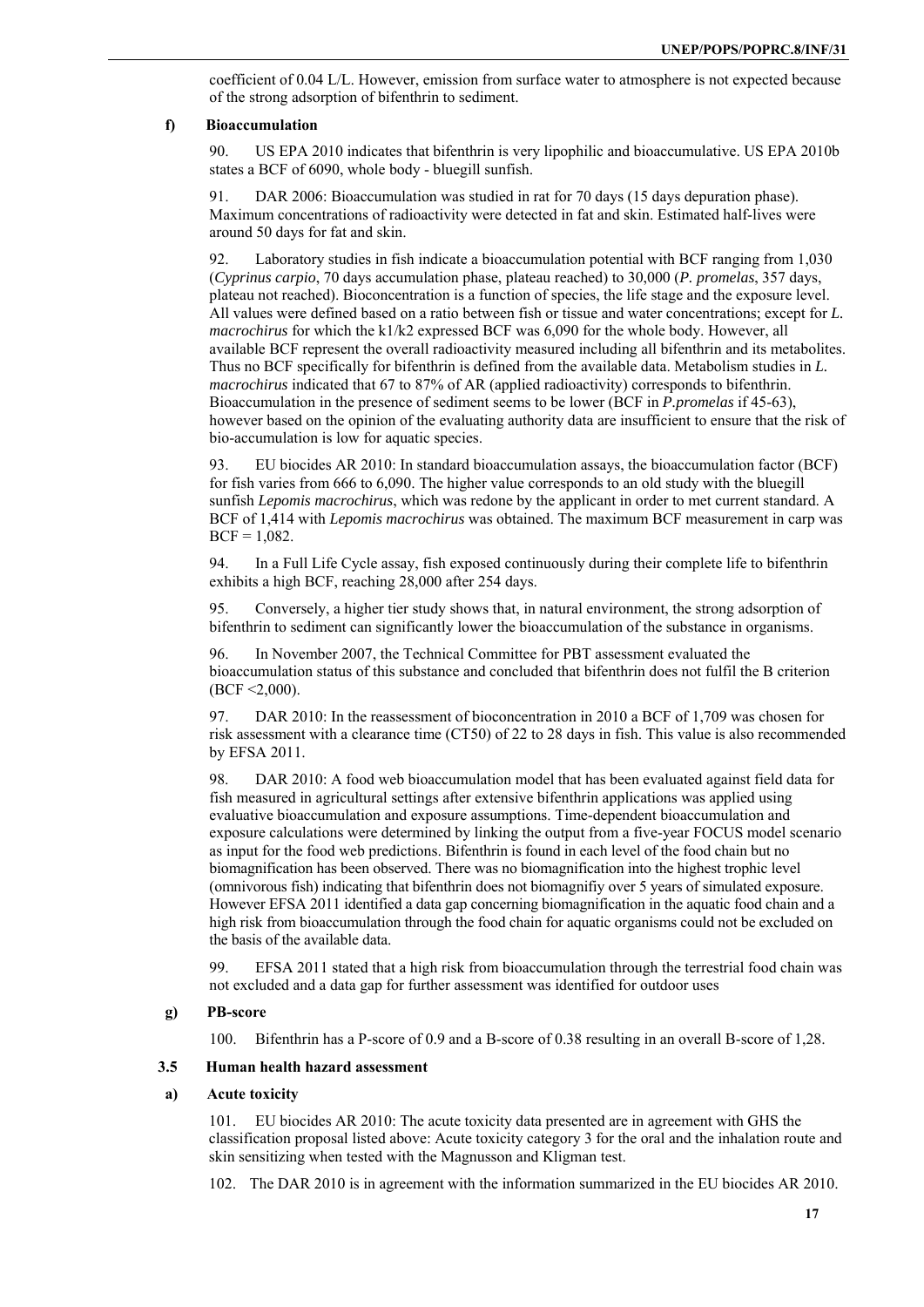coefficient of 0.04 L/L. However, emission from surface water to atmosphere is not expected because of the strong adsorption of bifenthrin to sediment.

#### f) Bioaccumulation

90. US EPA 2010 indicates that bifenthrin is very lipophilic and bioaccumulative. US EPA 2010b states a BCF of 6090, whole body - bluegill sunfish.

91. DAR 2006: Bioaccumulation was studied in rat for 70 days (15 days depuration phase). Maximum concentrations of radioactivity were detected in fat and skin. Estimated half-lives were around 50 days for fat and skin.

92. Laboratory studies in fish indicate a bioaccumulation potential with BCF ranging from 1,030 (*Cyprinus carpio*, 70 days accumulation phase, plateau reached) to 30,000 (*P. promelas*, 357 days, plateau not reached). Bioconcentration is a function of species, the life stage and the exposure level. All values were defined based on a ratio between fish or tissue and water concentrations; except for *L. macrochirus* for which the k1/k2 expressed BCF was 6,090 for the whole body. However, all available BCF represent the overall radioactivity measured including all bifenthrin and its metabolites. Thus no BCF specifically for bifenthrin is defined from the available data. Metabolism studies in *L. macrochirus* indicated that 67 to 87% of AR (applied radioactivity) corresponds to bifenthrin. Bioaccumulation in the presence of sediment seems to be lower (BCF in *P.promelas* if 45-63), however based on the opinion of the evaluating authority data are insufficient to ensure that the risk of bio-accumulation is low for aquatic species.

93. EU biocides AR 2010: In standard bioaccumulation assays, the bioaccumulation factor (BCF) for fish varies from 666 to 6,090. The higher value corresponds to an old study with the bluegill sunfish *Lepomis macrochirus*, which was redone by the applicant in order to met current standard. A BCF of 1,414 with *Lepomis macrochirus* was obtained. The maximum BCF measurement in carp was BCF = 1,082.

94. In a Full Life Cycle assay, fish exposed continuously during their complete life to bifenthrin exhibits a high BCF, reaching 28,000 after 254 days.

95. Conversely, a higher tier study shows that, in natural environment, the strong adsorption of bifenthrin to sediment can significantly lower the bioaccumulation of the substance in organisms.

96. In November 2007, the Technical Committee for PBT assessment evaluated the bioaccumulation status of this substance and concluded that bifenthrin does not fulfil the B criterion (BCF <2,000).

97. DAR 2010: In the reassessment of bioconcentration in 2010 a BCF of 1,709 was chosen for risk assessment with a clearance time (CT50) of 22 to 28 days in fish. This value is also recommended by EFSA 2011.

98. DAR 2010: A food web bioaccumulation model that has been evaluated against field data for fish measured in agricultural settings after extensive bifenthrin applications was applied using evaluative bioaccumulation and exposure assumptions. Time-dependent bioaccumulation and exposure calculations were determined by linking the output from a five-year FOCUS model scenario as input for the food web predictions. Bifenthrin is found in each level of the food chain but no biomagnification has been observed. There was no biomagnification into the highest trophic level (omnivorous fish) indicating that bifenthrin does not biomagnifiy over 5 years of simulated exposure. However EFSA 2011 identified a data gap concerning biomagnification in the aquatic food chain and a high risk from bioaccumulation through the food chain for aquatic organisms could not be excluded on the basis of the available data.

99. EFSA 2011 stated that a high risk from bioaccumulation through the terrestrial food chain was not excluded and a data gap for further assessment was identified for outdoor uses

#### g) PB-score

100. Bifenthrin has a P-score of 0.9 and a B-score of 0.38 resulting in an overall B-score of 1,28.

### 3.5 Human health hazard assessment

#### a) Acute toxicity

101. EU biocides AR 2010: The acute toxicity data presented are in agreement with GHS the classification proposal listed above: Acute toxicity category 3 for the oral and the inhalation route and skin sensitizing when tested with the Magnusson and Kligman test.

102. The DAR 2010 is in agreement with the information summarized in the EU biocides AR 2010.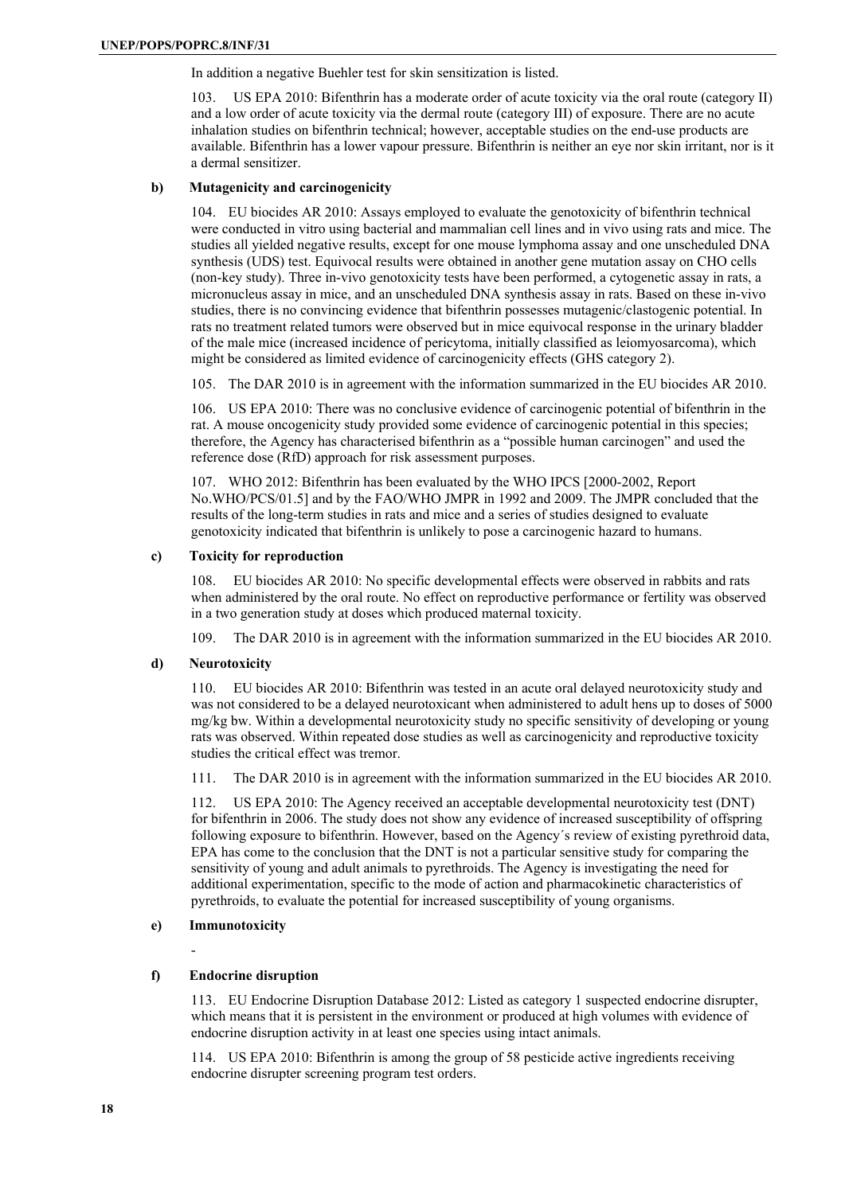In addition a negative Buehler test for skin sensitization is listed.

103. US EPA 2010: Bifenthrin has a moderate order of acute toxicity via the oral route (category II) and a low order of acute toxicity via the dermal route (category III) of exposure. There are no acute inhalation studies on bifenthrin technical; however, acceptable studies on the end-use products are available. Bifenthrin has a lower vapour pressure. Bifenthrin is neither an eye nor skin irritant, nor is it a dermal sensitizer.

#### b) Mutagenicity and carcinogenicity

104. EU biocides AR 2010: Assays employed to evaluate the genotoxicity of bifenthrin technical were conducted in vitro using bacterial and mammalian cell lines and in vivo using rats and mice. The studies all yielded negative results, except for one mouse lymphoma assay and one unscheduled DNA synthesis (UDS) test. Equivocal results were obtained in another gene mutation assay on CHO cells (non-key study). Three in-vivo genotoxicity tests have been performed, a cytogenetic assay in rats, a micronucleus assay in mice, and an unscheduled DNA synthesis assay in rats. Based on these in-vivo studies, there is no convincing evidence that bifenthrin possesses mutagenic/clastogenic potential. In rats no treatment related tumors were observed but in mice equivocal response in the urinary bladder of the male mice (increased incidence of pericytoma, initially classified as leiomyosarcoma), which might be considered as limited evidence of carcinogenicity effects (GHS category 2).

105. The DAR 2010 is in agreement with the information summarized in the EU biocides AR 2010.

106. US EPA 2010: There was no conclusive evidence of carcinogenic potential of bifenthrin in the rat. A mouse oncogenicity study provided some evidence of carcinogenic potential in this species; therefore, the Agency has characterised bifenthrin as a "possible human carcinogen" and used the reference dose (RfD) approach for risk assessment purposes.

107. WHO 2012: Bifenthrin has been evaluated by the WHO IPCS [2000-2002, Report No.WHO/PCS/01.5] and by the FAO/WHO JMPR in 1992 and 2009. The JMPR concluded that the results of the long-term studies in rats and mice and a series of studies designed to evaluate genotoxicity indicated that bifenthrin is unlikely to pose a carcinogenic hazard to humans.

#### c) Toxicity for reproduction

108. EU biocides AR 2010: No specific developmental effects were observed in rabbits and rats when administered by the oral route. No effect on reproductive performance or fertility was observed in a two generation study at doses which produced maternal toxicity.

109. The DAR 2010 is in agreement with the information summarized in the EU biocides AR 2010.

#### d) Neurotoxicity

110. EU biocides AR 2010: Bifenthrin was tested in an acute oral delayed neurotoxicity study and was not considered to be a delayed neurotoxicant when administered to adult hens up to doses of 5000 mg/kg bw. Within a developmental neurotoxicity study no specific sensitivity of developing or young rats was observed. Within repeated dose studies as well as carcinogenicity and reproductive toxicity studies the critical effect was tremor.

111. The DAR 2010 is in agreement with the information summarized in the EU biocides AR 2010.

112. US EPA 2010: The Agency received an acceptable developmental neurotoxicity test (DNT) for bifenthrin in 2006. The study does not show any evidence of increased susceptibility of offspring following exposure to bifenthrin. However, based on the Agency´s review of existing pyrethroid data, EPA has come to the conclusion that the DNT is not a particular sensitive study for comparing the sensitivity of young and adult animals to pyrethroids. The Agency is investigating the need for additional experimentation, specific to the mode of action and pharmacokinetic characteristics of pyrethroids, to evaluate the potential for increased susceptibility of young organisms.

#### e) Immunotoxicity

-

#### f) Endocrine disruption

113. EU Endocrine Disruption Database 2012: Listed as category 1 suspected endocrine disrupter, which means that it is persistent in the environment or produced at high volumes with evidence of endocrine disruption activity in at least one species using intact animals.

114. US EPA 2010: Bifenthrin is among the group of 58 pesticide active ingredients receiving endocrine disrupter screening program test orders.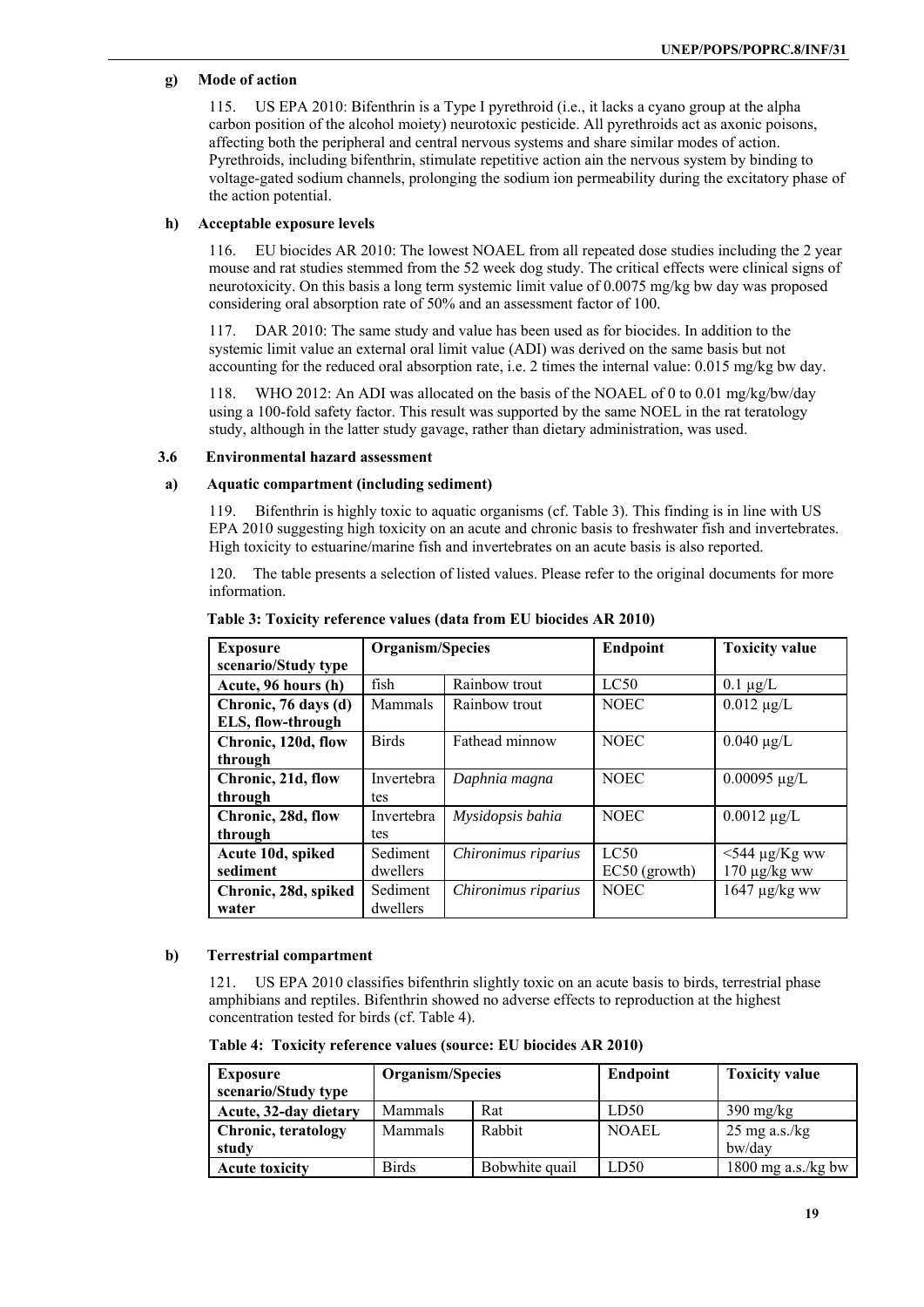**g) Mode of action**

115. US EPA 2010: Bifenthrin is a Type I pyrethroid (i.e., it lacks a cyano group at the alpha carbon position of the alcohol moiety) neurotoxic pesticide. All pyrethroids act as axonic poisons, affecting both the peripheral and central nervous systems and share similar modes of action. Pyrethroids, including bifenthrin, stimulate repetitive action ain the nervous system by binding to voltage-gated sodium channels, prolonging the sodium ion permeability during the excitatory phase of the action potential.

**h) Acceptable exposure levels**

116. EU biocides AR 2010: The lowest NOAEL from all repeated dose studies including the 2 year mouse and rat studies stemmed from the 52 week dog study. The critical effects were clinical signs of neurotoxicity. On this basis a long term systemic limit value of 0.0075 mg/kg bw day was proposed considering oral absorption rate of 50% and an assessment factor of 100.

117. DAR 2010: The same study and value has been used as for biocides. In addition to the systemic limit value an external oral limit value (ADI) was derived on the same basis but not accounting for the reduced oral absorption rate, i.e. 2 times the internal value: 0.015 mg/kg bw day.

118. WHO 2012: An ADI was allocated on the basis of the NOAEL of 0 to 0.01 mg/kg/bw/day using a 100-fold safety factor. This result was supported by the same NOEL in the rat teratology study, although in the latter study gavage, rather than dietary administration, was used.

### 3.6 Environmental hazard assessment

**a) Aquatic compartment (including sediment)**

119. Bifenthrin is highly toxic to aquatic organisms (cf. Table 3). This finding is in line with US EPA 2010 suggesting high toxicity on an acute and chronic basis to freshwater fish and invertebrates. High toxicity to estuarine/marine fish and invertebrates on an acute basis is also reported.

120. The table presents a selection of listed values. Please refer to the original documents for more information.

**Table 3: Toxicity reference values (data from EU biocides AR 2010)**

| Exposure scenario/Study type | Organism/Species | | Endpoint | Toxicity value |
|---|---|---|---|---|
| **Acute, 96 hours (h)** | fish | Rainbow trout | LC50 | 0.1 µg/L |
| **Chronic, 76 days (d) ELS, flow-through** | Mammals | Rainbow trout | NOEC | 0.012 µg/L |
| **Chronic, 120d, flow through** | Birds | Fathead minnow | NOEC | 0.040 µg/L |
| **Chronic, 21d, flow through** | Invertebrates | *Daphnia magna* | NOEC | 0.00095 µg/L |
| **Chronic, 28d, flow through** | Invertebrates | *Mysidopsis bahia* | NOEC | 0.0012 µg/L |
| **Acute 10d, spiked sediment** | Sediment dwellers | *Chironimus riparius* | LC50<br>EC50 (growth) | <544 µg/Kg ww<br>170 µg/kg ww |
| **Chronic, 28d, spiked water** | Sediment dwellers | *Chironimus riparius* | NOEC | 1647 µg/kg ww |

**b) Terrestrial compartment**

121. US EPA 2010 classifies bifenthrin slightly toxic on an acute basis to birds, terrestrial phase amphibians and reptiles. Bifenthrin showed no adverse effects to reproduction at the highest concentration tested for birds (cf. Table 4).

**Table 4: Toxicity reference values (source: EU biocides AR 2010)**

| Exposure scenario/Study type | Organism/Species | | Endpoint | Toxicity value |
|---|---|---|---|---|
| **Acute, 32-day dietary** | Mammals | Rat | LD50 | 390 mg/kg |
| **Chronic, teratology study** | Mammals | Rabbit | NOAEL | 25 mg a.s./kg bw/day |
| **Acute toxicity** | Birds | Bobwhite quail | LD50 | 1800 mg a.s./kg bw |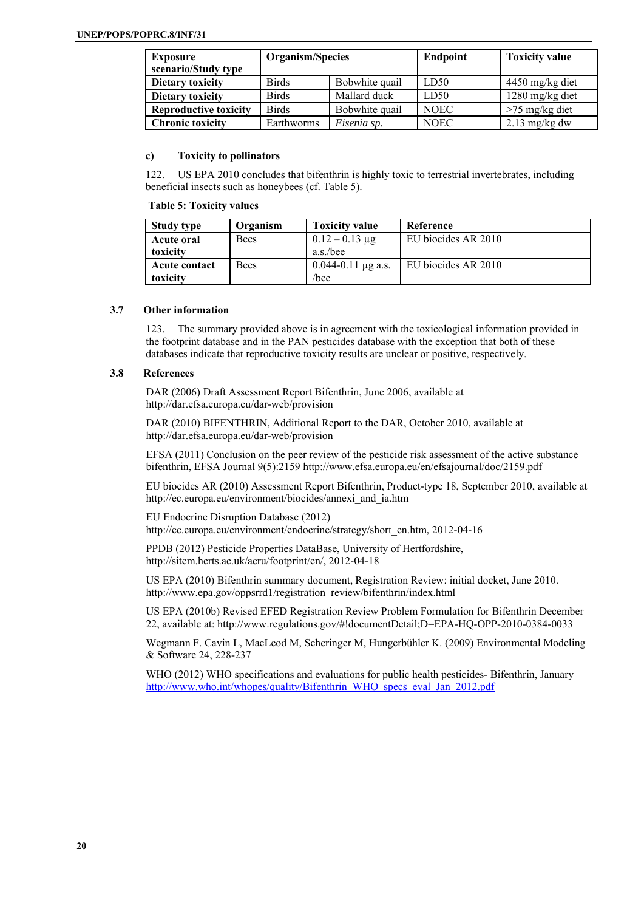| Exposure scenario/Study type | Organism/Species | | Endpoint | Toxicity value |
|---|---|---|---|---|
| **Dietary toxicity** | Birds | Bobwhite quail | LD50 | 4450 mg/kg diet |
| **Dietary toxicity** | Birds | Mallard duck | LD50 | 1280 mg/kg diet |
| **Reproductive toxicity** | Birds | Bobwhite quail | NOEC | >75 mg/kg diet |
| **Chronic toxicity** | Earthworms | *Eisenia sp.* | NOEC | 2.13 mg/kg dw |

#### c) Toxicity to pollinators

122. US EPA 2010 concludes that bifenthrin is highly toxic to terrestrial invertebrates, including beneficial insects such as honeybees (cf. Table 5).

**Table 5: Toxicity values**

| Study type | Organism | Toxicity value | Reference |
|---|---|---|---|
| **Acute oral toxicity** | Bees | 0.12 – 0.13 µg a.s./bee | EU biocides AR 2010 |
| **Acute contact toxicity** | Bees | 0.044-0.11 µg a.s. /bee | EU biocides AR 2010 |

### 3.7 Other information

123. The summary provided above is in agreement with the toxicological information provided in the footprint database and in the PAN pesticides database with the exception that both of these databases indicate that reproductive toxicity results are unclear or positive, respectively.

### 3.8 References

DAR (2006) Draft Assessment Report Bifenthrin, June 2006, available at http://dar.efsa.europa.eu/dar-web/provision

DAR (2010) BIFENTHRIN, Additional Report to the DAR, October 2010, available at http://dar.efsa.europa.eu/dar-web/provision

EFSA (2011) Conclusion on the peer review of the pesticide risk assessment of the active substance bifenthrin, EFSA Journal 9(5):2159 http://www.efsa.europa.eu/en/efsajournal/doc/2159.pdf

EU biocides AR (2010) Assessment Report Bifenthrin, Product-type 18, September 2010, available at http://ec.europa.eu/environment/biocides/annexi_and_ia.htm

EU Endocrine Disruption Database (2012) http://ec.europa.eu/environment/endocrine/strategy/short_en.htm, 2012-04-16

PPDB (2012) Pesticide Properties DataBase, University of Hertfordshire, http://sitem.herts.ac.uk/aeru/footprint/en/, 2012-04-18

US EPA (2010) Bifenthrin summary document, Registration Review: initial docket, June 2010. http://www.epa.gov/oppsrrd1/registration_review/bifenthrin/index.html

US EPA (2010b) Revised EFED Registration Review Problem Formulation for Bifenthrin December 22, available at: http://www.regulations.gov/#!documentDetail;D=EPA-HQ-OPP-2010-0384-0033

Wegmann F. Cavin L, MacLeod M, Scheringer M, Hungerbühler K. (2009) Environmental Modeling & Software 24, 228-237

WHO (2012) WHO specifications and evaluations for public health pesticides- Bifenthrin, January http://www.who.int/whopes/quality/Bifenthrin_WHO_specs_eval_Jan_2012.pdf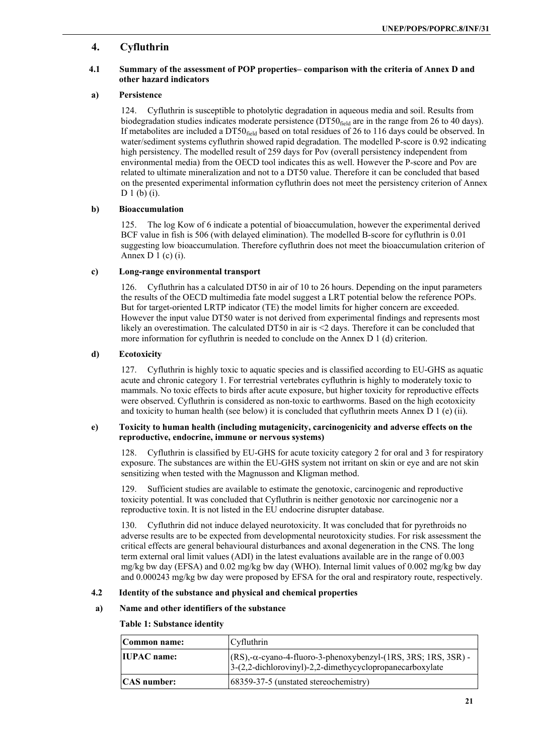## 4. Cyfluthrin

### 4.1 Summary of the assessment of POP properties– comparison with the criteria of Annex D and other hazard indicators

#### a) Persistence

124. Cyfluthrin is susceptible to photolytic degradation in aqueous media and soil. Results from biodegradation studies indicates moderate persistence ($DT50_{field}$ are in the range from 26 to 40 days). If metabolites are included a $DT50_{field}$ based on total residues of 26 to 116 days could be observed. In water/sediment systems cyfluthrin showed rapid degradation. The modelled P-score is 0.92 indicating high persistency. The modelled result of 259 days for Pov (overall persistency independent from environmental media) from the OECD tool indicates this as well. However the P-score and Pov are related to ultimate mineralization and not to a DT50 value. Therefore it can be concluded that based on the presented experimental information cyfluthrin does not meet the persistency criterion of Annex D 1 (b) (i).

#### b) Bioaccumulation

125. The log Kow of 6 indicate a potential of bioaccumulation, however the experimental derived BCF value in fish is 506 (with delayed elimination). The modelled B-score for cyfluthrin is 0.01 suggesting low bioaccumulation. Therefore cyfluthrin does not meet the bioaccumulation criterion of Annex D 1 (c) (i).

#### c) Long-range environmental transport

126. Cyfluthrin has a calculated DT50 in air of 10 to 26 hours. Depending on the input parameters the results of the OECD multimedia fate model suggest a LRT potential below the reference POPs. But for target-oriented LRTP indicator (TE) the model limits for higher concern are exceeded. However the input value DT50 water is not derived from experimental findings and represents most likely an overestimation. The calculated DT50 in air is <2 days. Therefore it can be concluded that more information for cyfluthrin is needed to conclude on the Annex D 1 (d) criterion.

#### d) Ecotoxicity

127. Cyfluthrin is highly toxic to aquatic species and is classified according to EU-GHS as aquatic acute and chronic category 1. For terrestrial vertebrates cyfluthrin is highly to moderately toxic to mammals. No toxic effects to birds after acute exposure, but higher toxicity for reproductive effects were observed. Cyfluthrin is considered as non-toxic to earthworms. Based on the high ecotoxicity and toxicity to human health (see below) it is concluded that cyfluthrin meets Annex D 1 (e) (ii).

#### e) Toxicity to human health (including mutagenicity, carcinogenicity and adverse effects on the reproductive, endocrine, immune or nervous systems)

128. Cyfluthrin is classified by EU-GHS for acute toxicity category 2 for oral and 3 for respiratory exposure. The substances are within the EU-GHS system not irritant on skin or eye and are not skin sensitizing when tested with the Magnusson and Kligman method.

129. Sufficient studies are available to estimate the genotoxic, carcinogenic and reproductive toxicity potential. It was concluded that Cyfluthrin is neither genotoxic nor carcinogenic nor a reproductive toxin. It is not listed in the EU endocrine disrupter database.

130. Cyfluthrin did not induce delayed neurotoxicity. It was concluded that for pyrethroids no adverse results are to be expected from developmental neurotoxicity studies. For risk assessment the critical effects are general behavioural disturbances and axonal degeneration in the CNS. The long term external oral limit values (ADI) in the latest evaluations available are in the range of 0.003 mg/kg bw day (EFSA) and 0.02 mg/kg bw day (WHO). Internal limit values of 0.002 mg/kg bw day and 0.000243 mg/kg bw day were proposed by EFSA for the oral and respiratory route, respectively.

### 4.2 Identity of the substance and physical and chemical properties

#### a) Name and other identifiers of the substance

**Table 1: Substance identity**

| Common name: | Cyfluthrin |
|---|---|
| IUPAC name: | (RS),-α-cyano-4-fluoro-3-phenoxybenzyl-(1RS, 3RS; 1RS, 3SR) -3-(2,2-dichlorovinyl)-2,2-dimethycyclopropanecarboxylate |
| CAS number: | 68359-37-5 (unstated stereochemistry) |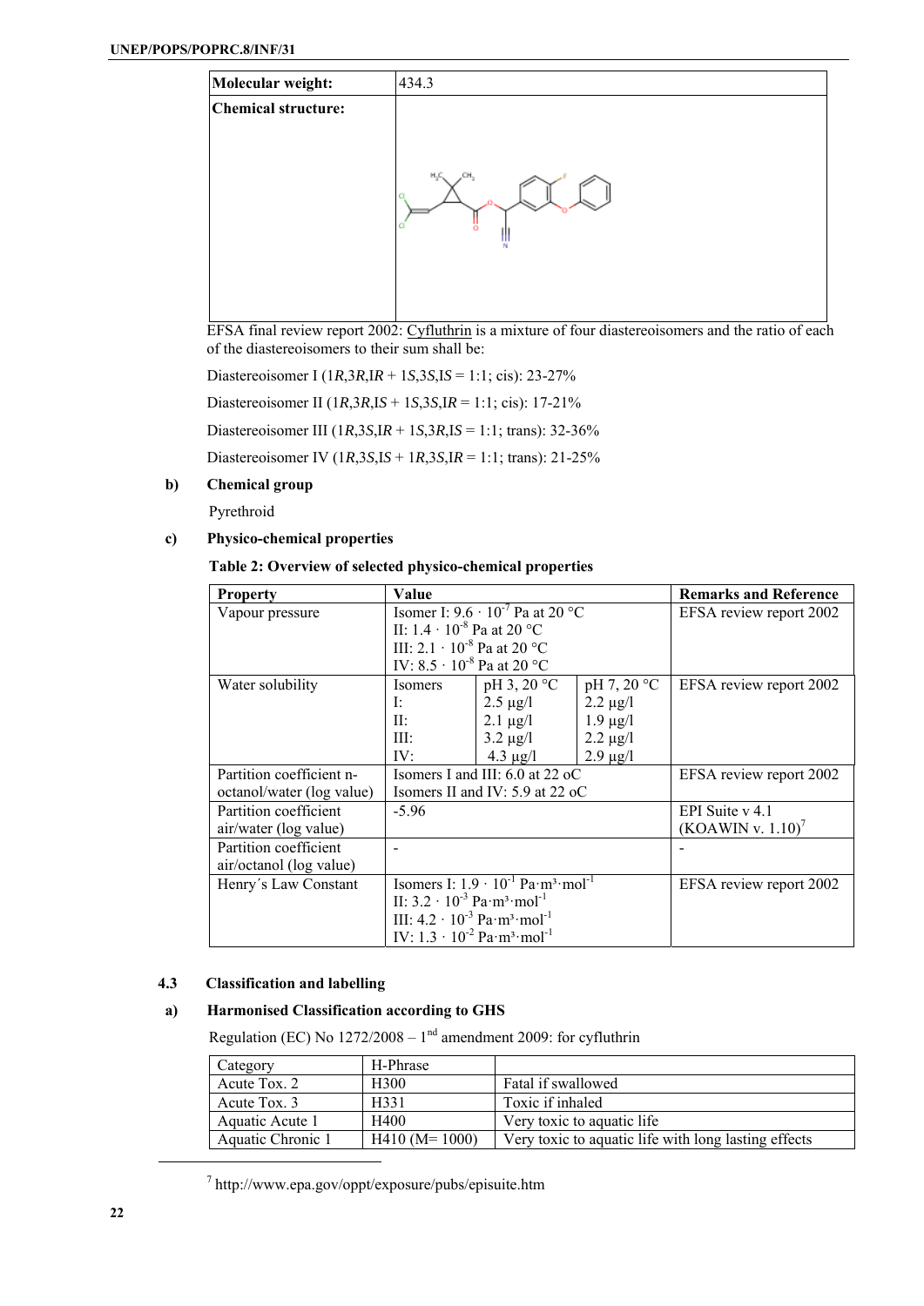| Molecular weight: | 434.3 |
|---|---|
| Chemical structure: | |

EFSA final review report 2002: Cyfluthrin is a mixture of four diastereoisomers and the ratio of each of the diastereoisomers to their sum shall be:

Diastereoisomer I (1*R*,3*R*,*IR* + 1*S*,3*S*,*IS* = 1:1; cis): 23-27%

Diastereoisomer II (1*R*,3*R*,*IS* + 1*S*,3*S*,*IR* = 1:1; cis): 17-21%

Diastereoisomer III (1*R*,3*S*,*IR* + 1*S*,3*R*,*IS* = 1:1; trans): 32-36%

Diastereoisomer IV (1*R*,3*S*,*IS* + 1*R*,3*S*,*IR* = 1:1; trans): 21-25%

**b) Chemical group**

Pyrethroid

**c) Physico-chemical properties**

**Table 2: Overview of selected physico-chemical properties**

| Property | Value | | | Remarks and Reference |
|---|---|---|---|---|
| Vapour pressure | Isomer I: $9.6 \cdot 10^{-7}$ Pa at 20 °C<br>II: $1.4 \cdot 10^{-8}$ Pa at 20 °C<br>III: $2.1 \cdot 10^{-8}$ Pa at 20 °C<br>IV: $8.5 \cdot 10^{-8}$ Pa at 20 °C | | | EFSA review report 2002 |
| Water solubility | Isomers<br>I:<br>II:<br>III:<br>IV: | pH 3, 20 °C<br>2.5 µg/l<br>2.1 µg/l<br>3.2 µg/l<br>4.3 µg/l | pH 7, 20 °C<br>2.2 µg/l<br>1.9 µg/l<br>2.2 µg/l<br>2.9 µg/l | EFSA review report 2002 |
| Partition coefficient n-octanol/water (log value) | Isomers I and III: 6.0 at 22 oC<br>Isomers II and IV: 5.9 at 22 oC | | | EFSA review report 2002 |
| Partition coefficient air/water (log value) | -5.96 | | | EPI Suite v 4.1 (KOAWIN v. 1.10)[7] |
| Partition coefficient air/octanol (log value) | - | | | - |
| Henry´s Law Constant | Isomers I: $1.9 \cdot 10^{-1}$ Pa·m³·mol$^{-1}$<br>II: $3.2 \cdot 10^{-3}$ Pa·m³·mol$^{-1}$<br>III: $4.2 \cdot 10^{-3}$ Pa·m³·mol$^{-1}$<br>IV: $1.3 \cdot 10^{-2}$ Pa·m³·mol$^{-1}$ | | | EFSA review report 2002 |

### 4.3 Classification and labelling

**a) Harmonised Classification according to GHS**

Regulation (EC) No 1272/2008 – 1[nd] amendment 2009: for cyfluthrin

| Category | H-Phrase | |
|---|---|---|
| Acute Tox. 2 | H300 | Fatal if swallowed |
| Acute Tox. 3 | H331 | Toxic if inhaled |
| Aquatic Acute 1 | H400 | Very toxic to aquatic life |
| Aquatic Chronic 1 | H410 (M= 1000) | Very toxic to aquatic life with long lasting effects |

[7] http://www.epa.gov/oppt/exposure/pubs/episuite.htm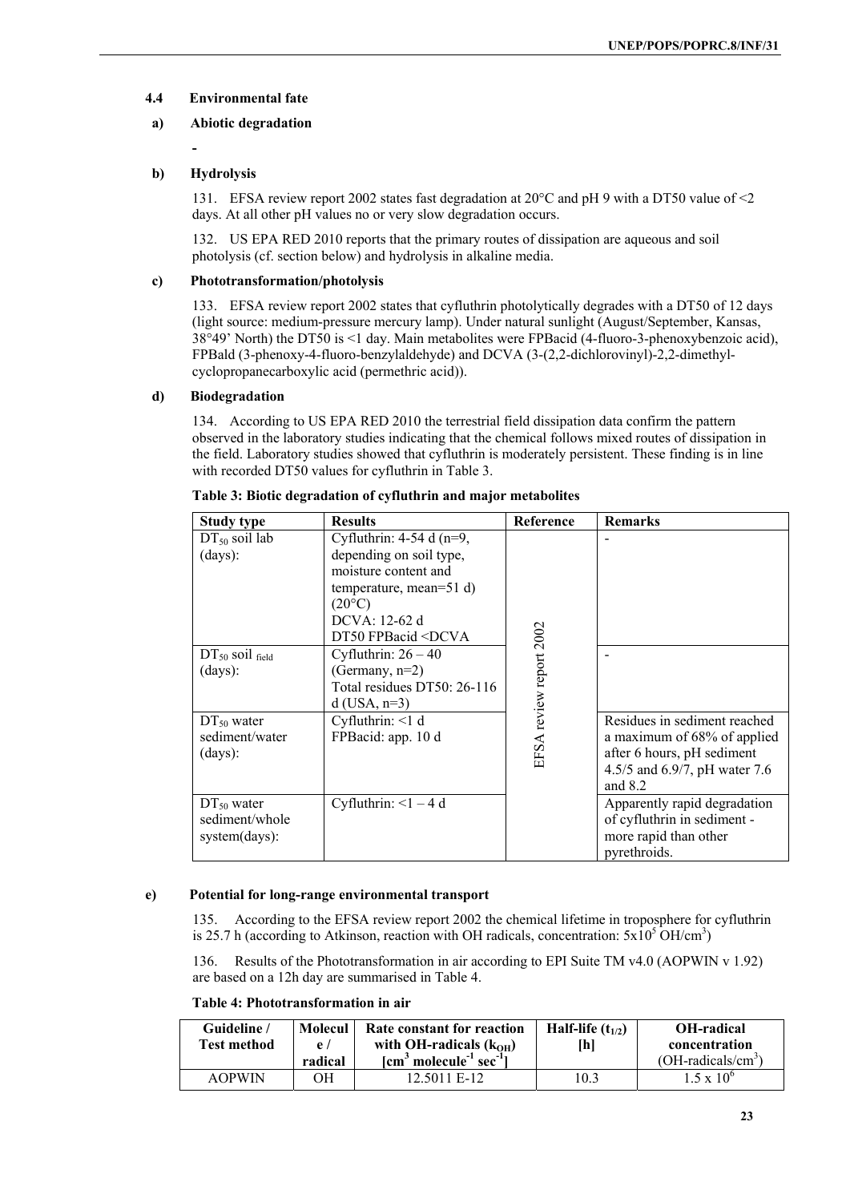### 4.4 Environmental fate

#### a) Abiotic degradation

-

#### b) Hydrolysis

131. EFSA review report 2002 states fast degradation at 20°C and pH 9 with a DT50 value of <2 days. At all other pH values no or very slow degradation occurs.

132. US EPA RED 2010 reports that the primary routes of dissipation are aqueous and soil photolysis (cf. section below) and hydrolysis in alkaline media.

#### c) Phototransformation/photolysis

133. EFSA review report 2002 states that cyfluthrin photolytically degrades with a DT50 of 12 days (light source: medium-pressure mercury lamp). Under natural sunlight (August/September, Kansas, 38°49' North) the DT50 is <1 day. Main metabolites were FPBacid (4-fluoro-3-phenoxybenzoic acid), FPBald (3-phenoxy-4-fluoro-benzylaldehyde) and DCVA (3-(2,2-dichlorovinyl)-2,2-dimethyl-cyclopropanecarboxylic acid (permethric acid)).

#### d) Biodegradation

134. According to US EPA RED 2010 the terrestrial field dissipation data confirm the pattern observed in the laboratory studies indicating that the chemical follows mixed routes of dissipation in the field. Laboratory studies showed that cyfluthrin is moderately persistent. These finding is in line with recorded DT50 values for cyfluthrin in Table 3.

**Table 3: Biotic degradation of cyfluthrin and major metabolites**

| Study type | Results | Reference | Remarks |
|---|---|---|---|
| $DT_{50}$ soil lab (days): | Cyfluthrin: 4-54 d (n=9, depending on soil type, moisture content and temperature, mean=51 d) (20°C)<br>DCVA: 12-62 d<br>DT50 FPBacid <DCVA | EFSA review report 2002 | - |
| $DT_{50}$ soil $_{field}$ (days): | Cyfluthrin: 26 – 40 (Germany, n=2)<br>Total residues DT50: 26-116 d (USA, n=3) | | - |
| $DT_{50}$ water sediment/water (days): | Cyfluthrin: <1 d<br>FPBacid: app. 10 d | | Residues in sediment reached a maximum of 68% of applied after 6 hours, pH sediment 4.5/5 and 6.9/7, pH water 7.6 and 8.2 |
| $DT_{50}$ water sediment/whole system(days): | Cyfluthrin: <1 – 4 d | | Apparently rapid degradation of cyfluthrin in sediment - more rapid than other pyrethroids. |

#### e) Potential for long-range environmental transport

135. According to the EFSA review report 2002 the chemical lifetime in troposphere for cyfluthrin is 25.7 h (according to Atkinson, reaction with OH radicals, concentration: $5x10^5$ $OH/cm^3$)

136. Results of the Phototransformation in air according to EPI Suite TM v4.0 (AOPWIN v 1.92) are based on a 12h day are summarised in Table 4.

**Table 4: Phototransformation in air**

| Guideline / Test method | Molecule / radical | Rate constant for reaction with OH-radicals ($k_{OH}$) [$cm^3$ $molecule^{-1}$ $sec^{-1}$] | Half-life ($t_{1/2}$) [h] | OH-radical concentration (OH-radicals/$cm^3$) |
|---|---|---|---|---|
| AOPWIN | OH | 12.5011 E-12 | 10.3 | $1.5 \times 10^6$ |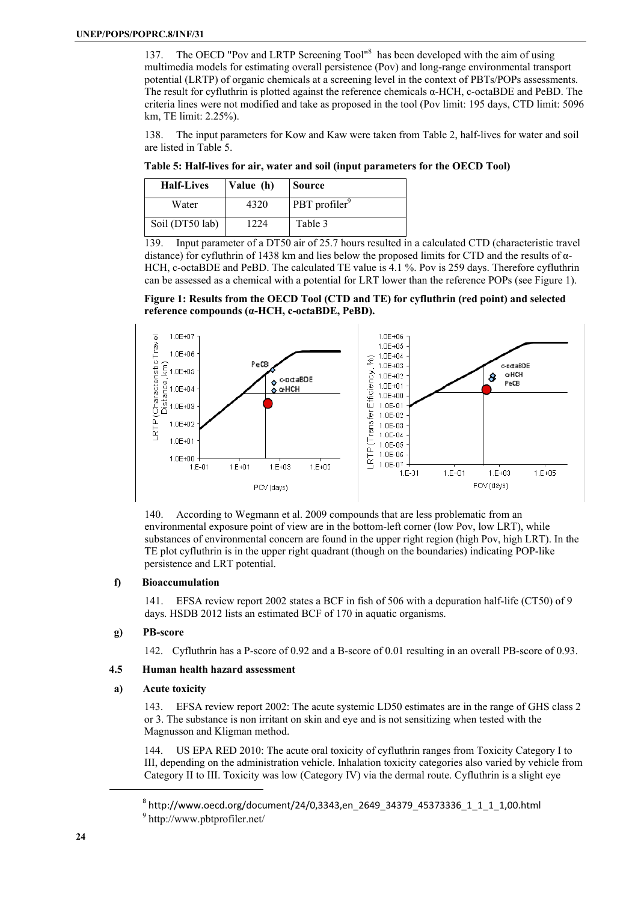137. The OECD "Pov and LRTP Screening Tool"[8] has been developed with the aim of using multimedia models for estimating overall persistence (Pov) and long-range environmental transport potential (LRTP) of organic chemicals at a screening level in the context of PBTs/POPs assessments. The result for cyfluthrin is plotted against the reference chemicals α-HCH, c-octaBDE and PeBD. The criteria lines were not modified and take as proposed in the tool (Pov limit: 195 days, CTD limit: 5096 km, TE limit: 2.25%).

138. The input parameters for Kow and Kaw were taken from Table 2, half-lives for water and soil are listed in Table 5.

**Table 5: Half-lives for air, water and soil (input parameters for the OECD Tool)**

| Half-Lives | Value (h) | Source |
|---|---|---|
| Water | 4320 | PBT profiler[9] |
| Soil (DT50 lab) | 1224 | Table 3 |

139. Input parameter of a DT50 air of 25.7 hours resulted in a calculated CTD (characteristic travel distance) for cyfluthrin of 1438 km and lies below the proposed limits for CTD and the results of α-HCH, c-octaBDE and PeBD. The calculated TE value is 4.1 %. Pov is 259 days. Therefore cyfluthrin can be assessed as a chemical with a potential for LRT lower than the reference POPs (see Figure 1).

**Figure 1: Results from the OECD Tool (CTD and TE) for cyfluthrin (red point) and selected reference compounds (α-HCH, c-octaBDE, PeBD).**

140. According to Wegmann et al. 2009 compounds that are less problematic from an environmental exposure point of view are in the bottom-left corner (low Pov, low LRT), while substances of environmental concern are found in the upper right region (high Pov, high LRT). In the TE plot cyfluthrin is in the upper right quadrant (though on the boundaries) indicating POP-like persistence and LRT potential.

### f) Bioaccumulation

141. EFSA review report 2002 states a BCF in fish of 506 with a depuration half-life (CT50) of 9 days. HSDB 2012 lists an estimated BCF of 170 in aquatic organisms.

### g) PB-score

142. Cyfluthrin has a P-score of 0.92 and a B-score of 0.01 resulting in an overall PB-score of 0.93.

## 4.5 Human health hazard assessment

### a) Acute toxicity

143. EFSA review report 2002: The acute systemic LD50 estimates are in the range of GHS class 2 or 3. The substance is non irritant on skin and eye and is not sensitizing when tested with the Magnusson and Kligman method.

144. US EPA RED 2010: The acute oral toxicity of cyfluthrin ranges from Toxicity Category I to III, depending on the administration vehicle. Inhalation toxicity categories also varied by vehicle from Category II to III. Toxicity was low (Category IV) via the dermal route. Cyfluthrin is a slight eye

[8] http://www.oecd.org/document/24/0,3343,en_2649_34379_45373336_1_1_1_1,00.html

[9] http://www.pbtprofiler.net/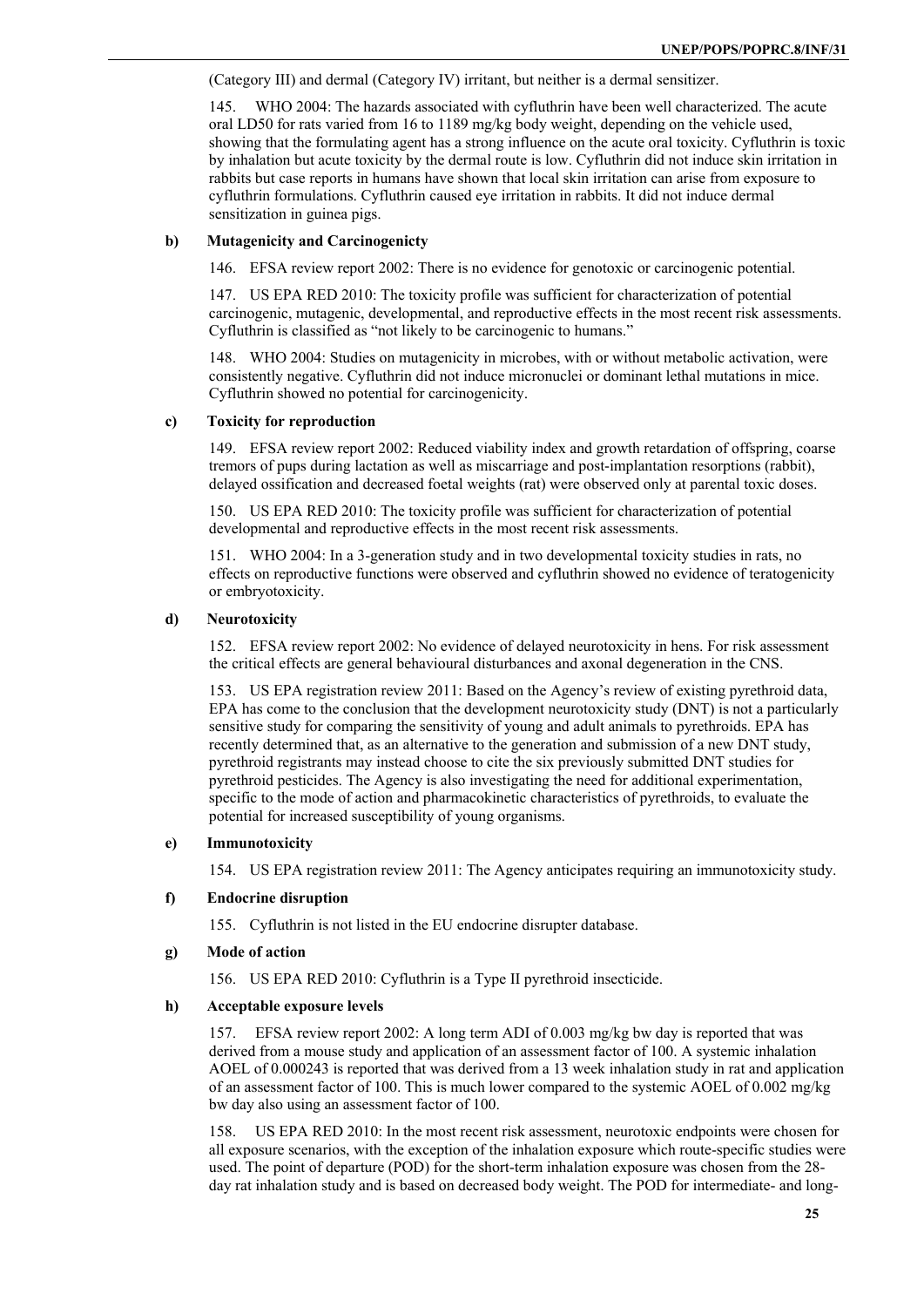(Category III) and dermal (Category IV) irritant, but neither is a dermal sensitizer.

145. WHO 2004: The hazards associated with cyfluthrin have been well characterized. The acute oral LD50 for rats varied from 16 to 1189 mg/kg body weight, depending on the vehicle used, showing that the formulating agent has a strong influence on the acute oral toxicity. Cyfluthrin is toxic by inhalation but acute toxicity by the dermal route is low. Cyfluthrin did not induce skin irritation in rabbits but case reports in humans have shown that local skin irritation can arise from exposure to cyfluthrin formulations. Cyfluthrin caused eye irritation in rabbits. It did not induce dermal sensitization in guinea pigs.

### b) Mutagenicity and Carcinogenicty

146. EFSA review report 2002: There is no evidence for genotoxic or carcinogenic potential.

147. US EPA RED 2010: The toxicity profile was sufficient for characterization of potential carcinogenic, mutagenic, developmental, and reproductive effects in the most recent risk assessments. Cyfluthrin is classified as "not likely to be carcinogenic to humans."

148. WHO 2004: Studies on mutagenicity in microbes, with or without metabolic activation, were consistently negative. Cyfluthrin did not induce micronuclei or dominant lethal mutations in mice. Cyfluthrin showed no potential for carcinogenicity.

### c) Toxicity for reproduction

149. EFSA review report 2002: Reduced viability index and growth retardation of offspring, coarse tremors of pups during lactation as well as miscarriage and post-implantation resorptions (rabbit), delayed ossification and decreased foetal weights (rat) were observed only at parental toxic doses.

150. US EPA RED 2010: The toxicity profile was sufficient for characterization of potential developmental and reproductive effects in the most recent risk assessments.

151. WHO 2004: In a 3-generation study and in two developmental toxicity studies in rats, no effects on reproductive functions were observed and cyfluthrin showed no evidence of teratogenicity or embryotoxicity.

### d) Neurotoxicity

152. EFSA review report 2002: No evidence of delayed neurotoxicity in hens. For risk assessment the critical effects are general behavioural disturbances and axonal degeneration in the CNS.

153. US EPA registration review 2011: Based on the Agency's review of existing pyrethroid data, EPA has come to the conclusion that the development neurotoxicity study (DNT) is not a particularly sensitive study for comparing the sensitivity of young and adult animals to pyrethroids. EPA has recently determined that, as an alternative to the generation and submission of a new DNT study, pyrethroid registrants may instead choose to cite the six previously submitted DNT studies for pyrethroid pesticides. The Agency is also investigating the need for additional experimentation, specific to the mode of action and pharmacokinetic characteristics of pyrethroids, to evaluate the potential for increased susceptibility of young organisms.

### e) Immunotoxicity

154. US EPA registration review 2011: The Agency anticipates requiring an immunotoxicity study.

### f) Endocrine disruption

155. Cyfluthrin is not listed in the EU endocrine disrupter database.

### g) Mode of action

156. US EPA RED 2010: Cyfluthrin is a Type II pyrethroid insecticide.

### h) Acceptable exposure levels

157. EFSA review report 2002: A long term ADI of 0.003 mg/kg bw day is reported that was derived from a mouse study and application of an assessment factor of 100. A systemic inhalation AOEL of 0.000243 is reported that was derived from a 13 week inhalation study in rat and application of an assessment factor of 100. This is much lower compared to the systemic AOEL of 0.002 mg/kg bw day also using an assessment factor of 100.

158. US EPA RED 2010: In the most recent risk assessment, neurotoxic endpoints were chosen for all exposure scenarios, with the exception of the inhalation exposure which route-specific studies were used. The point of departure (POD) for the short-term inhalation exposure was chosen from the 28-day rat inhalation study and is based on decreased body weight. The POD for intermediate- and long-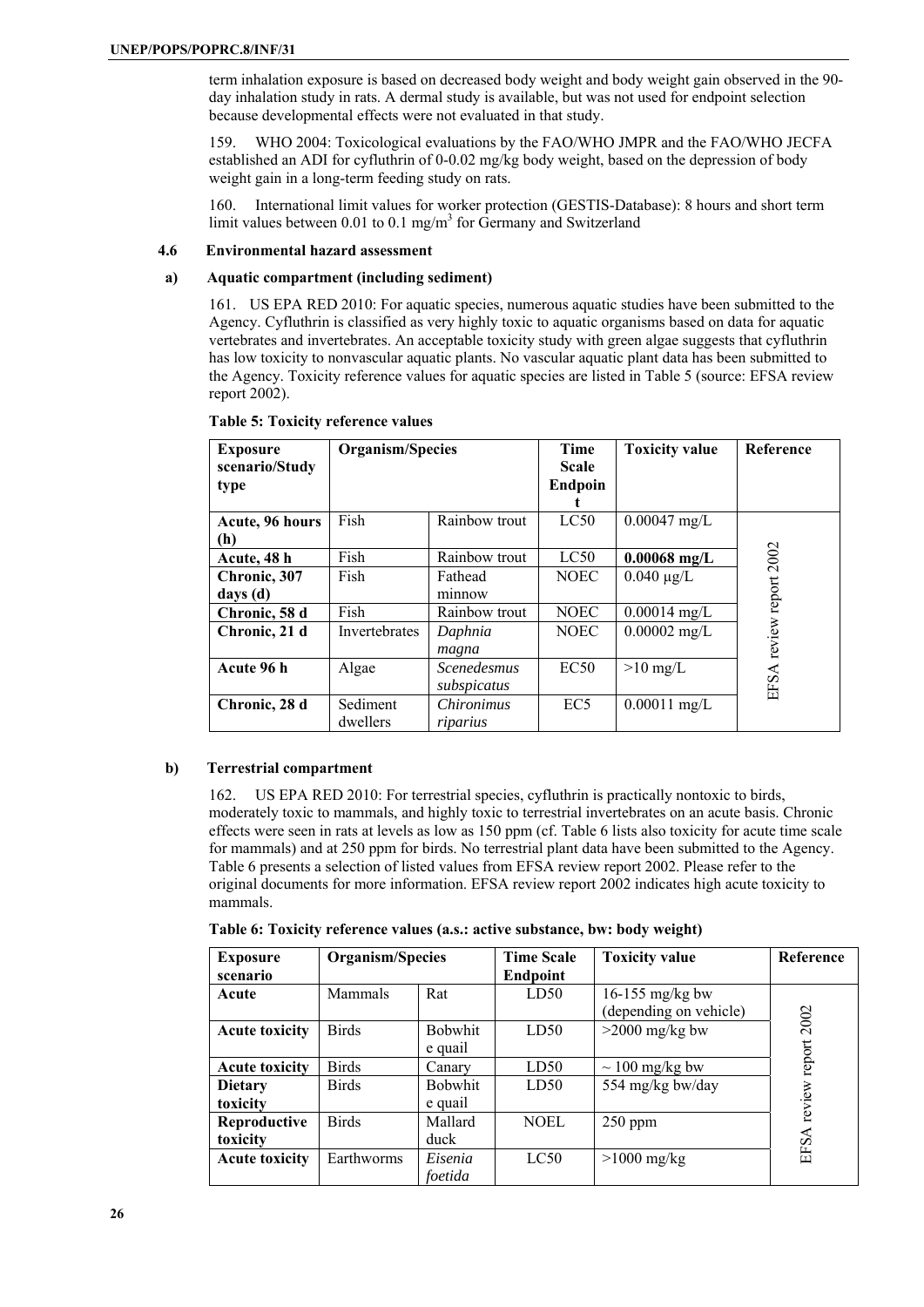term inhalation exposure is based on decreased body weight and body weight gain observed in the 90-day inhalation study in rats. A dermal study is available, but was not used for endpoint selection because developmental effects were not evaluated in that study.

159. WHO 2004: Toxicological evaluations by the FAO/WHO JMPR and the FAO/WHO JECFA established an ADI for cyfluthrin of 0-0.02 mg/kg body weight, based on the depression of body weight gain in a long-term feeding study on rats.

160. International limit values for worker protection (GESTIS-Database): 8 hours and short term limit values between 0.01 to 0.1 $mg/m^3$ for Germany and Switzerland

### 4.6 Environmental hazard assessment

#### a) Aquatic compartment (including sediment)

161. US EPA RED 2010: For aquatic species, numerous aquatic studies have been submitted to the Agency. Cyfluthrin is classified as very highly toxic to aquatic organisms based on data for aquatic vertebrates and invertebrates. An acceptable toxicity study with green algae suggests that cyfluthrin has low toxicity to nonvascular aquatic plants. No vascular aquatic plant data has been submitted to the Agency. Toxicity reference values for aquatic species are listed in Table 5 (source: EFSA review report 2002).

**Table 5: Toxicity reference values**

| Exposure scenario/Study type | Organism/Species | | Time Scale Endpoint | Toxicity value | Reference |
|---|---|---|---|---|---|
| **Acute, 96 hours (h)** | Fish | Rainbow trout | LC50 | 0.00047 mg/L | EFSA review report 2002 |
| **Acute, 48 h** | Fish | Rainbow trout | LC50 | **0.00068 mg/L** | |
| **Chronic, 307 days (d)** | Fish | Fathead minnow | NOEC | 0.040 µg/L | |
| **Chronic, 58 d** | Fish | Rainbow trout | NOEC | 0.00014 mg/L | |
| **Chronic, 21 d** | Invertebrates | *Daphnia magna* | NOEC | 0.00002 mg/L | |
| **Acute 96 h** | Algae | *Scenedesmus subspicatus* | EC50 | >10 mg/L | |
| **Chronic, 28 d** | Sediment dwellers | *Chironimus riparius* | EC5 | 0.00011 mg/L | |

#### b) Terrestrial compartment

162. US EPA RED 2010: For terrestrial species, cyfluthrin is practically nontoxic to birds, moderately toxic to mammals, and highly toxic to terrestrial invertebrates on an acute basis. Chronic effects were seen in rats at levels as low as 150 ppm (cf. Table 6 lists also toxicity for acute time scale for mammals) and at 250 ppm for birds. No terrestrial plant data have been submitted to the Agency. Table 6 presents a selection of listed values from EFSA review report 2002. Please refer to the original documents for more information. EFSA review report 2002 indicates high acute toxicity to mammals.

**Table 6: Toxicity reference values (a.s.: active substance, bw: body weight)**

| Exposure scenario | Organism/Species | | Time Scale Endpoint | Toxicity value | Reference |
|---|---|---|---|---|---|
| **Acute** | Mammals | Rat | LD50 | 16-155 mg/kg bw (depending on vehicle) | EFSA review report 2002 |
| **Acute toxicity** | Birds | Bobwhite quail | LD50 | >2000 mg/kg bw | |
| **Acute toxicity** | Birds | Canary | LD50 | ~ 100 mg/kg bw | |
| **Dietary toxicity** | Birds | Bobwhite quail | LD50 | 554 mg/kg bw/day | |
| **Reproductive toxicity** | Birds | Mallard duck | NOEL | 250 ppm | |
| **Acute toxicity** | Earthworms | *Eisenia foetida* | LC50 | >1000 mg/kg | |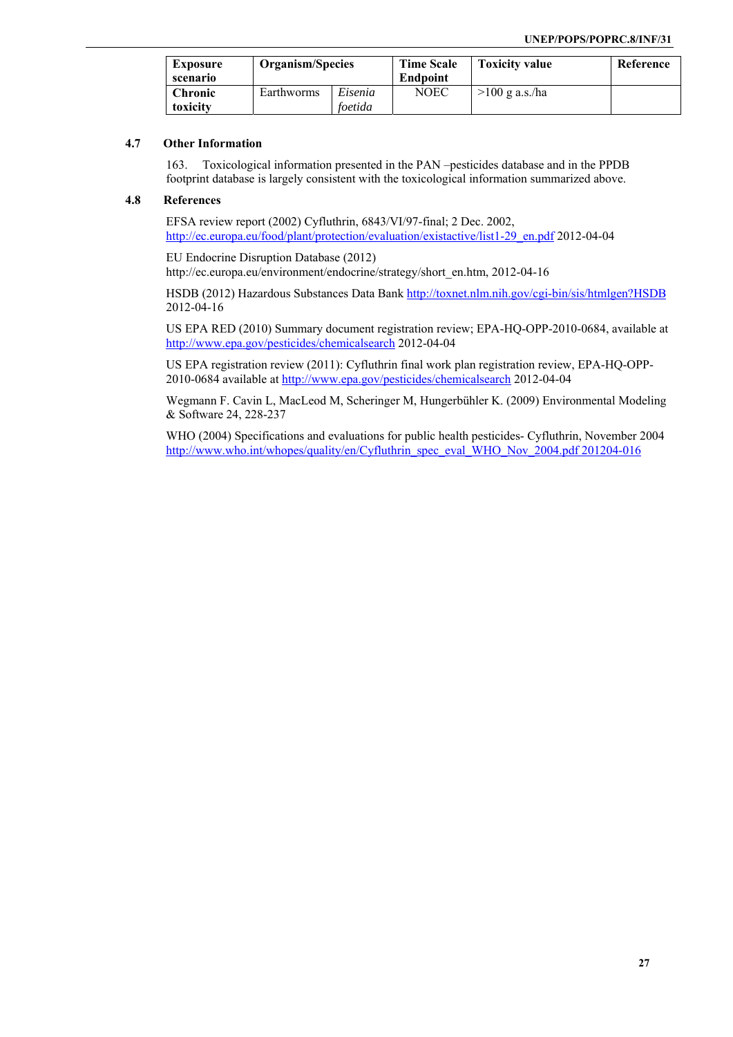| Exposure scenario | Organism/Species | | Time Scale Endpoint | Toxicity value | Reference |
|---|---|---|---|---|---|
| Chronic toxicity | Earthworms | *Eisenia foetida* | NOEC | >100 g a.s./ha | |

### 4.7 Other Information

163. Toxicological information presented in the PAN –pesticides database and in the PPDB footprint database is largely consistent with the toxicological information summarized above.

### 4.8 References

EFSA review report (2002) Cyfluthrin, 6843/VI/97-final; 2 Dec. 2002, http://ec.europa.eu/food/plant/protection/evaluation/existactive/list1-29_en.pdf 2012-04-04

EU Endocrine Disruption Database (2012) http://ec.europa.eu/environment/endocrine/strategy/short_en.htm, 2012-04-16

HSDB (2012) Hazardous Substances Data Bank http://toxnet.nlm.nih.gov/cgi-bin/sis/htmlgen?HSDB 2012-04-16

US EPA RED (2010) Summary document registration review; EPA-HQ-OPP-2010-0684, available at http://www.epa.gov/pesticides/chemicalsearch 2012-04-04

US EPA registration review (2011): Cyfluthrin final work plan registration review, EPA-HQ-OPP-2010-0684 available at http://www.epa.gov/pesticides/chemicalsearch 2012-04-04

Wegmann F. Cavin L, MacLeod M, Scheringer M, Hungerbühler K. (2009) Environmental Modeling & Software 24, 228-237

WHO (2004) Specifications and evaluations for public health pesticides- Cyfluthrin, November 2004 http://www.who.int/whopes/quality/en/Cyfluthrin_spec_eval_WHO_Nov_2004.pdf 201204-016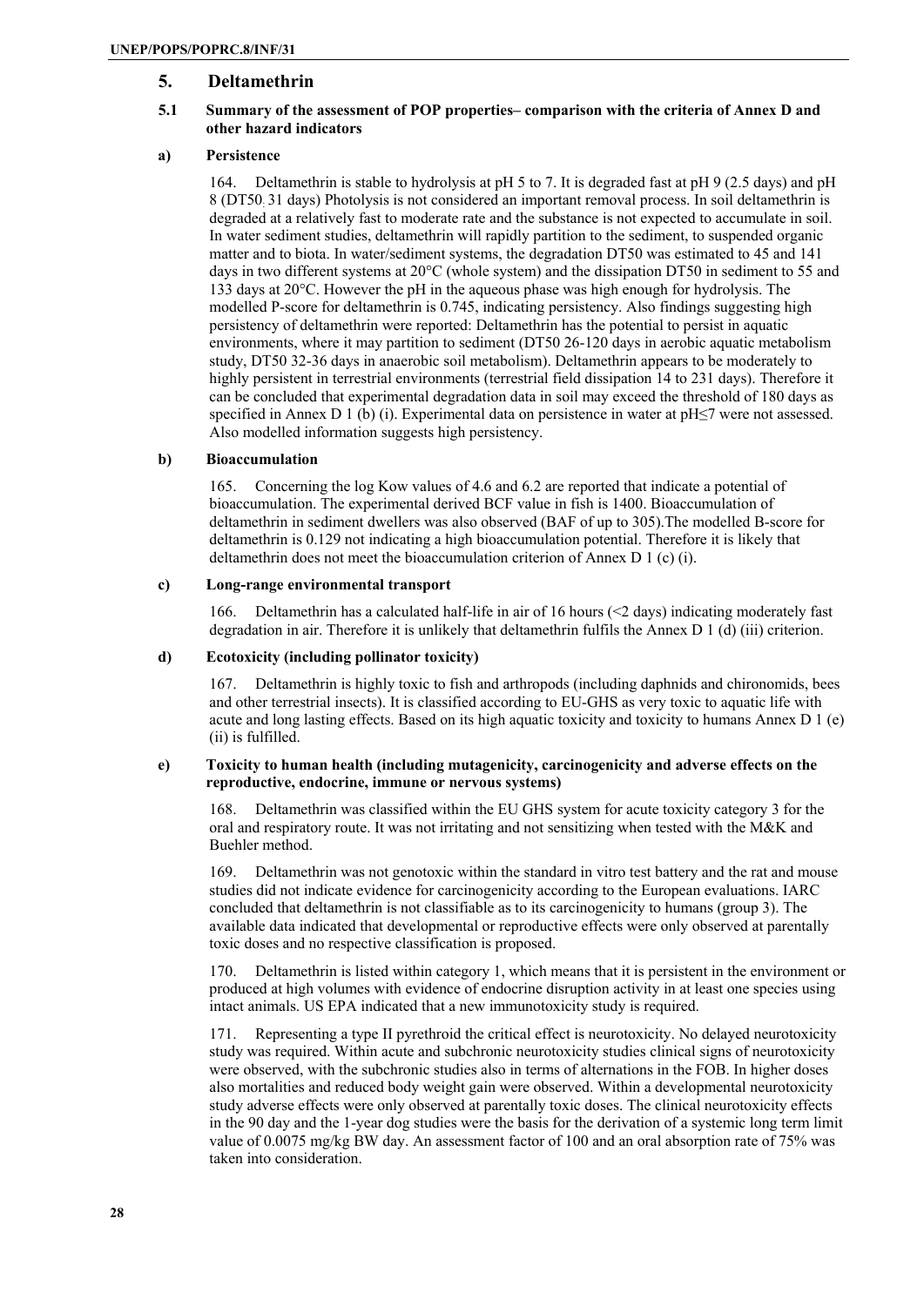## 5. Deltamethrin

### 5.1 Summary of the assessment of POP properties– comparison with the criteria of Annex D and other hazard indicators

#### a) Persistence

164. Deltamethrin is stable to hydrolysis at pH 5 to 7. It is degraded fast at pH 9 (2.5 days) and pH 8 ($DT50_{:}$ 31 days) Photolysis is not considered an important removal process. In soil deltamethrin is degraded at a relatively fast to moderate rate and the substance is not expected to accumulate in soil. In water sediment studies, deltamethrin will rapidly partition to the sediment, to suspended organic matter and to biota. In water/sediment systems, the degradation DT50 was estimated to 45 and 141 days in two different systems at 20°C (whole system) and the dissipation DT50 in sediment to 55 and 133 days at 20°C. However the pH in the aqueous phase was high enough for hydrolysis. The modelled P-score for deltamethrin is 0.745, indicating persistency. Also findings suggesting high persistency of deltamethrin were reported: Deltamethrin has the potential to persist in aquatic environments, where it may partition to sediment (DT50 26-120 days in aerobic aquatic metabolism study, DT50 32-36 days in anaerobic soil metabolism). Deltamethrin appears to be moderately to highly persistent in terrestrial environments (terrestrial field dissipation 14 to 231 days). Therefore it can be concluded that experimental degradation data in soil may exceed the threshold of 180 days as specified in Annex D 1 (b) (i). Experimental data on persistence in water at pH≤7 were not assessed. Also modelled information suggests high persistency.

#### b) Bioaccumulation

165. Concerning the log Kow values of 4.6 and 6.2 are reported that indicate a potential of bioaccumulation. The experimental derived BCF value in fish is 1400. Bioaccumulation of deltamethrin in sediment dwellers was also observed (BAF of up to 305).The modelled B-score for deltamethrin is 0.129 not indicating a high bioaccumulation potential. Therefore it is likely that deltamethrin does not meet the bioaccumulation criterion of Annex D 1 (c) (i).

#### c) Long-range environmental transport

166. Deltamethrin has a calculated half-life in air of 16 hours (<2 days) indicating moderately fast degradation in air. Therefore it is unlikely that deltamethrin fulfils the Annex D 1 (d) (iii) criterion.

#### d) Ecotoxicity (including pollinator toxicity)

167. Deltamethrin is highly toxic to fish and arthropods (including daphnids and chironomids, bees and other terrestrial insects). It is classified according to EU-GHS as very toxic to aquatic life with acute and long lasting effects. Based on its high aquatic toxicity and toxicity to humans Annex D 1 (e) (ii) is fulfilled.

#### e) Toxicity to human health (including mutagenicity, carcinogenicity and adverse effects on the reproductive, endocrine, immune or nervous systems)

168. Deltamethrin was classified within the EU GHS system for acute toxicity category 3 for the oral and respiratory route. It was not irritating and not sensitizing when tested with the M&K and Buehler method.

169. Deltamethrin was not genotoxic within the standard in vitro test battery and the rat and mouse studies did not indicate evidence for carcinogenicity according to the European evaluations. IARC concluded that deltamethrin is not classifiable as to its carcinogenicity to humans (group 3). The available data indicated that developmental or reproductive effects were only observed at parentally toxic doses and no respective classification is proposed.

170. Deltamethrin is listed within category 1, which means that it is persistent in the environment or produced at high volumes with evidence of endocrine disruption activity in at least one species using intact animals. US EPA indicated that a new immunotoxicity study is required.

171. Representing a type II pyrethroid the critical effect is neurotoxicity. No delayed neurotoxicity study was required. Within acute and subchronic neurotoxicity studies clinical signs of neurotoxicity were observed, with the subchronic studies also in terms of alternations in the FOB. In higher doses also mortalities and reduced body weight gain were observed. Within a developmental neurotoxicity study adverse effects were only observed at parentally toxic doses. The clinical neurotoxicity effects in the 90 day and the 1-year dog studies were the basis for the derivation of a systemic long term limit value of 0.0075 mg/kg BW day. An assessment factor of 100 and an oral absorption rate of 75% was taken into consideration.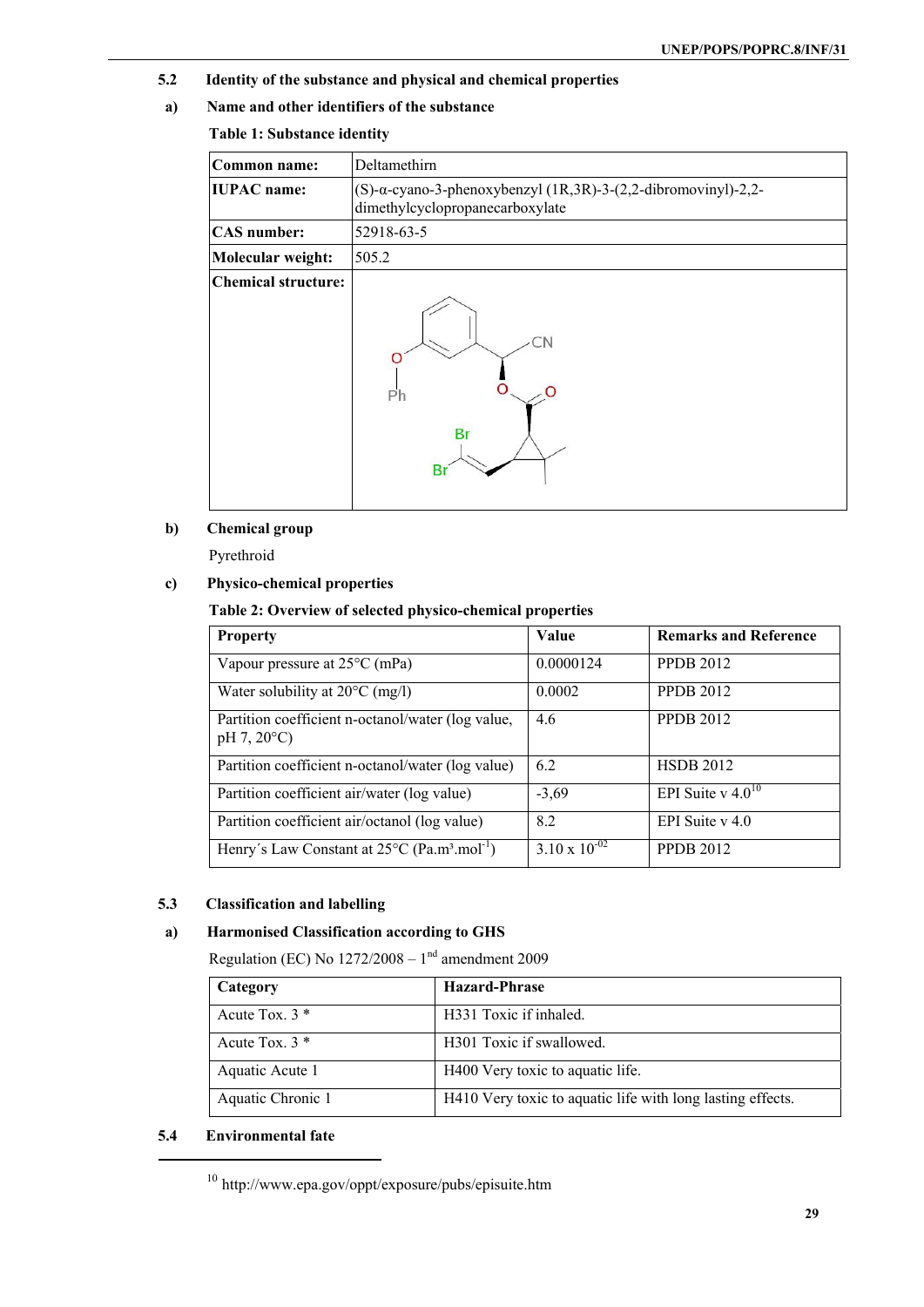## 5.2 Identity of the substance and physical and chemical properties

### a) Name and other identifiers of the substance

**Table 1: Substance identity**

| | |
|---|---|
| **Common name:** | Deltamethirn |
| **IUPAC name:** | (S)-α-cyano-3-phenoxybenzyl (1R,3R)-3-(2,2-dibromovinyl)-2,2-dimethylcyclopropanecarboxylate |
| **CAS number:** | 52918-63-5 |
| **Molecular weight:** | 505.2 |
| **Chemical structure:** | |

### b) Chemical group

Pyrethroid

### c) Physico-chemical properties

**Table 2: Overview of selected physico-chemical properties**

| Property | Value | Remarks and Reference |
|---|---|---|
| Vapour pressure at 25°C (mPa) | 0.0000124 | PPDB 2012 |
| Water solubility at 20°C (mg/l) | 0.0002 | PPDB 2012 |
| Partition coefficient n-octanol/water (log value, pH 7, 20°C) | 4.6 | PPDB 2012 |
| Partition coefficient n-octanol/water (log value) | 6.2 | HSDB 2012 |
| Partition coefficient air/water (log value) | -3,69 | EPI Suite v 4.0[10] |
| Partition coefficient air/octanol (log value) | 8.2 | EPI Suite v 4.0 |
| Henry´s Law Constant at 25°C (Pa.m³.mol$^{-1}$) | 3.10 x $10^{-02}$ | PPDB 2012 |

## 5.3 Classification and labelling

### a) Harmonised Classification according to GHS

Regulation (EC) No 1272/2008 – 1[nd] amendment 2009

| Category | Hazard-Phrase |
|---|---|
| Acute Tox. 3 * | H331 Toxic if inhaled. |
| Acute Tox. 3 * | H301 Toxic if swallowed. |
| Aquatic Acute 1 | H400 Very toxic to aquatic life. |
| Aquatic Chronic 1 | H410 Very toxic to aquatic life with long lasting effects. |

## 5.4 Environmental fate

---

[10] http://www.epa.gov/oppt/exposure/pubs/episuite.htm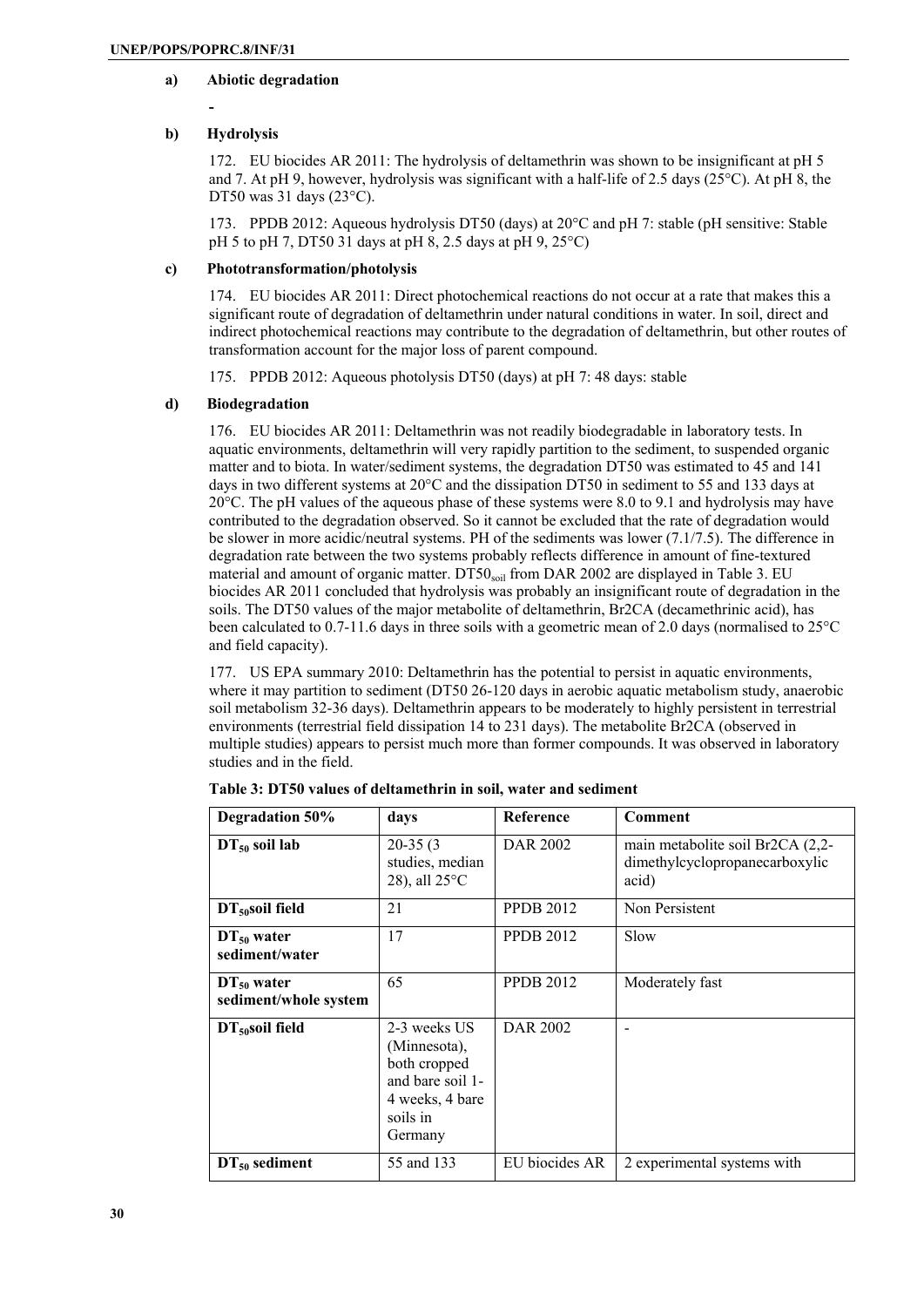**a) Abiotic degradation**

-

**b) Hydrolysis**

172. EU biocides AR 2011: The hydrolysis of deltamethrin was shown to be insignificant at pH 5 and 7. At pH 9, however, hydrolysis was significant with a half-life of 2.5 days (25°C). At pH 8, the DT50 was 31 days (23°C).

173. PPDB 2012: Aqueous hydrolysis DT50 (days) at 20°C and pH 7: stable (pH sensitive: Stable pH 5 to pH 7, DT50 31 days at pH 8, 2.5 days at pH 9, 25°C)

**c) Phototransformation/photolysis**

174. EU biocides AR 2011: Direct photochemical reactions do not occur at a rate that makes this a significant route of degradation of deltamethrin under natural conditions in water. In soil, direct and indirect photochemical reactions may contribute to the degradation of deltamethrin, but other routes of transformation account for the major loss of parent compound.

175. PPDB 2012: Aqueous photolysis DT50 (days) at pH 7: 48 days: stable

**d) Biodegradation**

176. EU biocides AR 2011: Deltamethrin was not readily biodegradable in laboratory tests. In aquatic environments, deltamethrin will very rapidly partition to the sediment, to suspended organic matter and to biota. In water/sediment systems, the degradation DT50 was estimated to 45 and 141 days in two different systems at 20°C and the dissipation DT50 in sediment to 55 and 133 days at 20°C. The pH values of the aqueous phase of these systems were 8.0 to 9.1 and hydrolysis may have contributed to the degradation observed. So it cannot be excluded that the rate of degradation would be slower in more acidic/neutral systems. PH of the sediments was lower (7.1/7.5). The difference in degradation rate between the two systems probably reflects difference in amount of fine-textured material and amount of organic matter. $DT50_{soil}$ from DAR 2002 are displayed in Table 3. EU biocides AR 2011 concluded that hydrolysis was probably an insignificant route of degradation in the soils. The DT50 values of the major metabolite of deltamethrin, Br2CA (decamethrinic acid), has been calculated to 0.7-11.6 days in three soils with a geometric mean of 2.0 days (normalised to 25°C and field capacity).

177. US EPA summary 2010: Deltamethrin has the potential to persist in aquatic environments, where it may partition to sediment (DT50 26-120 days in aerobic aquatic metabolism study, anaerobic soil metabolism 32-36 days). Deltamethrin appears to be moderately to highly persistent in terrestrial environments (terrestrial field dissipation 14 to 231 days). The metabolite Br2CA (observed in multiple studies) appears to persist much more than former compounds. It was observed in laboratory studies and in the field.

**Table 3: DT50 values of deltamethrin in soil, water and sediment**

| Degradation 50% | days | Reference | Comment |
|---|---|---|---|
| **$DT_{50}$ soil lab** | 20-35 (3 studies, median 28), all 25°C | DAR 2002 | main metabolite soil Br2CA (2,2-dimethylcyclopropanecarboxylic acid) |
| **$DT_{50}$soil field** | 21 | PPDB 2012 | Non Persistent |
| **$DT_{50}$ water sediment/water** | 17 | PPDB 2012 | Slow |
| **$DT_{50}$ water sediment/whole system** | 65 | PPDB 2012 | Moderately fast |
| **$DT_{50}$soil field** | 2-3 weeks US (Minnesota), both cropped and bare soil 1-4 weeks, 4 bare soils in Germany | DAR 2002 | - |
| **$DT_{50}$ sediment** | 55 and 133 | EU biocides AR | 2 experimental systems with |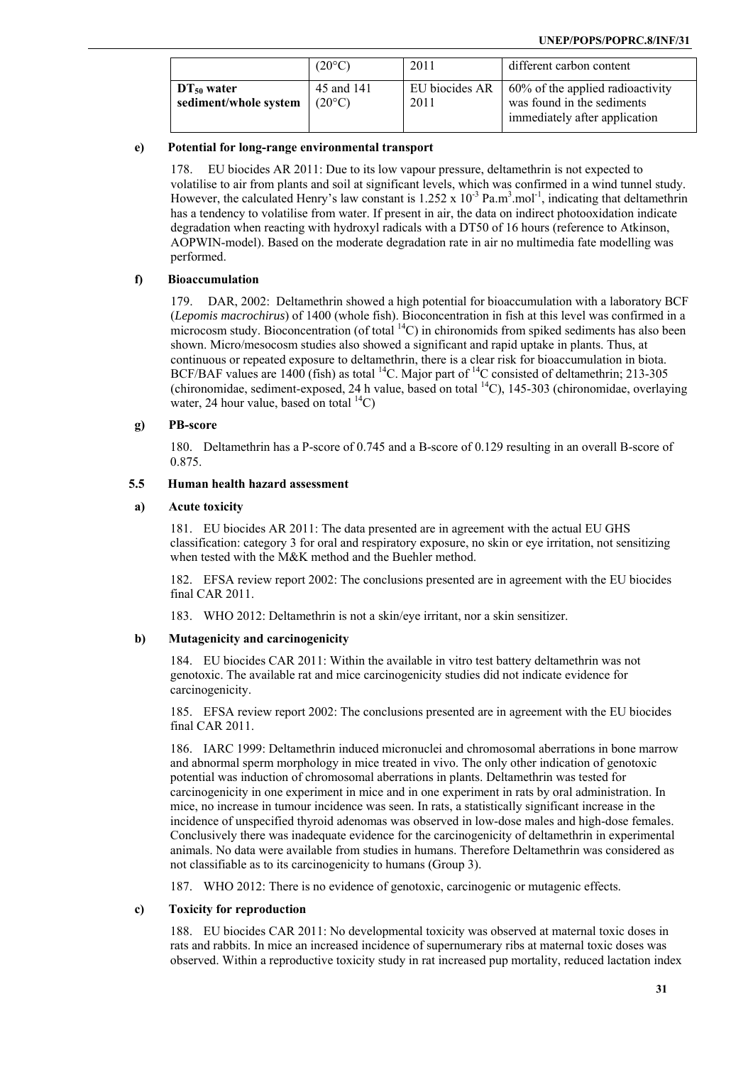| | (20°C) | 2011 | different carbon content |
|---|---|---|---|
| **$DT_{50}$ water sediment/whole system** | 45 and 141 (20°C) | EU biocides AR 2011 | 60% of the applied radioactivity was found in the sediments immediately after application |

#### e) Potential for long-range environmental transport

178. EU biocides AR 2011: Due to its low vapour pressure, deltamethrin is not expected to volatilise to air from plants and soil at significant levels, which was confirmed in a wind tunnel study. However, the calculated Henry's law constant is $1.252 \times 10^{-3}$ Pa.m$^3$.mol$^{-1}$, indicating that deltamethrin has a tendency to volatilise from water. If present in air, the data on indirect photooxidation indicate degradation when reacting with hydroxyl radicals with a DT50 of 16 hours (reference to Atkinson, AOPWIN-model). Based on the moderate degradation rate in air no multimedia fate modelling was performed.

#### f) Bioaccumulation

179. DAR, 2002: Deltamethrin showed a high potential for bioaccumulation with a laboratory BCF (*Lepomis macrochirus*) of 1400 (whole fish). Bioconcentration in fish at this level was confirmed in a microcosm study. Bioconcentration (of total $^{14}$C) in chironomids from spiked sediments has also been shown. Micro/mesocosm studies also showed a significant and rapid uptake in plants. Thus, at continuous or repeated exposure to deltamethrin, there is a clear risk for bioaccumulation in biota. BCF/BAF values are 1400 (fish) as total $^{14}$C. Major part of $^{14}$C consisted of deltamethrin; 213-305 (chironomidae, sediment-exposed, 24 h value, based on total $^{14}$C), 145-303 (chironomidae, overlaying water, 24 hour value, based on total $^{14}$C)

#### g) PB-score

180. Deltamethrin has a P-score of 0.745 and a B-score of 0.129 resulting in an overall B-score of 0.875.

### 5.5 Human health hazard assessment

#### a) Acute toxicity

181. EU biocides AR 2011: The data presented are in agreement with the actual EU GHS classification: category 3 for oral and respiratory exposure, no skin or eye irritation, not sensitizing when tested with the M&K method and the Buehler method.

182. EFSA review report 2002: The conclusions presented are in agreement with the EU biocides final CAR 2011.

183. WHO 2012: Deltamethrin is not a skin/eye irritant, nor a skin sensitizer.

#### b) Mutagenicity and carcinogenicity

184. EU biocides CAR 2011: Within the available in vitro test battery deltamethrin was not genotoxic. The available rat and mice carcinogenicity studies did not indicate evidence for carcinogenicity.

185. EFSA review report 2002: The conclusions presented are in agreement with the EU biocides final CAR 2011.

186. IARC 1999: Deltamethrin induced micronuclei and chromosomal aberrations in bone marrow and abnormal sperm morphology in mice treated in vivo. The only other indication of genotoxic potential was induction of chromosomal aberrations in plants. Deltamethrin was tested for carcinogenicity in one experiment in mice and in one experiment in rats by oral administration. In mice, no increase in tumour incidence was seen. In rats, a statistically significant increase in the incidence of unspecified thyroid adenomas was observed in low-dose males and high-dose females. Conclusively there was inadequate evidence for the carcinogenicity of deltamethrin in experimental animals. No data were available from studies in humans. Therefore Deltamethrin was considered as not classifiable as to its carcinogenicity to humans (Group 3).

187. WHO 2012: There is no evidence of genotoxic, carcinogenic or mutagenic effects.

#### c) Toxicity for reproduction

188. EU biocides CAR 2011: No developmental toxicity was observed at maternal toxic doses in rats and rabbits. In mice an increased incidence of supernumerary ribs at maternal toxic doses was observed. Within a reproductive toxicity study in rat increased pup mortality, reduced lactation index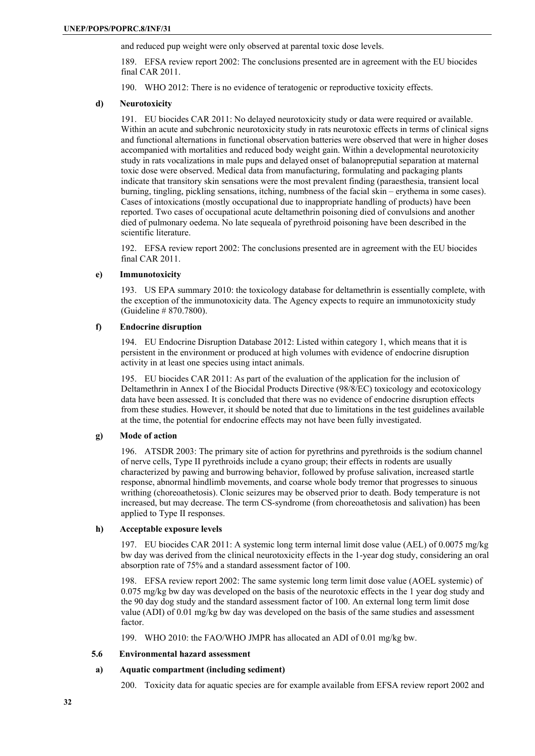and reduced pup weight were only observed at parental toxic dose levels.

189. EFSA review report 2002: The conclusions presented are in agreement with the EU biocides final CAR 2011.

190. WHO 2012: There is no evidence of teratogenic or reproductive toxicity effects.

#### d) Neurotoxicity

191. EU biocides CAR 2011: No delayed neurotoxicity study or data were required or available. Within an acute and subchronic neurotoxicity study in rats neurotoxic effects in terms of clinical signs and functional alternations in functional observation batteries were observed that were in higher doses accompanied with mortalities and reduced body weight gain. Within a developmental neurotoxicity study in rats vocalizations in male pups and delayed onset of balanopreputial separation at maternal toxic dose were observed. Medical data from manufacturing, formulating and packaging plants indicate that transitory skin sensations were the most prevalent finding (paraesthesia, transient local burning, tingling, pickling sensations, itching, numbness of the facial skin – erythema in some cases). Cases of intoxications (mostly occupational due to inappropriate handling of products) have been reported. Two cases of occupational acute deltamethrin poisoning died of convulsions and another died of pulmonary oedema. No late sequeala of pyrethroid poisoning have been described in the scientific literature.

192. EFSA review report 2002: The conclusions presented are in agreement with the EU biocides final CAR 2011.

#### e) Immunotoxicity

193. US EPA summary 2010: the toxicology database for deltamethrin is essentially complete, with the exception of the immunotoxicity data. The Agency expects to require an immunotoxicity study (Guideline # 870.7800).

#### f) Endocrine disruption

194. EU Endocrine Disruption Database 2012: Listed within category 1, which means that it is persistent in the environment or produced at high volumes with evidence of endocrine disruption activity in at least one species using intact animals.

195. EU biocides CAR 2011: As part of the evaluation of the application for the inclusion of Deltamethrin in Annex I of the Biocidal Products Directive (98/8/EC) toxicology and ecotoxicology data have been assessed. It is concluded that there was no evidence of endocrine disruption effects from these studies. However, it should be noted that due to limitations in the test guidelines available at the time, the potential for endocrine effects may not have been fully investigated.

#### g) Mode of action

196. ATSDR 2003: The primary site of action for pyrethrins and pyrethroids is the sodium channel of nerve cells, Type II pyrethroids include a cyano group; their effects in rodents are usually characterized by pawing and burrowing behavior, followed by profuse salivation, increased startle response, abnormal hindlimb movements, and coarse whole body tremor that progresses to sinuous writhing (choreoathetosis). Clonic seizures may be observed prior to death. Body temperature is not increased, but may decrease. The term CS-syndrome (from choreoathetosis and salivation) has been applied to Type II responses.

#### h) Acceptable exposure levels

197. EU biocides CAR 2011: A systemic long term internal limit dose value (AEL) of 0.0075 mg/kg bw day was derived from the clinical neurotoxicity effects in the 1-year dog study, considering an oral absorption rate of 75% and a standard assessment factor of 100.

198. EFSA review report 2002: The same systemic long term limit dose value (AOEL systemic) of 0.075 mg/kg bw day was developed on the basis of the neurotoxic effects in the 1 year dog study and the 90 day dog study and the standard assessment factor of 100. An external long term limit dose value (ADI) of 0.01 mg/kg bw day was developed on the basis of the same studies and assessment factor.

199. WHO 2010: the FAO/WHO JMPR has allocated an ADI of 0.01 mg/kg bw.

### 5.6 Environmental hazard assessment

#### a) Aquatic compartment (including sediment)

200. Toxicity data for aquatic species are for example available from EFSA review report 2002 and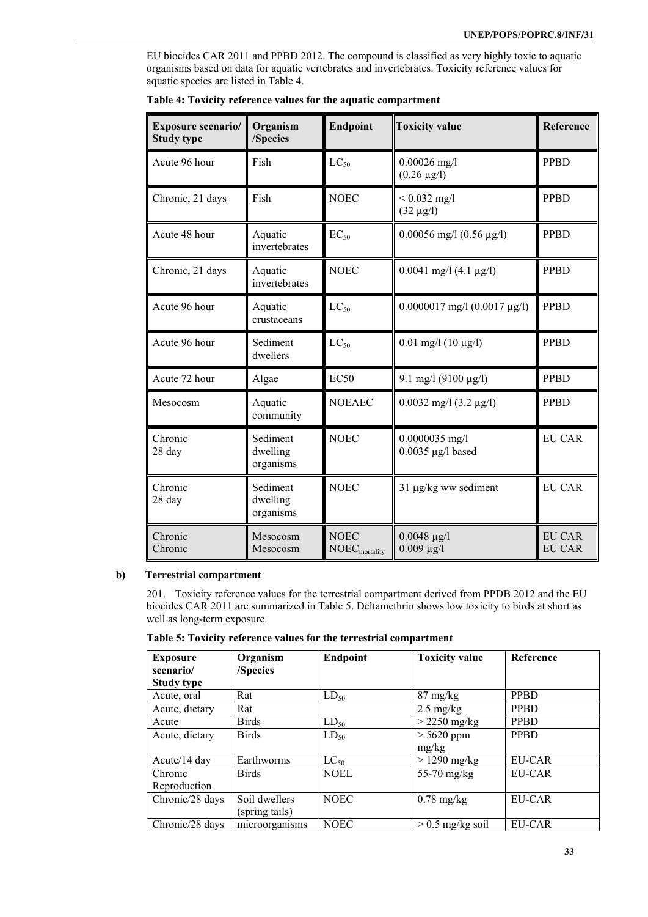EU biocides CAR 2011 and PPBD 2012. The compound is classified as very highly toxic to aquatic organisms based on data for aquatic vertebrates and invertebrates. Toxicity reference values for aquatic species are listed in Table 4.

**Table 4: Toxicity reference values for the aquatic compartment**

| Exposure scenario/ Study type | Organism /Species | Endpoint | Toxicity value | Reference |
|---|---|---|---|---|
| Acute 96 hour | Fish | $LC_{50}$ | 0.00026 mg/l (0.26 µg/l) | PPBD |
| Chronic, 21 days | Fish | NOEC | < 0.032 mg/l (32 µg/l) | PPBD |
| Acute 48 hour | Aquatic invertebrates | $EC_{50}$ | 0.00056 mg/l (0.56 µg/l) | PPBD |
| Chronic, 21 days | Aquatic invertebrates | NOEC | 0.0041 mg/l (4.1 µg/l) | PPBD |
| Acute 96 hour | Aquatic crustaceans | $LC_{50}$ | 0.0000017 mg/l (0.0017 µg/l) | PPBD |
| Acute 96 hour | Sediment dwellers | $LC_{50}$ | 0.01 mg/l (10 µg/l) | PPBD |
| Acute 72 hour | Algae | EC50 | 9.1 mg/l (9100 µg/l) | PPBD |
| Mesocosm | Aquatic community | NOEAEC | 0.0032 mg/l (3.2 µg/l) | PPBD |
| Chronic 28 day | Sediment dwelling organisms | NOEC | 0.0000035 mg/l 0.0035 µg/l based | EU CAR |
| Chronic 28 day | Sediment dwelling organisms | NOEC | 31 µg/kg ww sediment | EU CAR |
| Chronic Chronic | Mesocosm Mesocosm | NOEC $NOEC_{mortality}$ | 0.0048 µg/l 0.009 µg/l | EU CAR EU CAR |

**b) Terrestrial compartment**

201. Toxicity reference values for the terrestrial compartment derived from PPDB 2012 and the EU biocides CAR 2011 are summarized in Table 5. Deltamethrin shows low toxicity to birds at short as well as long-term exposure.

**Table 5: Toxicity reference values for the terrestrial compartment**

| Exposure scenario/ Study type | Organism /Species | Endpoint | Toxicity value | Reference |
|---|---|---|---|---|
| Acute, oral | Rat | $LD_{50}$ | 87 mg/kg | PPBD |
| Acute, dietary | Rat | | 2.5 mg/kg | PPBD |
| Acute | Birds | $LD_{50}$ | > 2250 mg/kg | PPBD |
| Acute, dietary | Birds | $LD_{50}$ | > 5620 ppm mg/kg | PPBD |
| Acute/14 day | Earthworms | $LC_{50}$ | > 1290 mg/kg | EU-CAR |
| Chronic Reproduction | Birds | NOEL | 55-70 mg/kg | EU-CAR |
| Chronic/28 days | Soil dwellers (spring tails) | NOEC | 0.78 mg/kg | EU-CAR |
| Chronic/28 days | microorganisms | NOEC | > 0.5 mg/kg soil | EU-CAR |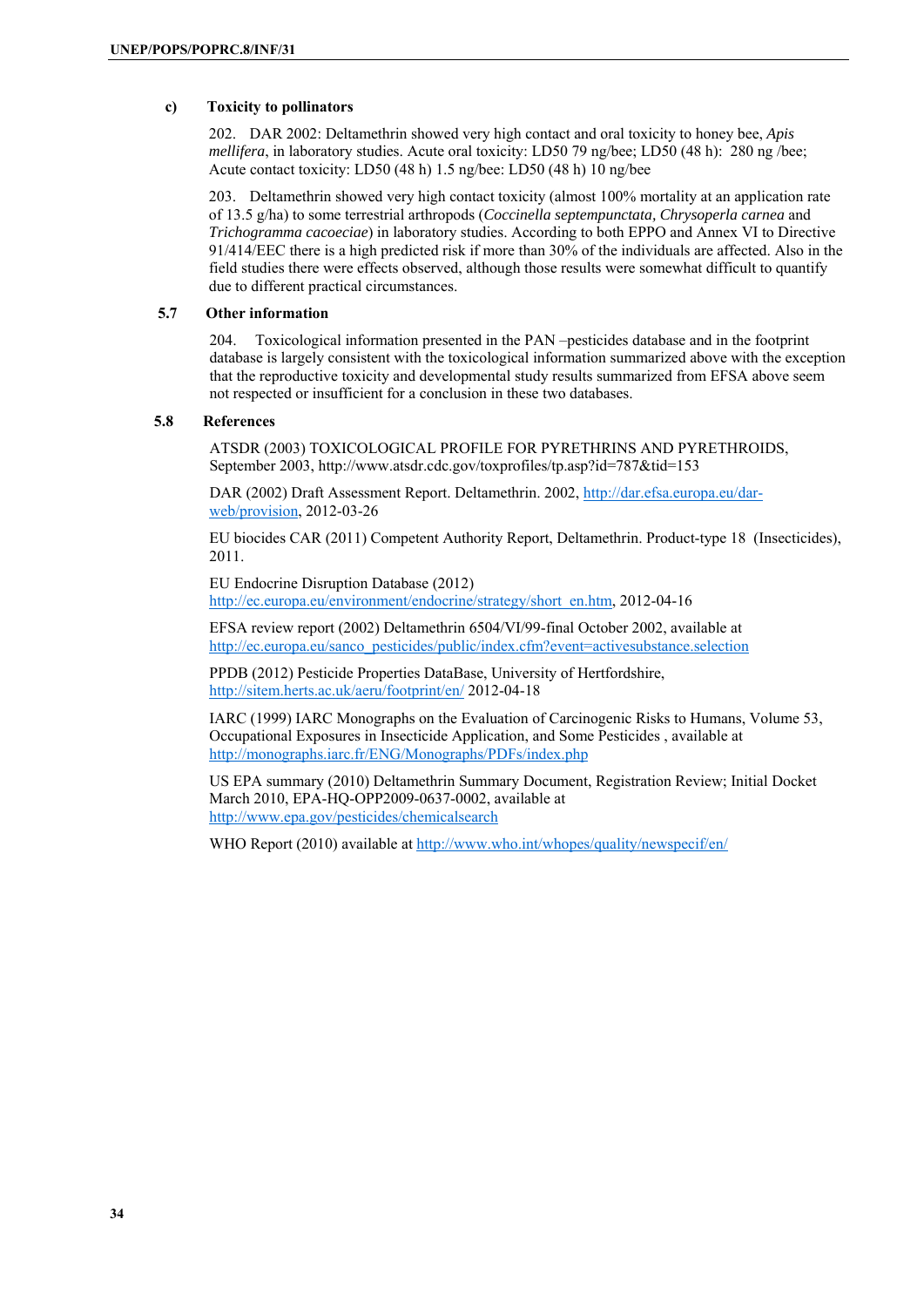#### c) Toxicity to pollinators

202. DAR 2002: Deltamethrin showed very high contact and oral toxicity to honey bee, *Apis mellifera*, in laboratory studies. Acute oral toxicity: LD50 79 ng/bee; LD50 (48 h): 280 ng /bee; Acute contact toxicity: LD50 (48 h) 1.5 ng/bee: LD50 (48 h) 10 ng/bee

203. Deltamethrin showed very high contact toxicity (almost 100% mortality at an application rate of 13.5 g/ha) to some terrestrial arthropods (*Coccinella septempunctata, Chrysoperla carnea* and *Trichogramma cacoeciae*) in laboratory studies. According to both EPPO and Annex VI to Directive 91/414/EEC there is a high predicted risk if more than 30% of the individuals are affected. Also in the field studies there were effects observed, although those results were somewhat difficult to quantify due to different practical circumstances.

### 5.7 Other information

204. Toxicological information presented in the PAN –pesticides database and in the footprint database is largely consistent with the toxicological information summarized above with the exception that the reproductive toxicity and developmental study results summarized from EFSA above seem not respected or insufficient for a conclusion in these two databases.

### 5.8 References

ATSDR (2003) TOXICOLOGICAL PROFILE FOR PYRETHRINS AND PYRETHROIDS, September 2003, http://www.atsdr.cdc.gov/toxprofiles/tp.asp?id=787&tid=153

DAR (2002) Draft Assessment Report. Deltamethrin. 2002, http://dar.efsa.europa.eu/dar-web/provision, 2012-03-26

EU biocides CAR (2011) Competent Authority Report, Deltamethrin. Product-type 18 (Insecticides), 2011.

EU Endocrine Disruption Database (2012) http://ec.europa.eu/environment/endocrine/strategy/short_en.htm, 2012-04-16

EFSA review report (2002) Deltamethrin 6504/VI/99-final October 2002, available at http://ec.europa.eu/sanco_pesticides/public/index.cfm?event=activesubstance.selection

PPDB (2012) Pesticide Properties DataBase, University of Hertfordshire, http://sitem.herts.ac.uk/aeru/footprint/en/ 2012-04-18

IARC (1999) IARC Monographs on the Evaluation of Carcinogenic Risks to Humans, Volume 53, Occupational Exposures in Insecticide Application, and Some Pesticides , available at http://monographs.iarc.fr/ENG/Monographs/PDFs/index.php

US EPA summary (2010) Deltamethrin Summary Document, Registration Review; Initial Docket March 2010, EPA-HQ-OPP2009-0637-0002, available at http://www.epa.gov/pesticides/chemicalsearch

WHO Report (2010) available at http://www.who.int/whopes/quality/newspecif/en/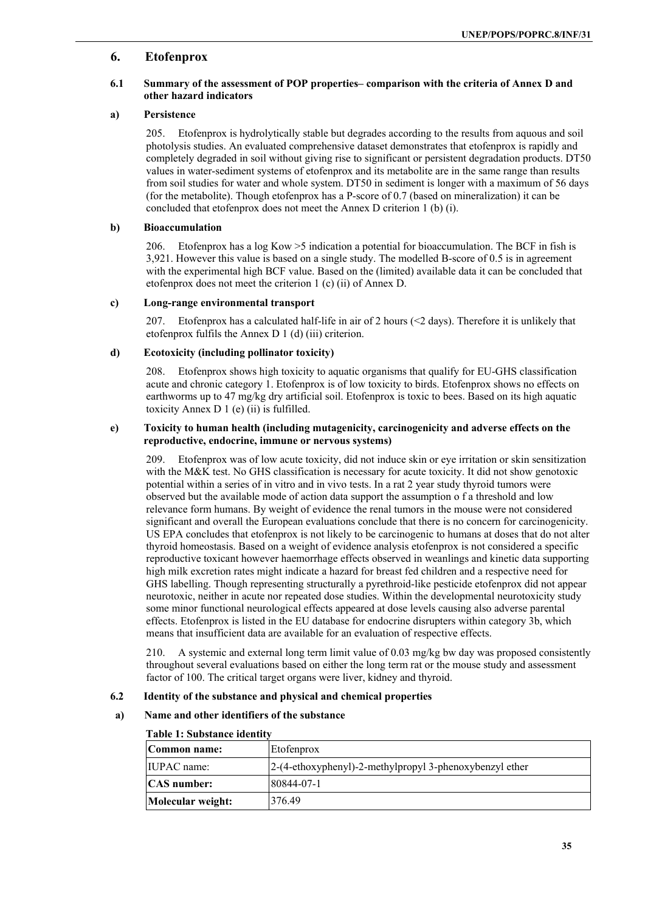## 6. Etofenprox

### 6.1 Summary of the assessment of POP properties– comparison with the criteria of Annex D and other hazard indicators

#### a) Persistence

205. Etofenprox is hydrolytically stable but degrades according to the results from aqueous and soil photolysis studies. An evaluated comprehensive dataset demonstrates that etofenprox is rapidly and completely degraded in soil without giving rise to significant or persistent degradation products. DT50 values in water-sediment systems of etofenprox and its metabolite are in the same range than results from soil studies for water and whole system. DT50 in sediment is longer with a maximum of 56 days (for the metabolite). Though etofenprox has a P-score of 0.7 (based on mineralization) it can be concluded that etofenprox does not meet the Annex D criterion 1 (b) (i).

#### b) Bioaccumulation

206. Etofenprox has a log Kow >5 indication a potential for bioaccumulation. The BCF in fish is 3,921. However this value is based on a single study. The modelled B-score of 0.5 is in agreement with the experimental high BCF value. Based on the (limited) available data it can be concluded that etofenprox does not meet the criterion 1 (c) (ii) of Annex D.

#### c) Long-range environmental transport

207. Etofenprox has a calculated half-life in air of 2 hours (<2 days). Therefore it is unlikely that etofenprox fulfils the Annex D 1 (d) (iii) criterion.

#### d) Ecotoxicity (including pollinator toxicity)

208. Etofenprox shows high toxicity to aquatic organisms that qualify for EU-GHS classification acute and chronic category 1. Etofenprox is of low toxicity to birds. Etofenprox shows no effects on earthworms up to 47 mg/kg dry artificial soil. Etofenprox is toxic to bees. Based on its high aquatic toxicity Annex D 1 (e) (ii) is fulfilled.

#### e) Toxicity to human health (including mutagenicity, carcinogenicity and adverse effects on the reproductive, endocrine, immune or nervous systems)

209. Etofenprox was of low acute toxicity, did not induce skin or eye irritation or skin sensitization with the M&K test. No GHS classification is necessary for acute toxicity. It did not show genotoxic potential within a series of in vitro and in vivo tests. In a rat 2 year study thyroid tumors were observed but the available mode of action data support the assumption o f a threshold and low relevance form humans. By weight of evidence the renal tumors in the mouse were not considered significant and overall the European evaluations conclude that there is no concern for carcinogenicity. US EPA concludes that etofenprox is not likely to be carcinogenic to humans at doses that do not alter thyroid homeostasis. Based on a weight of evidence analysis etofenprox is not considered a specific reproductive toxicant however haemorrhage effects observed in weanlings and kinetic data supporting high milk excretion rates might indicate a hazard for breast fed children and a respective need for GHS labelling. Though representing structurally a pyrethroid-like pesticide etofenprox did not appear neurotoxic, neither in acute nor repeated dose studies. Within the developmental neurotoxicity study some minor functional neurological effects appeared at dose levels causing also adverse parental effects. Etofenprox is listed in the EU database for endocrine disrupters within category 3b, which means that insufficient data are available for an evaluation of respective effects.

210. A systemic and external long term limit value of 0.03 mg/kg bw day was proposed consistently throughout several evaluations based on either the long term rat or the mouse study and assessment factor of 100. The critical target organs were liver, kidney and thyroid.

### 6.2 Identity of the substance and physical and chemical properties

#### a) Name and other identifiers of the substance

**Table 1: Substance identity**

| **Common name:** | Etofenprox |
|---|---|
| IUPAC name: | 2-(4-ethoxyphenyl)-2-methylpropyl 3-phenoxybenzyl ether |
| **CAS number:** | 80844-07-1 |
| **Molecular weight:** | 376.49 |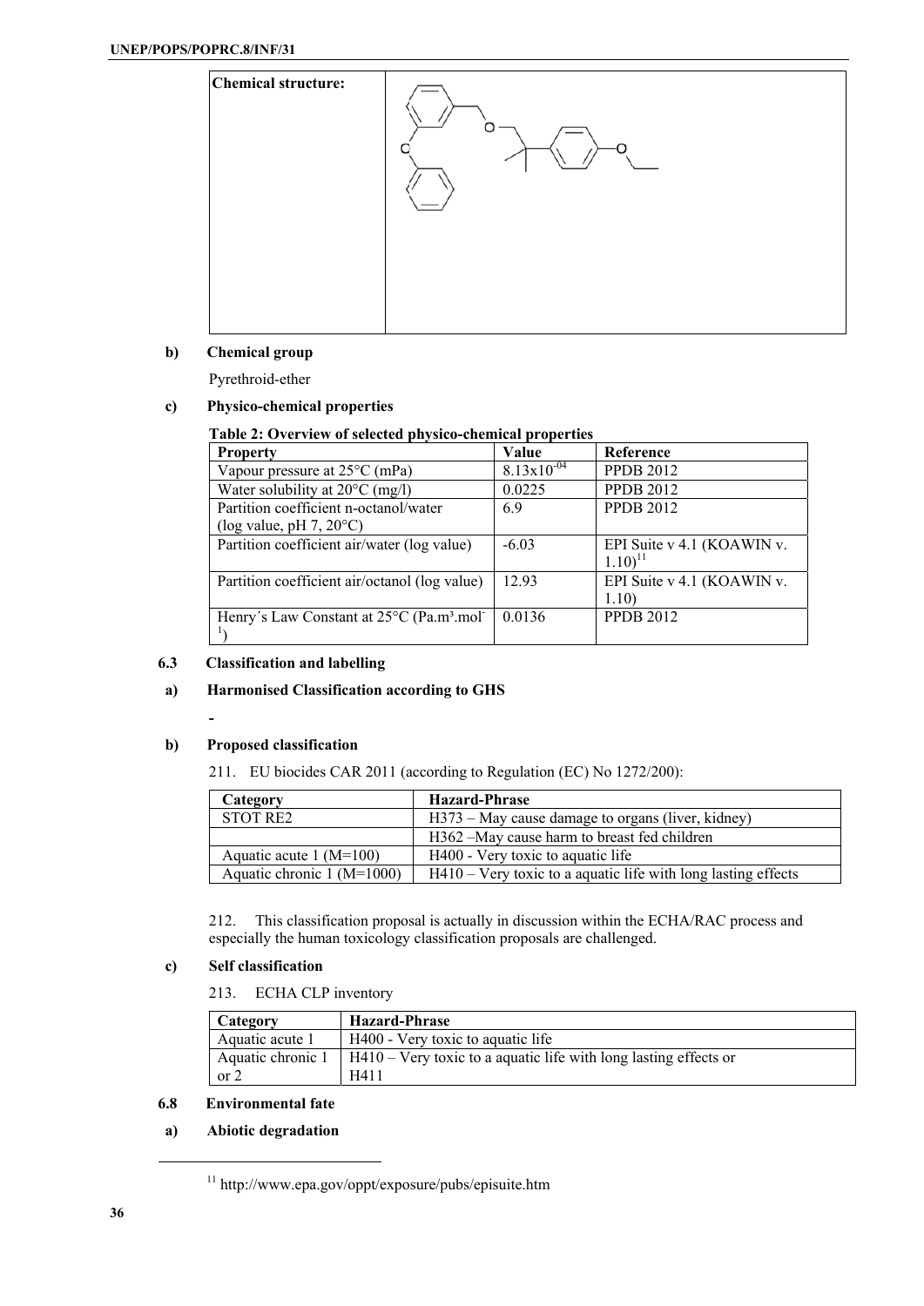| Chemical structure: | |
|---|---|

**b) Chemical group**

Pyrethroid-ether

**c) Physico-chemical properties**

**Table 2: Overview of selected physico-chemical properties**

| Property | Value | Reference |
|---|---|---|
| Vapour pressure at 25°C (mPa) | $8.13x10^{-04}$ | PPDB 2012 |
| Water solubility at 20°C (mg/l) | 0.0225 | PPDB 2012 |
| Partition coefficient n-octanol/water (log value, pH 7, 20°C) | 6.9 | PPDB 2012 |
| Partition coefficient air/water (log value) | -6.03 | EPI Suite v 4.1 (KOAWIN v. 1.10)[11] |
| Partition coefficient air/octanol (log value) | 12.93 | EPI Suite v 4.1 (KOAWIN v. 1.10) |
| Henry´s Law Constant at 25°C ($Pa.m^3.mol^{-1}$) | 0.0136 | PPDB 2012 |

## 6.3 Classification and labelling

**a) Harmonised Classification according to GHS**

-

**b) Proposed classification**

211. EU biocides CAR 2011 (according to Regulation (EC) No 1272/200):

| Category | Hazard-Phrase |
|---|---|
| STOT RE2 | H373 – May cause damage to organs (liver, kidney) |
| | H362 –May cause harm to breast fed children |
| Aquatic acute 1 (M=100) | H400 - Very toxic to aquatic life |
| Aquatic chronic 1 (M=1000) | H410 – Very toxic to a aquatic life with long lasting effects |

212. This classification proposal is actually in discussion within the ECHA/RAC process and especially the human toxicology classification proposals are challenged.

**c) Self classification**

213. ECHA CLP inventory

| Category | Hazard-Phrase |
|---|---|
| Aquatic acute 1 | H400 - Very toxic to aquatic life |
| Aquatic chronic 1 or 2 | H410 – Very toxic to a aquatic life with long lasting effects or H411 |

## 6.8 Environmental fate

**a) Abiotic degradation**

[11] http://www.epa.gov/oppt/exposure/pubs/episuite.htm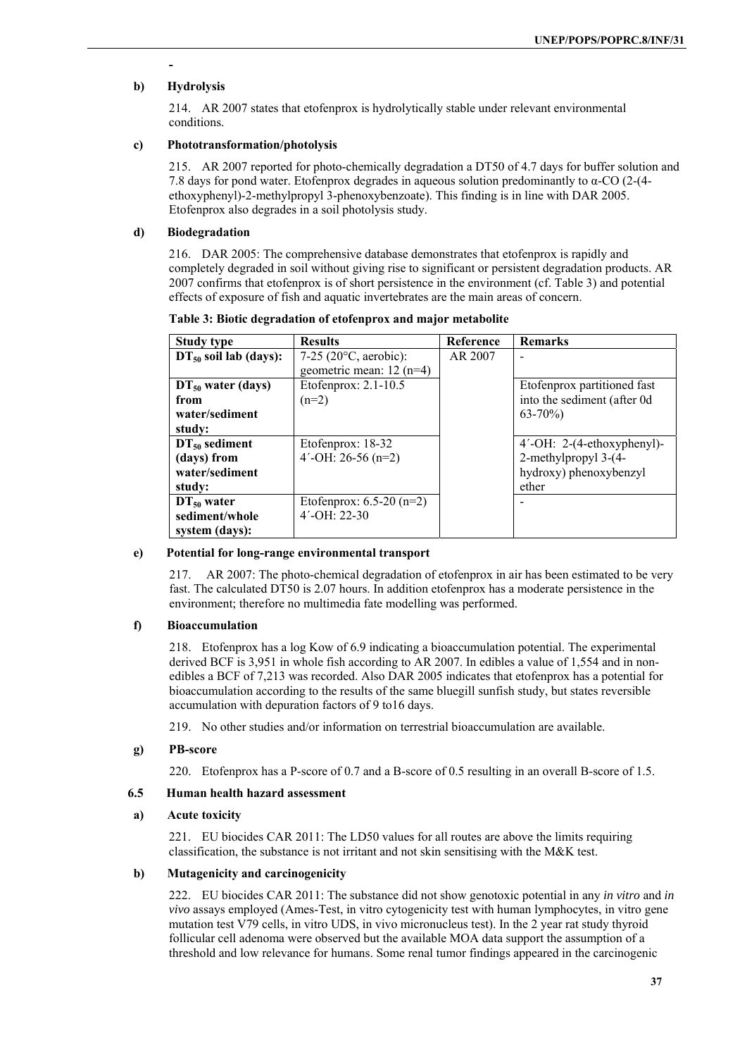-

**b) Hydrolysis**

214. AR 2007 states that etofenprox is hydrolytically stable under relevant environmental conditions.

**c) Phototransformation/photolysis**

215. AR 2007 reported for photo-chemically degradation a DT50 of 4.7 days for buffer solution and 7.8 days for pond water. Etofenprox degrades in aqueous solution predominantly to α-CO (2-(4-ethoxyphenyl)-2-methylpropyl 3-phenoxybenzoate). This finding is in line with DAR 2005. Etofenprox also degrades in a soil photolysis study.

**d) Biodegradation**

216. DAR 2005: The comprehensive database demonstrates that etofenprox is rapidly and completely degraded in soil without giving rise to significant or persistent degradation products. AR 2007 confirms that etofenprox is of short persistence in the environment (cf. Table 3) and potential effects of exposure of fish and aquatic invertebrates are the main areas of concern.

**Table 3: Biotic degradation of etofenprox and major metabolite**

| Study type | Results | Reference | Remarks |
|---|---|---|---|
| **$DT_{50}$ soil lab (days):** | 7-25 (20°C, aerobic): geometric mean: 12 (n=4) | AR 2007 | - |
| **$DT_{50}$ water (days) from water/sediment study:** | Etofenprox: 2.1-10.5 (n=2) | | Etofenprox partitioned fast into the sediment (after 0d 63-70%) |
| **$DT_{50}$ sediment (days) from water/sediment study:** | Etofenprox: 18-32<br>4´-OH: 26-56 (n=2) | | 4´-OH: 2-(4-ethoxyphenyl)-2-methylpropyl 3-(4-hydroxy) phenoxybenzyl ether |
| **$DT_{50}$ water sediment/whole system (days):** | Etofenprox: 6.5-20 (n=2)<br>4´-OH: 22-30 | | - |

**e) Potential for long-range environmental transport**

217. AR 2007: The photo-chemical degradation of etofenprox in air has been estimated to be very fast. The calculated DT50 is 2.07 hours. In addition etofenprox has a moderate persistence in the environment; therefore no multimedia fate modelling was performed.

**f) Bioaccumulation**

218. Etofenprox has a log Kow of 6.9 indicating a bioaccumulation potential. The experimental derived BCF is 3,951 in whole fish according to AR 2007. In edibles a value of 1,554 and in non-edibles a BCF of 7,213 was recorded. Also DAR 2005 indicates that etofenprox has a potential for bioaccumulation according to the results of the same bluegill sunfish study, but states reversible accumulation with depuration factors of 9 to16 days.

219. No other studies and/or information on terrestrial bioaccumulation are available.

**g) PB-score**

220. Etofenprox has a P-score of 0.7 and a B-score of 0.5 resulting in an overall B-score of 1.5.

## 6.5 Human health hazard assessment

**a) Acute toxicity**

221. EU biocides CAR 2011: The LD50 values for all routes are above the limits requiring classification, the substance is not irritant and not skin sensitising with the M&K test.

**b) Mutagenicity and carcinogenicity**

222. EU biocides CAR 2011: The substance did not show genotoxic potential in any *in vitro* and *in vivo* assays employed (Ames-Test, in vitro cytogenicity test with human lymphocytes, in vitro gene mutation test V79 cells, in vitro UDS, in vivo micronucleus test). In the 2 year rat study thyroid follicular cell adenoma were observed but the available MOA data support the assumption of a threshold and low relevance for humans. Some renal tumor findings appeared in the carcinogenic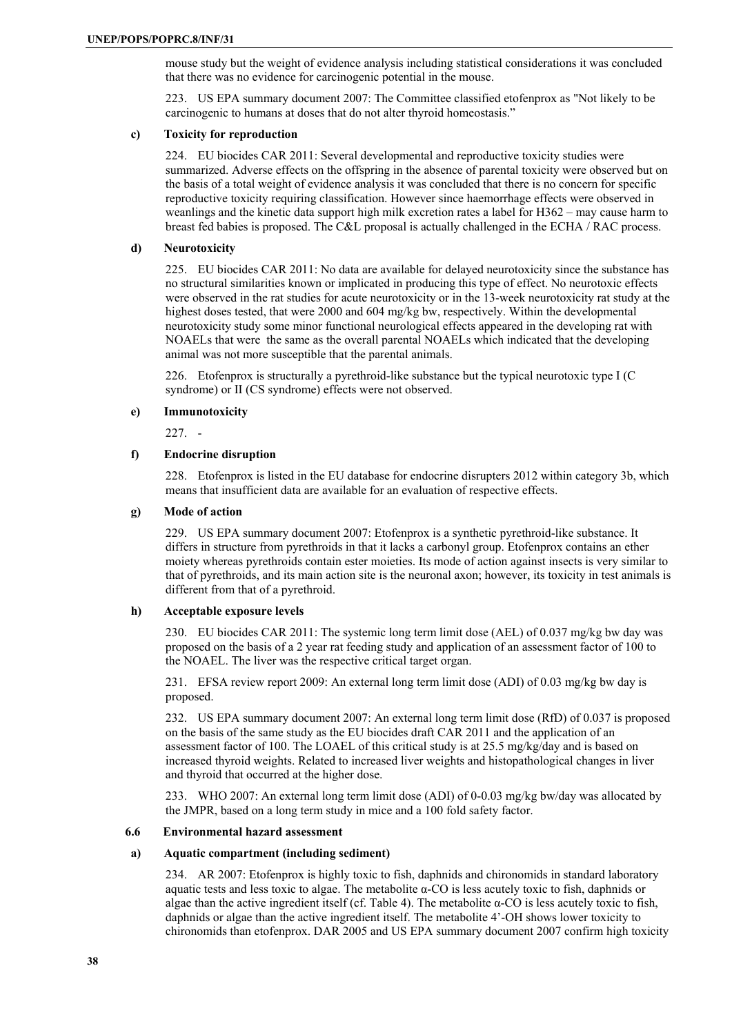mouse study but the weight of evidence analysis including statistical considerations it was concluded that there was no evidence for carcinogenic potential in the mouse.

223. US EPA summary document 2007: The Committee classified etofenprox as "Not likely to be carcinogenic to humans at doses that do not alter thyroid homeostasis."

#### c) Toxicity for reproduction

224. EU biocides CAR 2011: Several developmental and reproductive toxicity studies were summarized. Adverse effects on the offspring in the absence of parental toxicity were observed but on the basis of a total weight of evidence analysis it was concluded that there is no concern for specific reproductive toxicity requiring classification. However since haemorrhage effects were observed in weanlings and the kinetic data support high milk excretion rates a label for H362 – may cause harm to breast fed babies is proposed. The C&L proposal is actually challenged in the ECHA / RAC process.

#### d) Neurotoxicity

225. EU biocides CAR 2011: No data are available for delayed neurotoxicity since the substance has no structural similarities known or implicated in producing this type of effect. No neurotoxic effects were observed in the rat studies for acute neurotoxicity or in the 13-week neurotoxicity rat study at the highest doses tested, that were 2000 and 604 mg/kg bw, respectively. Within the developmental neurotoxicity study some minor functional neurological effects appeared in the developing rat with NOAELs that were the same as the overall parental NOAELs which indicated that the developing animal was not more susceptible that the parental animals.

226. Etofenprox is structurally a pyrethroid-like substance but the typical neurotoxic type I (C syndrome) or II (CS syndrome) effects were not observed.

#### e) Immunotoxicity

227. -

#### f) Endocrine disruption

228. Etofenprox is listed in the EU database for endocrine disrupters 2012 within category 3b, which means that insufficient data are available for an evaluation of respective effects.

#### g) Mode of action

229. US EPA summary document 2007: Etofenprox is a synthetic pyrethroid-like substance. It differs in structure from pyrethroids in that it lacks a carbonyl group. Etofenprox contains an ether moiety whereas pyrethroids contain ester moieties. Its mode of action against insects is very similar to that of pyrethroids, and its main action site is the neuronal axon; however, its toxicity in test animals is different from that of a pyrethroid.

#### h) Acceptable exposure levels

230. EU biocides CAR 2011: The systemic long term limit dose (AEL) of 0.037 mg/kg bw day was proposed on the basis of a 2 year rat feeding study and application of an assessment factor of 100 to the NOAEL. The liver was the respective critical target organ.

231. EFSA review report 2009: An external long term limit dose (ADI) of 0.03 mg/kg bw day is proposed.

232. US EPA summary document 2007: An external long term limit dose (RfD) of 0.037 is proposed on the basis of the same study as the EU biocides draft CAR 2011 and the application of an assessment factor of 100. The LOAEL of this critical study is at 25.5 mg/kg/day and is based on increased thyroid weights. Related to increased liver weights and histopathological changes in liver and thyroid that occurred at the higher dose.

233. WHO 2007: An external long term limit dose (ADI) of 0-0.03 mg/kg bw/day was allocated by the JMPR, based on a long term study in mice and a 100 fold safety factor.

### 6.6 Environmental hazard assessment

#### a) Aquatic compartment (including sediment)

234. AR 2007: Etofenprox is highly toxic to fish, daphnids and chironomids in standard laboratory aquatic tests and less toxic to algae. The metabolite α-CO is less acutely toxic to fish, daphnids or algae than the active ingredient itself (cf. Table 4). The metabolite α-CO is less acutely toxic to fish, daphnids or algae than the active ingredient itself. The metabolite 4'-OH shows lower toxicity to chironomids than etofenprox. DAR 2005 and US EPA summary document 2007 confirm high toxicity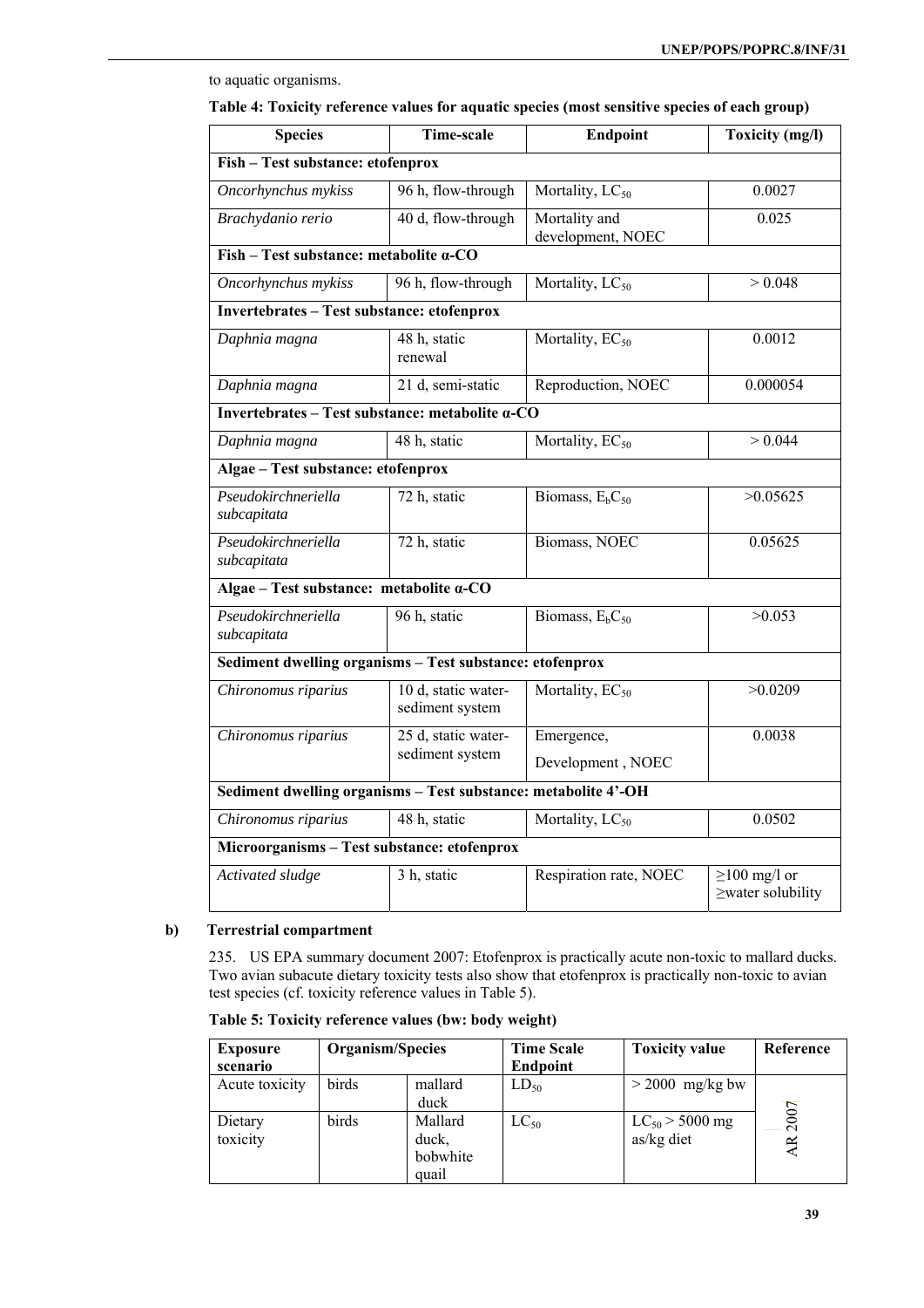to aquatic organisms.

**Table 4: Toxicity reference values for aquatic species (most sensitive species of each group)**

| Species | Time-scale | Endpoint | Toxicity (mg/l) |
|---|---|---|---|
| **Fish – Test substance: etofenprox** | | | |
| *Oncorhynchus mykiss* | 96 h, flow-through | Mortality, $LC_{50}$ | 0.0027 |
| *Brachydanio rerio* | 40 d, flow-through | Mortality and development, NOEC | 0.025 |
| **Fish – Test substance: metabolite α-CO** | | | |
| *Oncorhynchus mykiss* | 96 h, flow-through | Mortality, $LC_{50}$ | > 0.048 |
| **Invertebrates – Test substance: etofenprox** | | | |
| *Daphnia magna* | 48 h, static renewal | Mortality, $EC_{50}$ | 0.0012 |
| *Daphnia magna* | 21 d, semi-static | Reproduction, NOEC | 0.000054 |
| **Invertebrates – Test substance: metabolite α-CO** | | | |
| *Daphnia magna* | 48 h, static | Mortality, $EC_{50}$ | > 0.044 |
| **Algae – Test substance: etofenprox** | | | |
| *Pseudokirchneriella subcapitata* | 72 h, static | Biomass, $E_bC_{50}$ | >0.05625 |
| *Pseudokirchneriella subcapitata* | 72 h, static | Biomass, NOEC | 0.05625 |
| **Algae – Test substance: metabolite α-CO** | | | |
| *Pseudokirchneriella subcapitata* | 96 h, static | Biomass, $E_bC_{50}$ | >0.053 |
| **Sediment dwelling organisms – Test substance: etofenprox** | | | |
| *Chironomus riparius* | 10 d, static water-sediment system | Mortality, $EC_{50}$ | >0.0209 |
| *Chironomus riparius* | 25 d, static water-sediment system | Emergence, Development , NOEC | 0.0038 |
| **Sediment dwelling organisms – Test substance: metabolite 4'-OH** | | | |
| *Chironomus riparius* | 48 h, static | Mortality, $LC_{50}$ | 0.0502 |
| **Microorganisms – Test substance: etofenprox** | | | |
| *Activated sludge* | 3 h, static | Respiration rate, NOEC | ≥100 mg/l or ≥water solubility |

**b) Terrestrial compartment**

235. US EPA summary document 2007: Etofenprox is practically acute non-toxic to mallard ducks. Two avian subacute dietary toxicity tests also show that etofenprox is practically non-toxic to avian test species (cf. toxicity reference values in Table 5).

**Table 5: Toxicity reference values (bw: body weight)**

| Exposure scenario | Organism/Species | | Time Scale Endpoint | Toxicity value | Reference |
|---|---|---|---|---|---|
| Acute toxicity | birds | mallard duck | $LD_{50}$ | > 2000 mg/kg bw | AR 2007 |
| Dietary toxicity | birds | Mallard duck, bobwhite quail | $LC_{50}$ | $LC_{50}$ > 5000 mg as/kg diet | |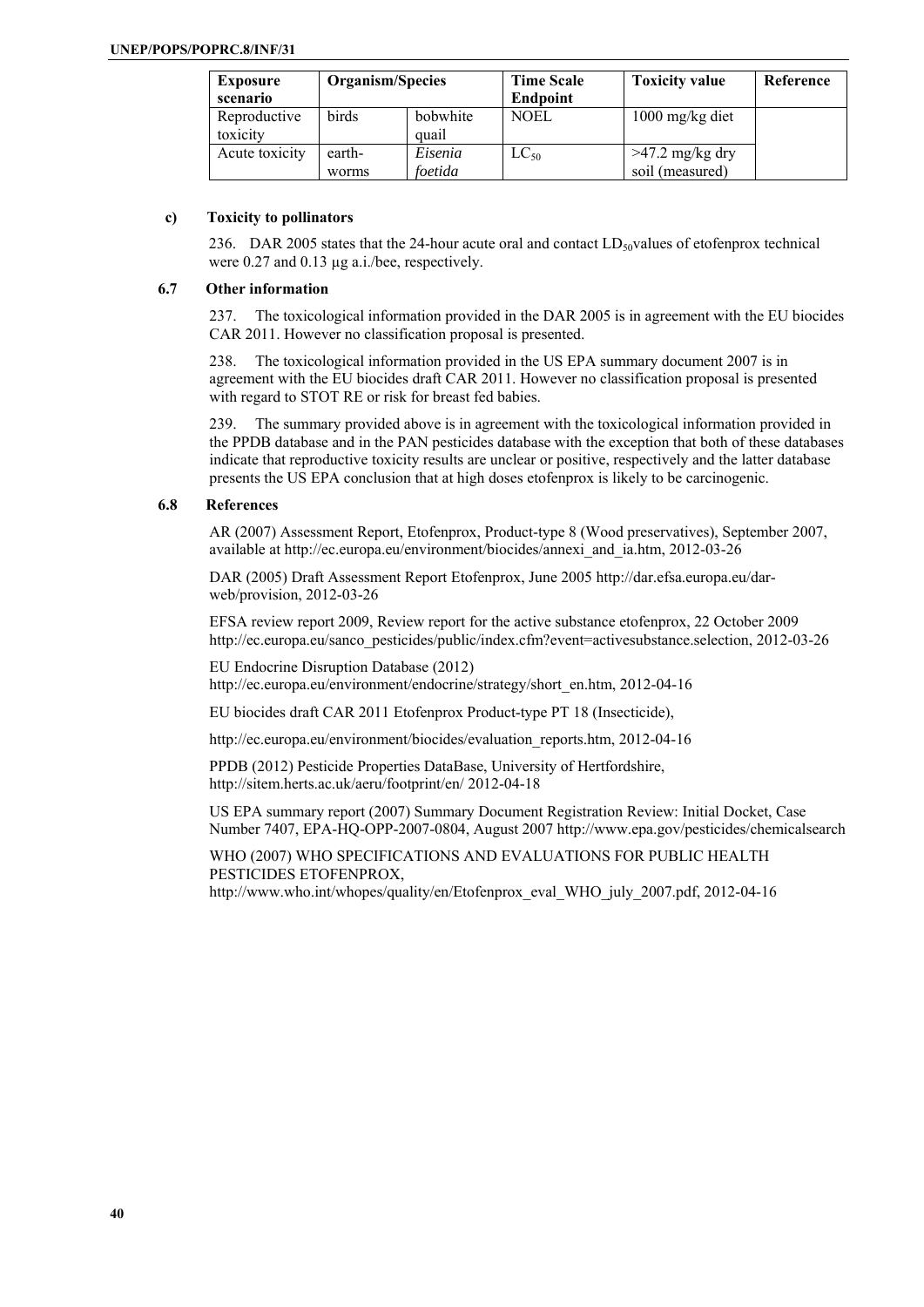| Exposure scenario | Organism/Species | | Time Scale Endpoint | Toxicity value | Reference |
|---|---|---|---|---|---|
| Reproductive toxicity | birds | bobwhite quail | NOEL | 1000 mg/kg diet | |
| Acute toxicity | earth-worms | *Eisenia foetida* | $LC_{50}$ | >47.2 mg/kg dry soil (measured) | |

### c) Toxicity to pollinators

236. DAR 2005 states that the 24-hour acute oral and contact $LD_{50}$values of etofenprox technical were 0.27 and 0.13 µg a.i./bee, respectively.

## 6.7 Other information

237. The toxicological information provided in the DAR 2005 is in agreement with the EU biocides CAR 2011. However no classification proposal is presented.

238. The toxicological information provided in the US EPA summary document 2007 is in agreement with the EU biocides draft CAR 2011. However no classification proposal is presented with regard to STOT RE or risk for breast fed babies.

239. The summary provided above is in agreement with the toxicological information provided in the PPDB database and in the PAN pesticides database with the exception that both of these databases indicate that reproductive toxicity results are unclear or positive, respectively and the latter database presents the US EPA conclusion that at high doses etofenprox is likely to be carcinogenic.

## 6.8 References

AR (2007) Assessment Report, Etofenprox, Product-type 8 (Wood preservatives), September 2007, available at http://ec.europa.eu/environment/biocides/annexi_and_ia.htm, 2012-03-26

DAR (2005) Draft Assessment Report Etofenprox, June 2005 http://dar.efsa.europa.eu/dar-web/provision, 2012-03-26

EFSA review report 2009, Review report for the active substance etofenprox, 22 October 2009 http://ec.europa.eu/sanco_pesticides/public/index.cfm?event=activesubstance.selection, 2012-03-26

EU Endocrine Disruption Database (2012) http://ec.europa.eu/environment/endocrine/strategy/short_en.htm, 2012-04-16

EU biocides draft CAR 2011 Etofenprox Product-type PT 18 (Insecticide),

http://ec.europa.eu/environment/biocides/evaluation_reports.htm, 2012-04-16

PPDB (2012) Pesticide Properties DataBase, University of Hertfordshire, http://sitem.herts.ac.uk/aeru/footprint/en/ 2012-04-18

US EPA summary report (2007) Summary Document Registration Review: Initial Docket, Case Number 7407, EPA-HQ-OPP-2007-0804, August 2007 http://www.epa.gov/pesticides/chemicalsearch

WHO (2007) WHO SPECIFICATIONS AND EVALUATIONS FOR PUBLIC HEALTH PESTICIDES ETOFENPROX,
http://www.who.int/whopes/quality/en/Etofenprox_eval_WHO_july_2007.pdf, 2012-04-16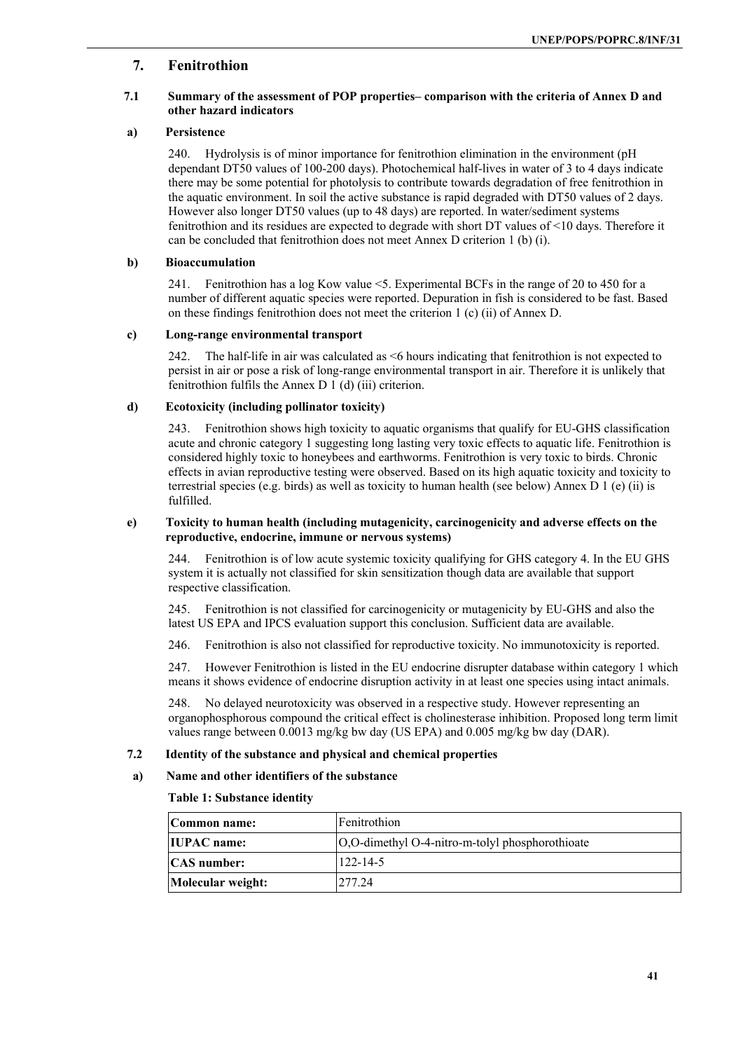## 7. Fenitrothion

### 7.1 Summary of the assessment of POP properties– comparison with the criteria of Annex D and other hazard indicators

#### a) Persistence

240. Hydrolysis is of minor importance for fenitrothion elimination in the environment (pH dependant DT50 values of 100-200 days). Photochemical half-lives in water of 3 to 4 days indicate there may be some potential for photolysis to contribute towards degradation of free fenitrothion in the aquatic environment. In soil the active substance is rapid degraded with DT50 values of 2 days. However also longer DT50 values (up to 48 days) are reported. In water/sediment systems fenitrothion and its residues are expected to degrade with short DT values of <10 days. Therefore it can be concluded that fenitrothion does not meet Annex D criterion 1 (b) (i).

#### b) Bioaccumulation

241. Fenitrothion has a log Kow value <5. Experimental BCFs in the range of 20 to 450 for a number of different aquatic species were reported. Depuration in fish is considered to be fast. Based on these findings fenitrothion does not meet the criterion 1 (c) (ii) of Annex D.

#### c) Long-range environmental transport

242. The half-life in air was calculated as <6 hours indicating that fenitrothion is not expected to persist in air or pose a risk of long-range environmental transport in air. Therefore it is unlikely that fenitrothion fulfils the Annex D 1 (d) (iii) criterion.

#### d) Ecotoxicity (including pollinator toxicity)

243. Fenitrothion shows high toxicity to aquatic organisms that qualify for EU-GHS classification acute and chronic category 1 suggesting long lasting very toxic effects to aquatic life. Fenitrothion is considered highly toxic to honeybees and earthworms. Fenitrothion is very toxic to birds. Chronic effects in avian reproductive testing were observed. Based on its high aquatic toxicity and toxicity to terrestrial species (e.g. birds) as well as toxicity to human health (see below) Annex D 1 (e) (ii) is fulfilled.

#### e) Toxicity to human health (including mutagenicity, carcinogenicity and adverse effects on the reproductive, endocrine, immune or nervous systems)

244. Fenitrothion is of low acute systemic toxicity qualifying for GHS category 4. In the EU GHS system it is actually not classified for skin sensitization though data are available that support respective classification.

245. Fenitrothion is not classified for carcinogenicity or mutagenicity by EU-GHS and also the latest US EPA and IPCS evaluation support this conclusion. Sufficient data are available.

246. Fenitrothion is also not classified for reproductive toxicity. No immunotoxicity is reported.

247. However Fenitrothion is listed in the EU endocrine disrupter database within category 1 which means it shows evidence of endocrine disruption activity in at least one species using intact animals.

248. No delayed neurotoxicity was observed in a respective study. However representing an organophosphorous compound the critical effect is cholinesterase inhibition. Proposed long term limit values range between 0.0013 mg/kg bw day (US EPA) and 0.005 mg/kg bw day (DAR).

### 7.2 Identity of the substance and physical and chemical properties

#### a) Name and other identifiers of the substance

**Table 1: Substance identity**

| **Common name:** | Fenitrothion |
|---|---|
| **IUPAC name:** | O,O-dimethyl O-4-nitro-m-tolyl phosphorothioate |
| **CAS number:** | 122-14-5 |
| **Molecular weight:** | 277.24 |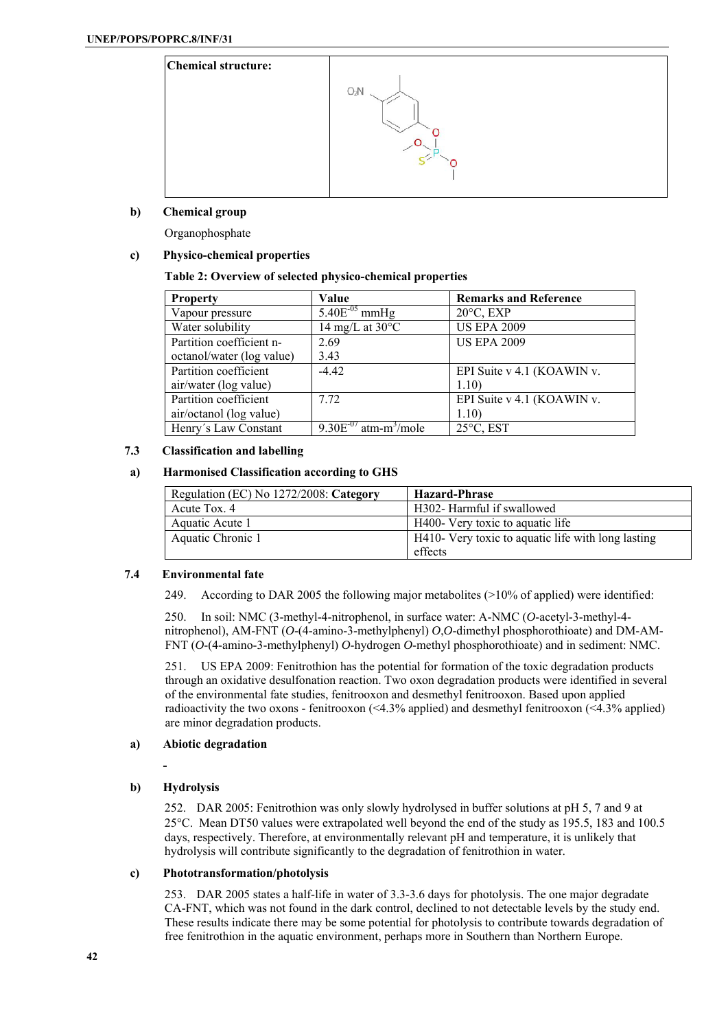| Chemical structure: | |
|---|---|

**b) Chemical group**

Organophosphate

**c) Physico-chemical properties**

**Table 2: Overview of selected physico-chemical properties**

| Property | Value | Remarks and Reference |
|---|---|---|
| Vapour pressure | $5.40E^{-05}$ mmHg | 20°C, EXP |
| Water solubility | 14 mg/L at 30°C | US EPA 2009 |
| Partition coefficient n-octanol/water (log value) | 2.69<br>3.43 | US EPA 2009 |
| Partition coefficient air/water (log value) | -4.42 | EPI Suite v 4.1 (KOAWIN v. 1.10) |
| Partition coefficient air/octanol (log value) | 7.72 | EPI Suite v 4.1 (KOAWIN v. 1.10) |
| Henry´s Law Constant | $9.30E^{-07}$ atm-m$^3$/mole | 25°C, EST |

## 7.3 Classification and labelling

**a) Harmonised Classification according to GHS**

| Regulation (EC) No 1272/2008: **Category** | **Hazard-Phrase** |
|---|---|
| Acute Tox. 4 | H302- Harmful if swallowed |
| Aquatic Acute 1 | H400- Very toxic to aquatic life |
| Aquatic Chronic 1 | H410- Very toxic to aquatic life with long lasting effects |

## 7.4 Environmental fate

249. According to DAR 2005 the following major metabolites (>10% of applied) were identified:

250. In soil: NMC (3-methyl-4-nitrophenol, in surface water: A-NMC (*O*-acetyl-3-methyl-4-nitrophenol), AM-FNT (*O*-(4-amino-3-methylphenyl) *O*,*O*-dimethyl phosphorothioate) and DM-AM-FNT (*O*-(4-amino-3-methylphenyl) *O*-hydrogen *O*-methyl phosphorothioate) and in sediment: NMC.

251. US EPA 2009: Fenitrothion has the potential for formation of the toxic degradation products through an oxidative desulfonation reaction. Two oxon degradation products were identified in several of the environmental fate studies, fenitrooxon and desmethyl fenitrooxon. Based upon applied radioactivity the two oxons - fenitrooxon (<4.3% applied) and desmethyl fenitrooxon (<4.3% applied) are minor degradation products.

**a) Abiotic degradation**

-

**b) Hydrolysis**

252. DAR 2005: Fenitrothion was only slowly hydrolysed in buffer solutions at pH 5, 7 and 9 at 25°C. Mean DT50 values were extrapolated well beyond the end of the study as 195.5, 183 and 100.5 days, respectively. Therefore, at environmentally relevant pH and temperature, it is unlikely that hydrolysis will contribute significantly to the degradation of fenitrothion in water.

**c) Phototransformation/photolysis**

253. DAR 2005 states a half-life in water of 3.3-3.6 days for photolysis. The one major degradate CA-FNT, which was not found in the dark control, declined to not detectable levels by the study end. These results indicate there may be some potential for photolysis to contribute towards degradation of free fenitrothion in the aquatic environment, perhaps more in Southern than Northern Europe.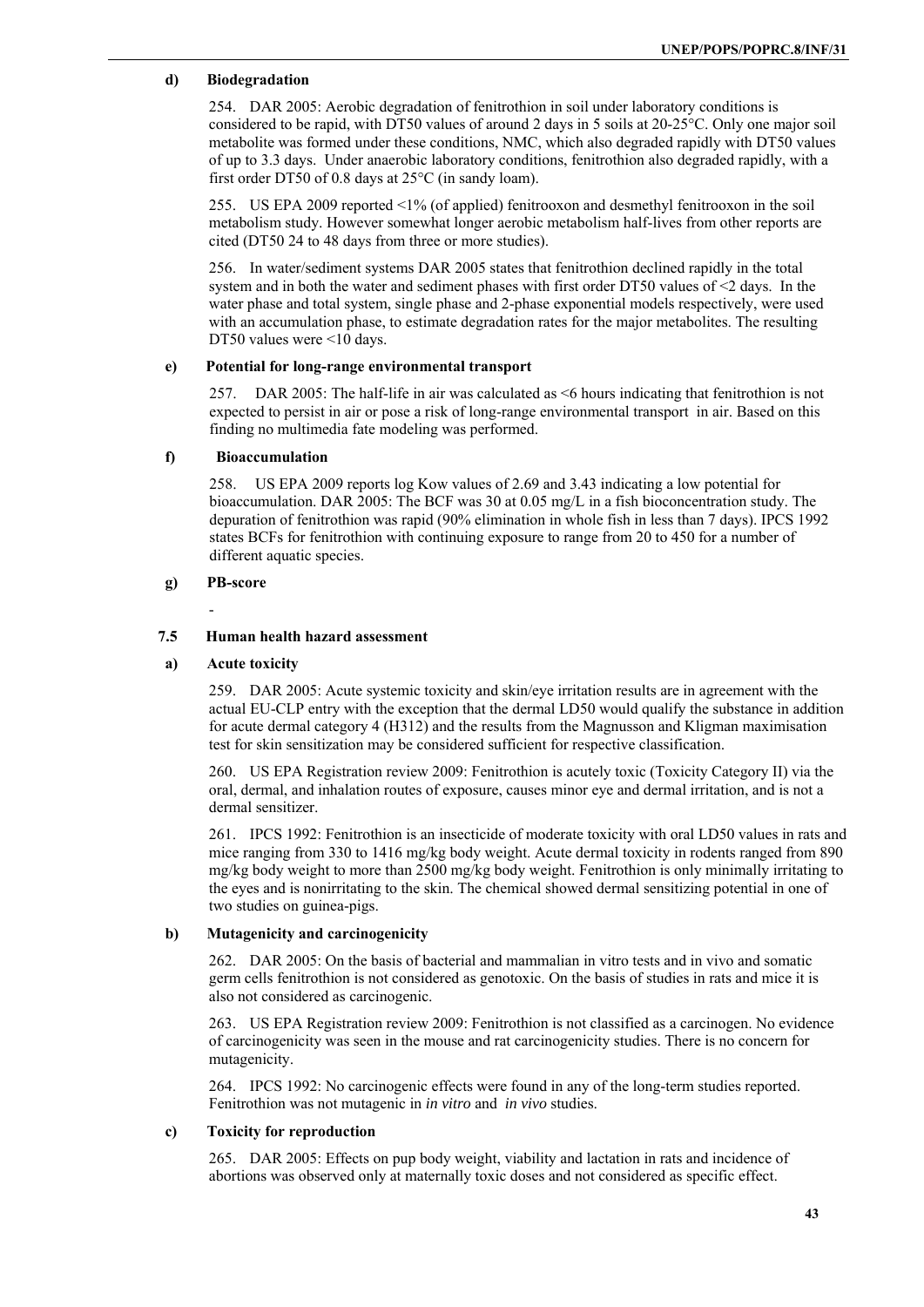#### d) Biodegradation

254. DAR 2005: Aerobic degradation of fenitrothion in soil under laboratory conditions is considered to be rapid, with DT50 values of around 2 days in 5 soils at 20-25°C. Only one major soil metabolite was formed under these conditions, NMC, which also degraded rapidly with DT50 values of up to 3.3 days. Under anaerobic laboratory conditions, fenitrothion also degraded rapidly, with a first order DT50 of 0.8 days at 25°C (in sandy loam).

255. US EPA 2009 reported <1% (of applied) fenitrooxon and desmethyl fenitrooxon in the soil metabolism study. However somewhat longer aerobic metabolism half-lives from other reports are cited (DT50 24 to 48 days from three or more studies).

256. In water/sediment systems DAR 2005 states that fenitrothion declined rapidly in the total system and in both the water and sediment phases with first order DT50 values of <2 days. In the water phase and total system, single phase and 2-phase exponential models respectively, were used with an accumulation phase, to estimate degradation rates for the major metabolites. The resulting DT50 values were <10 days.

#### e) Potential for long-range environmental transport

257. DAR 2005: The half-life in air was calculated as <6 hours indicating that fenitrothion is not expected to persist in air or pose a risk of long-range environmental transport in air. Based on this finding no multimedia fate modeling was performed.

#### f) Bioaccumulation

258. US EPA 2009 reports log Kow values of 2.69 and 3.43 indicating a low potential for bioaccumulation. DAR 2005: The BCF was 30 at 0.05 mg/L in a fish bioconcentration study. The depuration of fenitrothion was rapid (90% elimination in whole fish in less than 7 days). IPCS 1992 states BCFs for fenitrothion with continuing exposure to range from 20 to 450 for a number of different aquatic species.

#### g) PB-score

-

### 7.5 Human health hazard assessment

#### a) Acute toxicity

259. DAR 2005: Acute systemic toxicity and skin/eye irritation results are in agreement with the actual EU-CLP entry with the exception that the dermal LD50 would qualify the substance in addition for acute dermal category 4 (H312) and the results from the Magnusson and Kligman maximisation test for skin sensitization may be considered sufficient for respective classification.

260. US EPA Registration review 2009: Fenitrothion is acutely toxic (Toxicity Category II) via the oral, dermal, and inhalation routes of exposure, causes minor eye and dermal irritation, and is not a dermal sensitizer.

261. IPCS 1992: Fenitrothion is an insecticide of moderate toxicity with oral LD50 values in rats and mice ranging from 330 to 1416 mg/kg body weight. Acute dermal toxicity in rodents ranged from 890 mg/kg body weight to more than 2500 mg/kg body weight. Fenitrothion is only minimally irritating to the eyes and is nonirritating to the skin. The chemical showed dermal sensitizing potential in one of two studies on guinea-pigs.

#### b) Mutagenicity and carcinogenicity

262. DAR 2005: On the basis of bacterial and mammalian in vitro tests and in vivo and somatic germ cells fenitrothion is not considered as genotoxic. On the basis of studies in rats and mice it is also not considered as carcinogenic.

263. US EPA Registration review 2009: Fenitrothion is not classified as a carcinogen. No evidence of carcinogenicity was seen in the mouse and rat carcinogenicity studies. There is no concern for mutagenicity.

264. IPCS 1992: No carcinogenic effects were found in any of the long-term studies reported. Fenitrothion was not mutagenic in *in vitro* and *in vivo* studies.

#### c) Toxicity for reproduction

265. DAR 2005: Effects on pup body weight, viability and lactation in rats and incidence of abortions was observed only at maternally toxic doses and not considered as specific effect.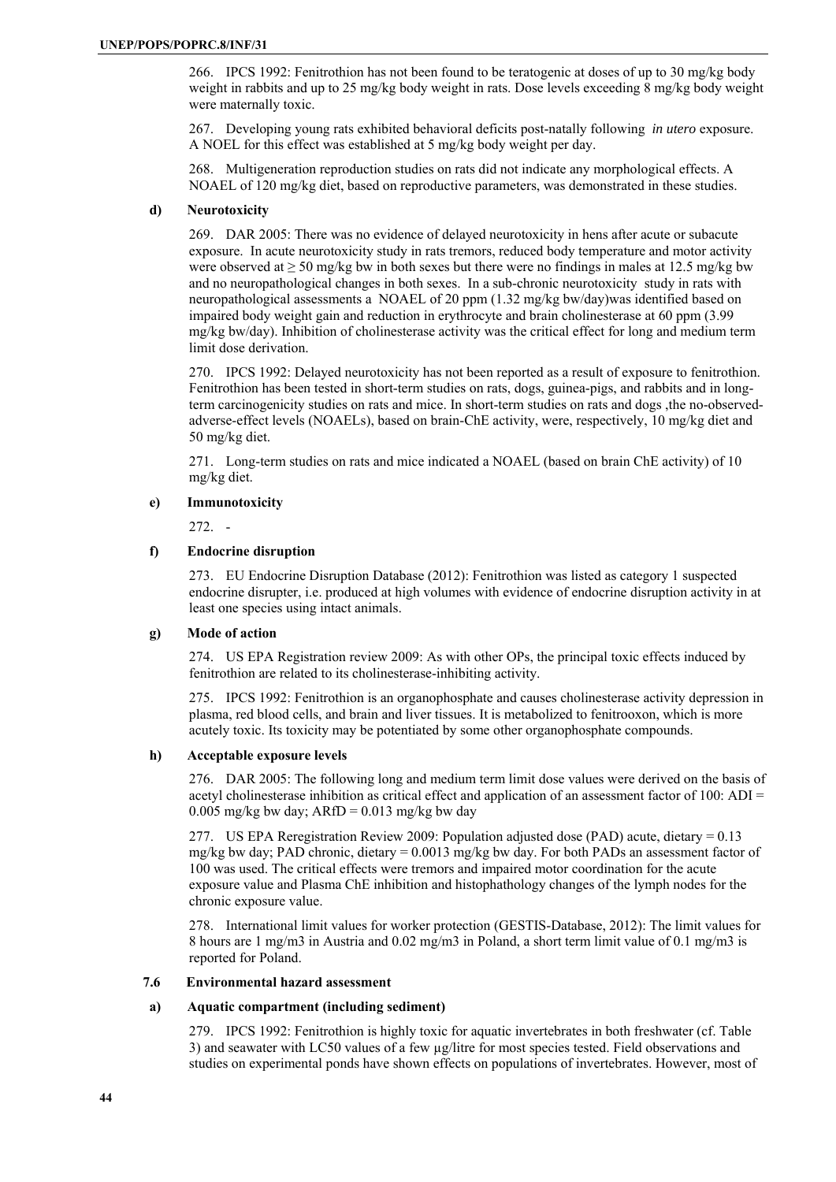266. IPCS 1992: Fenitrothion has not been found to be teratogenic at doses of up to 30 mg/kg body weight in rabbits and up to 25 mg/kg body weight in rats. Dose levels exceeding 8 mg/kg body weight were maternally toxic.

267. Developing young rats exhibited behavioral deficits post-natally following *in utero* exposure. A NOEL for this effect was established at 5 mg/kg body weight per day.

268. Multigeneration reproduction studies on rats did not indicate any morphological effects. A NOAEL of 120 mg/kg diet, based on reproductive parameters, was demonstrated in these studies.

### d) Neurotoxicity

269. DAR 2005: There was no evidence of delayed neurotoxicity in hens after acute or subacute exposure. In acute neurotoxicity study in rats tremors, reduced body temperature and motor activity were observed at ≥ 50 mg/kg bw in both sexes but there were no findings in males at 12.5 mg/kg bw and no neuropathological changes in both sexes. In a sub-chronic neurotoxicity study in rats with neuropathological assessments a NOAEL of 20 ppm (1.32 mg/kg bw/day)was identified based on impaired body weight gain and reduction in erythrocyte and brain cholinesterase at 60 ppm (3.99 mg/kg bw/day). Inhibition of cholinesterase activity was the critical effect for long and medium term limit dose derivation.

270. IPCS 1992: Delayed neurotoxicity has not been reported as a result of exposure to fenitrothion. Fenitrothion has been tested in short-term studies on rats, dogs, guinea-pigs, and rabbits and in long-term carcinogenicity studies on rats and mice. In short-term studies on rats and dogs ,the no-observed-adverse-effect levels (NOAELs), based on brain-ChE activity, were, respectively, 10 mg/kg diet and 50 mg/kg diet.

271. Long-term studies on rats and mice indicated a NOAEL (based on brain ChE activity) of 10 mg/kg diet.

### e) Immunotoxicity

272. -

### f) Endocrine disruption

273. EU Endocrine Disruption Database (2012): Fenitrothion was listed as category 1 suspected endocrine disrupter, i.e. produced at high volumes with evidence of endocrine disruption activity in at least one species using intact animals.

### g) Mode of action

274. US EPA Registration review 2009: As with other OPs, the principal toxic effects induced by fenitrothion are related to its cholinesterase-inhibiting activity.

275. IPCS 1992: Fenitrothion is an organophosphate and causes cholinesterase activity depression in plasma, red blood cells, and brain and liver tissues. It is metabolized to fenitrooxon, which is more acutely toxic. Its toxicity may be potentiated by some other organophosphate compounds.

### h) Acceptable exposure levels

276. DAR 2005: The following long and medium term limit dose values were derived on the basis of acetyl cholinesterase inhibition as critical effect and application of an assessment factor of 100: ADI = 0.005 mg/kg bw day; ARfD = 0.013 mg/kg bw day

277. US EPA Reregistration Review 2009: Population adjusted dose (PAD) acute, dietary = 0.13 mg/kg bw day; PAD chronic, dietary = 0.0013 mg/kg bw day. For both PADs an assessment factor of 100 was used. The critical effects were tremors and impaired motor coordination for the acute exposure value and Plasma ChE inhibition and histophathology changes of the lymph nodes for the chronic exposure value.

278. International limit values for worker protection (GESTIS-Database, 2012): The limit values for 8 hours are 1 mg/m3 in Austria and 0.02 mg/m3 in Poland, a short term limit value of 0.1 mg/m3 is reported for Poland.

## 7.6 Environmental hazard assessment

### a) Aquatic compartment (including sediment)

279. IPCS 1992: Fenitrothion is highly toxic for aquatic invertebrates in both freshwater (cf. Table 3) and seawater with LC50 values of a few µg/litre for most species tested. Field observations and studies on experimental ponds have shown effects on populations of invertebrates. However, most of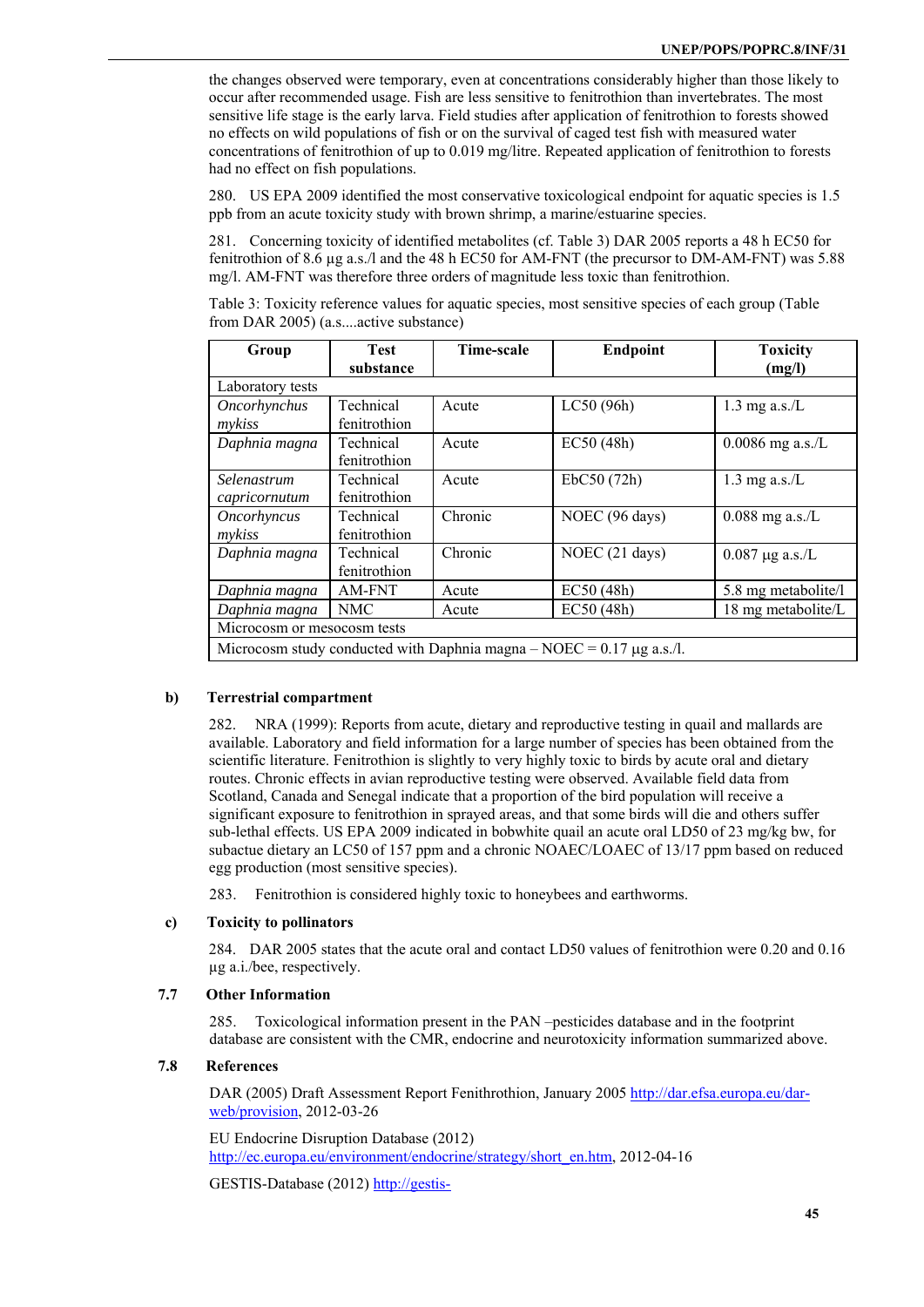the changes observed were temporary, even at concentrations considerably higher than those likely to occur after recommended usage. Fish are less sensitive to fenitrothion than invertebrates. The most sensitive life stage is the early larva. Field studies after application of fenitrothion to forests showed no effects on wild populations of fish or on the survival of caged test fish with measured water concentrations of fenitrothion of up to 0.019 mg/litre. Repeated application of fenitrothion to forests had no effect on fish populations.

280. US EPA 2009 identified the most conservative toxicological endpoint for aquatic species is 1.5 ppb from an acute toxicity study with brown shrimp, a marine/estuarine species.

281. Concerning toxicity of identified metabolites (cf. Table 3) DAR 2005 reports a 48 h EC50 for fenitrothion of 8.6 µg a.s./l and the 48 h EC50 for AM-FNT (the precursor to DM-AM-FNT) was 5.88 mg/l. AM-FNT was therefore three orders of magnitude less toxic than fenitrothion.

Table 3: Toxicity reference values for aquatic species, most sensitive species of each group (Table from DAR 2005) (a.s....active substance)

| Group | Test substance | Time-scale | Endpoint | Toxicity (mg/l) |
|---|---|---|---|---|
| Laboratory tests | | | | |
| *Oncorhynchus mykiss* | Technical fenitrothion | Acute | LC50 (96h) | 1.3 mg a.s./L |
| *Daphnia magna* | Technical fenitrothion | Acute | EC50 (48h) | 0.0086 mg a.s./L |
| *Selenastrum capricornutum* | Technical fenitrothion | Acute | EbC50 (72h) | 1.3 mg a.s./L |
| *Oncorhyncus mykiss* | Technical fenitrothion | Chronic | NOEC (96 days) | 0.088 mg a.s./L |
| *Daphnia magna* | Technical fenitrothion | Chronic | NOEC (21 days) | 0.087 µg a.s./L |
| *Daphnia magna* | AM-FNT | Acute | EC50 (48h) | 5.8 mg metabolite/l |
| *Daphnia magna* | NMC | Acute | EC50 (48h) | 18 mg metabolite/L |
| Microcosm or mesocosm tests | | | | |
| Microcosm study conducted with Daphnia magna – NOEC = 0.17 µg a.s./l. | | | | |

**b) Terrestrial compartment**

282. NRA (1999): Reports from acute, dietary and reproductive testing in quail and mallards are available. Laboratory and field information for a large number of species has been obtained from the scientific literature. Fenitrothion is slightly to very highly toxic to birds by acute oral and dietary routes. Chronic effects in avian reproductive testing were observed. Available field data from Scotland, Canada and Senegal indicate that a proportion of the bird population will receive a significant exposure to fenitrothion in sprayed areas, and that some birds will die and others suffer sub-lethal effects. US EPA 2009 indicated in bobwhite quail an acute oral LD50 of 23 mg/kg bw, for subactue dietary an LC50 of 157 ppm and a chronic NOAEC/LOAEC of 13/17 ppm based on reduced egg production (most sensitive species).

283. Fenitrothion is considered highly toxic to honeybees and earthworms.

**c) Toxicity to pollinators**

284. DAR 2005 states that the acute oral and contact LD50 values of fenitrothion were 0.20 and 0.16 µg a.i./bee, respectively.

## 7.7 Other Information

285. Toxicological information present in the PAN –pesticides database and in the footprint database are consistent with the CMR, endocrine and neurotoxicity information summarized above.

## 7.8 References

DAR (2005) Draft Assessment Report Fenithrothion, January 2005 http://dar.efsa.europa.eu/dar-web/provision, 2012-03-26

EU Endocrine Disruption Database (2012) http://ec.europa.eu/environment/endocrine/strategy/short_en.htm, 2012-04-16

GESTIS-Database (2012) http://gestis-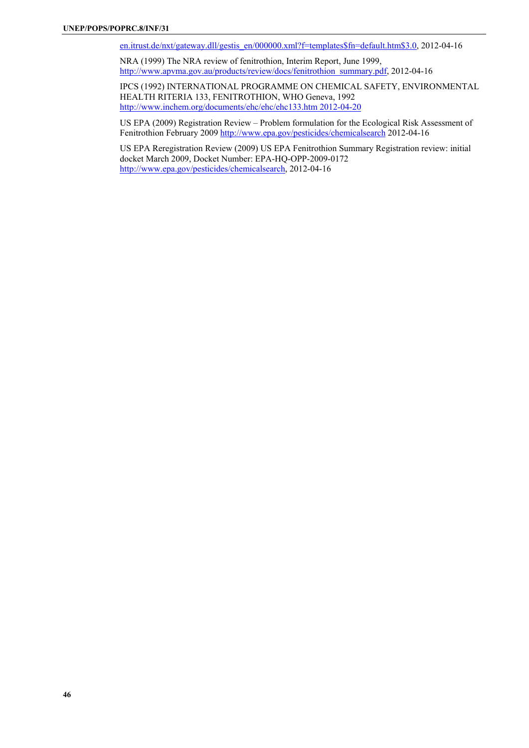en.itrust.de/nxt/gateway.dll/gestis_en/000000.xml?f=templates$fn=default.htm$3.0, 2012-04-16

NRA (1999) The NRA review of fenitrothion, Interim Report, June 1999, http://www.apvma.gov.au/products/review/docs/fenitrothion_summary.pdf, 2012-04-16

IPCS (1992) INTERNATIONAL PROGRAMME ON CHEMICAL SAFETY, ENVIRONMENTAL HEALTH RITERIA 133, FENITROTHION, WHO Geneva, 1992 http://www.inchem.org/documents/ehc/ehc/ehc133.htm 2012-04-20

US EPA (2009) Registration Review – Problem formulation for the Ecological Risk Assessment of Fenitrothion February 2009 http://www.epa.gov/pesticides/chemicalsearch 2012-04-16

US EPA Reregistration Review (2009) US EPA Fenitrothion Summary Registration review: initial docket March 2009, Docket Number: EPA-HQ-OPP-2009-0172 http://www.epa.gov/pesticides/chemicalsearch, 2012-04-16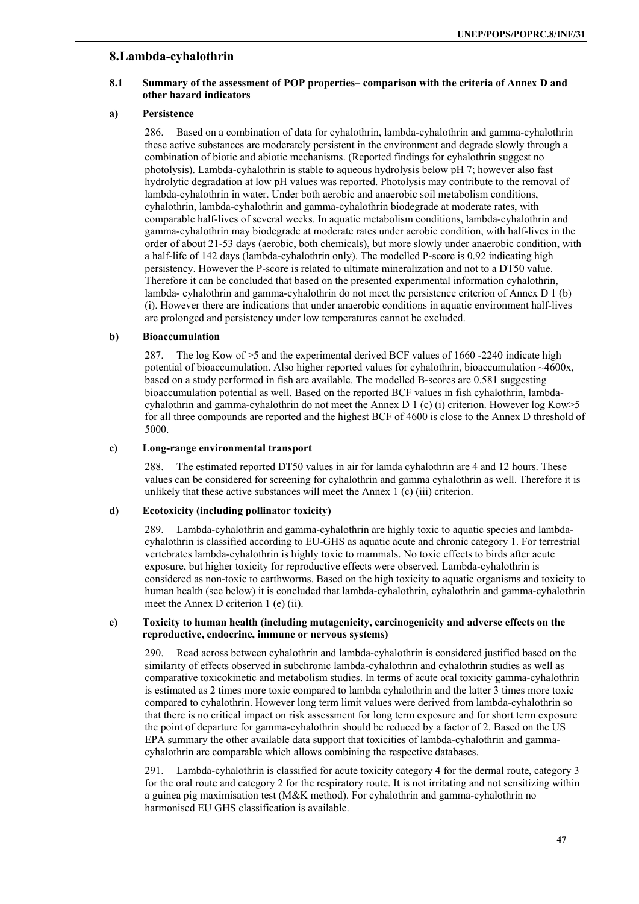## 8. Lambda-cyhalothrin

### 8.1 Summary of the assessment of POP properties– comparison with the criteria of Annex D and other hazard indicators

#### a) Persistence

286. Based on a combination of data for cyhalothrin, lambda-cyhalothrin and gamma-cyhalothrin these active substances are moderately persistent in the environment and degrade slowly through a combination of biotic and abiotic mechanisms. (Reported findings for cyhalothrin suggest no photolysis). Lambda-cyhalothrin is stable to aqueous hydrolysis below pH 7; however also fast hydrolytic degradation at low pH values was reported. Photolysis may contribute to the removal of lambda-cyhalothrin in water. Under both aerobic and anaerobic soil metabolism conditions, cyhalothrin, lambda-cyhalothrin and gamma-cyhalothrin biodegrade at moderate rates, with comparable half-lives of several weeks. In aquatic metabolism conditions, lambda-cyhalothrin and gamma-cyhalothrin may biodegrade at moderate rates under aerobic condition, with half-lives in the order of about 21-53 days (aerobic, both chemicals), but more slowly under anaerobic condition, with a half-life of 142 days (lambda-cyhalothrin only). The modelled P-score is 0.92 indicating high persistency. However the P-score is related to ultimate mineralization and not to a DT50 value. Therefore it can be concluded that based on the presented experimental information cyhalothrin, lambda- cyhalothrin and gamma-cyhalothrin do not meet the persistence criterion of Annex D 1 (b) (i). However there are indications that under anaerobic conditions in aquatic environment half-lives are prolonged and persistency under low temperatures cannot be excluded.

#### b) Bioaccumulation

287. The log Kow of >5 and the experimental derived BCF values of 1660 -2240 indicate high potential of bioaccumulation. Also higher reported values for cyhalothrin, bioaccumulation ~4600x, based on a study performed in fish are available. The modelled B-scores are 0.581 suggesting bioaccumulation potential as well. Based on the reported BCF values in fish cyhalothrin, lambda-cyhalothrin and gamma-cyhalothrin do not meet the Annex D 1 (c) (i) criterion. However log Kow>5 for all three compounds are reported and the highest BCF of 4600 is close to the Annex D threshold of 5000.

#### c) Long-range environmental transport

288. The estimated reported DT50 values in air for lamda cyhalothrin are 4 and 12 hours. These values can be considered for screening for cyhalothrin and gamma cyhalothrin as well. Therefore it is unlikely that these active substances will meet the Annex 1 (c) (iii) criterion.

#### d) Ecotoxicity (including pollinator toxicity)

289. Lambda-cyhalothrin and gamma-cyhalothrin are highly toxic to aquatic species and lambda-cyhalothrin is classified according to EU-GHS as aquatic acute and chronic category 1. For terrestrial vertebrates lambda-cyhalothrin is highly toxic to mammals. No toxic effects to birds after acute exposure, but higher toxicity for reproductive effects were observed. Lambda-cyhalothrin is considered as non-toxic to earthworms. Based on the high toxicity to aquatic organisms and toxicity to human health (see below) it is concluded that lambda-cyhalothrin, cyhalothrin and gamma-cyhalothrin meet the Annex D criterion 1 (e) (ii).

#### e) Toxicity to human health (including mutagenicity, carcinogenicity and adverse effects on the reproductive, endocrine, immune or nervous systems)

290. Read across between cyhalothrin and lambda-cyhalothrin is considered justified based on the similarity of effects observed in subchronic lambda-cyhalothrin and cyhalothrin studies as well as comparative toxicokinetic and metabolism studies. In terms of acute oral toxicity gamma-cyhalothrin is estimated as 2 times more toxic compared to lambda cyhalothrin and the latter 3 times more toxic compared to cyhalothrin. However long term limit values were derived from lambda-cyhalothrin so that there is no critical impact on risk assessment for long term exposure and for short term exposure the point of departure for gamma-cyhalothrin should be reduced by a factor of 2. Based on the US EPA summary the other available data support that toxicities of lambda-cyhalothrin and gamma-cyhalothrin are comparable which allows combining the respective databases.

291. Lambda-cyhalothrin is classified for acute toxicity category 4 for the dermal route, category 3 for the oral route and category 2 for the respiratory route. It is not irritating and not sensitizing within a guinea pig maximisation test (M&K method). For cyhalothrin and gamma-cyhalothrin no harmonised EU GHS classification is available.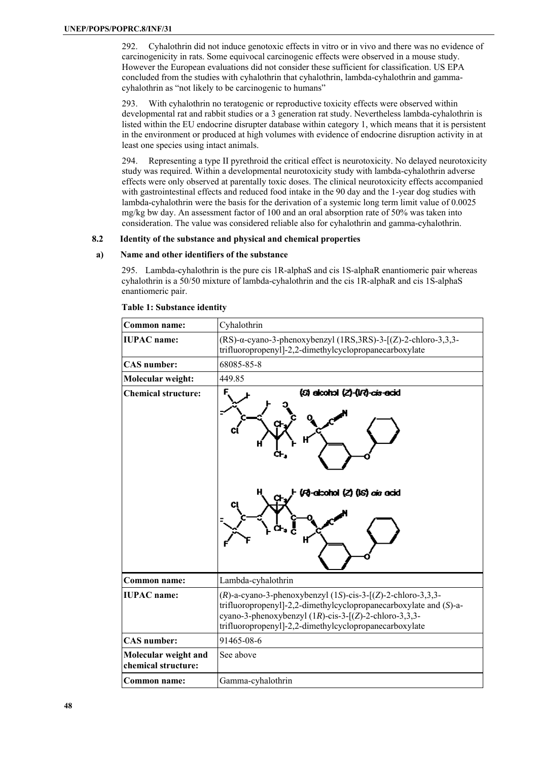292. Cyhalothrin did not induce genotoxic effects in vitro or in vivo and there was no evidence of carcinogenicity in rats. Some equivocal carcinogenic effects were observed in a mouse study. However the European evaluations did not consider these sufficient for classification. US EPA concluded from the studies with cyhalothrin that cyhalothrin, lambda-cyhalothrin and gamma-cyhalothrin as "not likely to be carcinogenic to humans"

293. With cyhalothrin no teratogenic or reproductive toxicity effects were observed within developmental rat and rabbit studies or a 3 generation rat study. Nevertheless lambda-cyhalothrin is listed within the EU endocrine disrupter database within category 1, which means that it is persistent in the environment or produced at high volumes with evidence of endocrine disruption activity in at least one species using intact animals.

294. Representing a type II pyrethroid the critical effect is neurotoxicity. No delayed neurotoxicity study was required. Within a developmental neurotoxicity study with lambda-cyhalothrin adverse effects were only observed at parentally toxic doses. The clinical neurotoxicity effects accompanied with gastrointestinal effects and reduced food intake in the 90 day and the 1-year dog studies with lambda-cyhalothrin were the basis for the derivation of a systemic long term limit value of 0.0025 mg/kg bw day. An assessment factor of 100 and an oral absorption rate of 50% was taken into consideration. The value was considered reliable also for cyhalothrin and gamma-cyhalothrin.

## 8.2 Identity of the substance and physical and chemical properties

### a) Name and other identifiers of the substance

295. Lambda-cyhalothrin is the pure cis 1R-alphaS and cis 1S-alphaR enantiomeric pair whereas cyhalothrin is a 50/50 mixture of lambda-cyhalothrin and the cis 1R-alphaR and cis 1S-alphaS enantiomeric pair.

**Table 1: Substance identity**

| | |
|---|---|
| **Common name:** | Cyhalothrin |
| **IUPAC name:** | (RS)-α-cyano-3-phenoxybenzyl (1RS,3RS)-3-[(Z)-2-chloro-3,3,3-trifluoropropenyl]-2,2-dimethylcyclopropanecarboxylate |
| **CAS number:** | 68085-85-8 |
| **Molecular weight:** | 449.85 |
| **Chemical structure:** | (S) alcohol (Z)-(1R)-cis-acid; (R)-alcohol (Z) (1S) cis acid |
| **Common name:** | Lambda-cyhalothrin |
| **IUPAC name:** | (*R*)-a-cyano-3-phenoxybenzyl (1*S*)-cis-3-[(*Z*)-2-chloro-3,3,3-trifluoropropenyl]-2,2-dimethylcyclopropanecarboxylate and (*S*)-a-cyano-3-phenoxybenzyl (1*R*)-cis-3-[(*Z*)-2-chloro-3,3,3-trifluoropropenyl]-2,2-dimethylcyclopropanecarboxylate |
| **CAS number:** | 91465-08-6 |
| **Molecular weight and chemical structure:** | See above |
| **Common name:** | Gamma-cyhalothrin |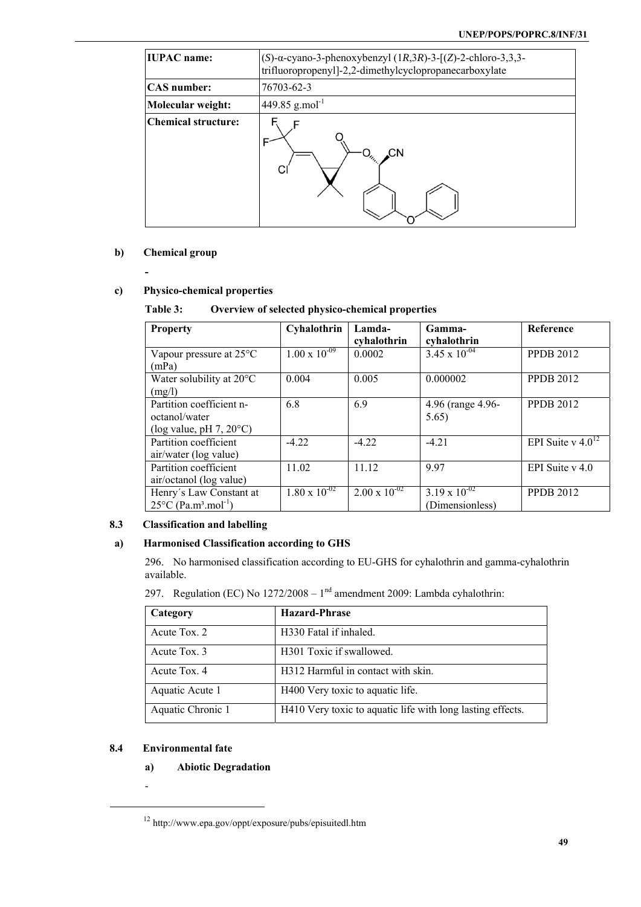| **IUPAC name:** | (*S*)-α-cyano-3-phenoxybenzyl (1*R*,3*R*)-3-[(*Z*)-2-chloro-3,3,3-trifluoropropenyl]-2,2-dimethylcyclopropanecarboxylate |
|---|---|
| **CAS number:** | 76703-62-3 |
| **Molecular weight:** | 449.85 g.mol$^{-1}$ |
| **Chemical structure:** | |

**b) Chemical group**

-

**c) Physico-chemical properties**

**Table 3: Overview of selected physico-chemical properties**

| **Property** | **Cyhalothrin** | **Lamda-cyhalothrin** | **Gamma-cyhalothrin** | **Reference** |
|---|---|---|---|---|
| Vapour pressure at 25°C (mPa) | $1.00 \times 10^{-09}$ | 0.0002 | $3.45 \times 10^{-04}$ | PPDB 2012 |
| Water solubility at 20°C (mg/l) | 0.004 | 0.005 | 0.000002 | PPDB 2012 |
| Partition coefficient n-octanol/water (log value, pH 7, 20°C) | 6.8 | 6.9 | 4.96 (range 4.96-5.65) | PPDB 2012 |
| Partition coefficient air/water (log value) | -4.22 | -4.22 | -4.21 | EPI Suite v 4.0[12] |
| Partition coefficient air/octanol (log value) | 11.02 | 11.12 | 9.97 | EPI Suite v 4.0 |
| Henry´s Law Constant at 25°C (Pa.m³.mol$^{-1}$) | $1.80 \times 10^{-02}$ | $2.00 \times 10^{-02}$ | $3.19 \times 10^{-02}$ (Dimensionless) | PPDB 2012 |

## 8.3 Classification and labelling

### a) Harmonised Classification according to GHS

296. No harmonised classification according to EU-GHS for cyhalothrin and gamma-cyhalothrin available.

297. Regulation (EC) No 1272/2008 – 1[st] amendment 2009: Lambda cyhalothrin:

| **Category** | **Hazard-Phrase** |
|---|---|
| Acute Tox. 2 | H330 Fatal if inhaled. |
| Acute Tox. 3 | H301 Toxic if swallowed. |
| Acute Tox. 4 | H312 Harmful in contact with skin. |
| Aquatic Acute 1 | H400 Very toxic to aquatic life. |
| Aquatic Chronic 1 | H410 Very toxic to aquatic life with long lasting effects. |

## 8.4 Environmental fate

### a) Abiotic Degradation

-

[12] http://www.epa.gov/oppt/exposure/pubs/episuitedl.htm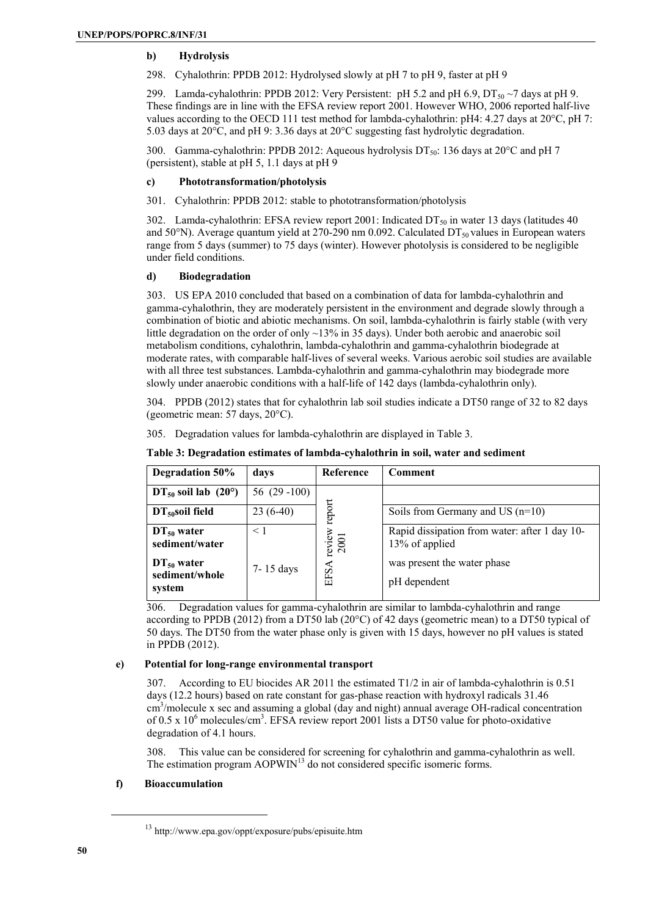#### b) Hydrolysis

298. Cyhalothrin: PPDB 2012: Hydrolysed slowly at pH 7 to pH 9, faster at pH 9

299. Lamda-cyhalothrin: PPDB 2012: Very Persistent: pH 5.2 and pH 6.9, $DT_{50}$ ~7 days at pH 9. These findings are in line with the EFSA review report 2001. However WHO, 2006 reported half-live values according to the OECD 111 test method for lambda-cyhalothrin: pH4: 4.27 days at 20°C, pH 7: 5.03 days at 20°C, and pH 9: 3.36 days at 20°C suggesting fast hydrolytic degradation.

300. Gamma-cyhalothrin: PPDB 2012: Aqueous hydrolysis $DT_{50}$: 136 days at 20°C and pH 7 (persistent), stable at pH 5, 1.1 days at pH 9

#### c) Phototransformation/photolysis

301. Cyhalothrin: PPDB 2012: stable to phototransformation/photolysis

302. Lamda-cyhalothrin: EFSA review report 2001: Indicated $DT_{50}$ in water 13 days (latitudes 40 and 50°N). Average quantum yield at 270-290 nm 0.092. Calculated $DT_{50}$ values in European waters range from 5 days (summer) to 75 days (winter). However photolysis is considered to be negligible under field conditions.

#### d) Biodegradation

303. US EPA 2010 concluded that based on a combination of data for lambda-cyhalothrin and gamma-cyhalothrin, they are moderately persistent in the environment and degrade slowly through a combination of biotic and abiotic mechanisms. On soil, lambda-cyhalothrin is fairly stable (with very little degradation on the order of only ~13% in 35 days). Under both aerobic and anaerobic soil metabolism conditions, cyhalothrin, lambda-cyhalothrin and gamma-cyhalothrin biodegrade at moderate rates, with comparable half-lives of several weeks. Various aerobic soil studies are available with all three test substances. Lambda-cyhalothrin and gamma-cyhalothrin may biodegrade more slowly under anaerobic conditions with a half-life of 142 days (lambda-cyhalothrin only).

304. PPDB (2012) states that for cyhalothrin lab soil studies indicate a DT50 range of 32 to 82 days (geometric mean: 57 days, 20°C).

305. Degradation values for lambda-cyhalothrin are displayed in Table 3.

**Table 3: Degradation estimates of lambda-cyhalothrin in soil, water and sediment**

| Degradation 50% | days | Reference | Comment |
|---|---|---|---|
| $DT_{50}$ soil lab (20°) | 56 (29 -100) | EFSA review report 2001 | |
| $DT_{50}$soil field | 23 (6-40) | | Soils from Germany and US (n=10) |
| $DT_{50}$ water sediment/water | < 1 | | Rapid dissipation from water: after 1 day 10-13% of applied was present the water phase |
| $DT_{50}$ water sediment/whole system | 7- 15 days | | pH dependent |

306. Degradation values for gamma-cyhalothrin are similar to lambda-cyhalothrin and range according to PPDB (2012) from a DT50 lab (20°C) of 42 days (geometric mean) to a DT50 typical of 50 days. The DT50 from the water phase only is given with 15 days, however no pH values is stated in PPDB (2012).

#### e) Potential for long-range environmental transport

307. According to EU biocides AR 2011 the estimated T1/2 in air of lambda-cyhalothrin is 0.51 days (12.2 hours) based on rate constant for gas-phase reaction with hydroxyl radicals 31.46 $cm^3$/molecule x sec and assuming a global (day and night) annual average OH-radical concentration of $0.5 \times 10^6$ molecules/$cm^3$. EFSA review report 2001 lists a DT50 value for photo-oxidative degradation of 4.1 hours.

308. This value can be considered for screening for cyhalothrin and gamma-cyhalothrin as well. The estimation program AOPWIN[13] do not considered specific isomeric forms.

#### f) Bioaccumulation

[13] http://www.epa.gov/oppt/exposure/pubs/episuite.htm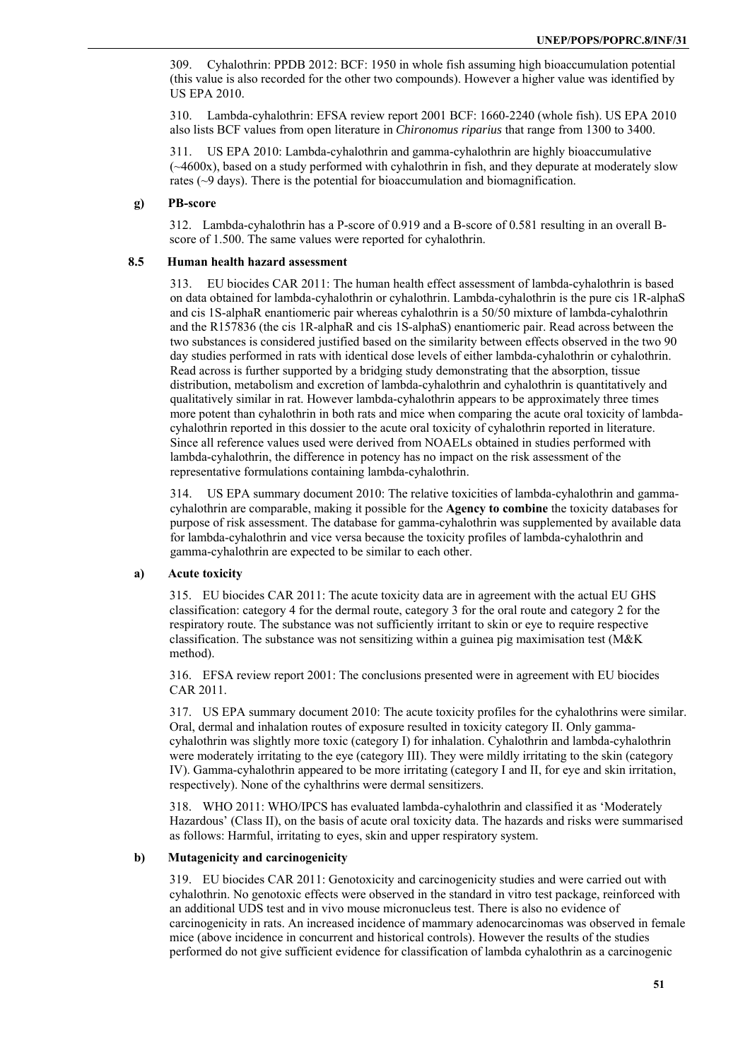309. Cyhalothrin: PPDB 2012: BCF: 1950 in whole fish assuming high bioaccumulation potential (this value is also recorded for the other two compounds). However a higher value was identified by US EPA 2010.

310. Lambda-cyhalothrin: EFSA review report 2001 BCF: 1660-2240 (whole fish). US EPA 2010 also lists BCF values from open literature in *Chironomus riparius* that range from 1300 to 3400.

311. US EPA 2010: Lambda-cyhalothrin and gamma-cyhalothrin are highly bioaccumulative (~4600x), based on a study performed with cyhalothrin in fish, and they depurate at moderately slow rates (~9 days). There is the potential for bioaccumulation and biomagnification.

#### g) PB-score

312. Lambda-cyhalothrin has a P-score of 0.919 and a B-score of 0.581 resulting in an overall B-score of 1.500. The same values were reported for cyhalothrin.

### 8.5 Human health hazard assessment

313. EU biocides CAR 2011: The human health effect assessment of lambda-cyhalothrin is based on data obtained for lambda-cyhalothrin or cyhalothrin. Lambda-cyhalothrin is the pure cis 1R-alphaS and cis 1S-alphaR enantiomeric pair whereas cyhalothrin is a 50/50 mixture of lambda-cyhalothrin and the R157836 (the cis 1R-alphaR and cis 1S-alphaS) enantiomeric pair. Read across between the two substances is considered justified based on the similarity between effects observed in the two 90 day studies performed in rats with identical dose levels of either lambda-cyhalothrin or cyhalothrin. Read across is further supported by a bridging study demonstrating that the absorption, tissue distribution, metabolism and excretion of lambda-cyhalothrin and cyhalothrin is quantitatively and qualitatively similar in rat. However lambda-cyhalothrin appears to be approximately three times more potent than cyhalothrin in both rats and mice when comparing the acute oral toxicity of lambda-cyhalothrin reported in this dossier to the acute oral toxicity of cyhalothrin reported in literature. Since all reference values used were derived from NOAELs obtained in studies performed with lambda-cyhalothrin, the difference in potency has no impact on the risk assessment of the representative formulations containing lambda-cyhalothrin.

314. US EPA summary document 2010: The relative toxicities of lambda-cyhalothrin and gamma-cyhalothrin are comparable, making it possible for the **Agency to combine** the toxicity databases for purpose of risk assessment. The database for gamma-cyhalothrin was supplemented by available data for lambda-cyhalothrin and vice versa because the toxicity profiles of lambda-cyhalothrin and gamma-cyhalothrin are expected to be similar to each other.

#### a) Acute toxicity

315. EU biocides CAR 2011: The acute toxicity data are in agreement with the actual EU GHS classification: category 4 for the dermal route, category 3 for the oral route and category 2 for the respiratory route. The substance was not sufficiently irritant to skin or eye to require respective classification. The substance was not sensitizing within a guinea pig maximisation test (M&K method).

316. EFSA review report 2001: The conclusions presented were in agreement with EU biocides CAR 2011.

317. US EPA summary document 2010: The acute toxicity profiles for the cyhalothrins were similar. Oral, dermal and inhalation routes of exposure resulted in toxicity category II. Only gamma-cyhalothrin was slightly more toxic (category I) for inhalation. Cyhalothrin and lambda-cyhalothrin were moderately irritating to the eye (category III). They were mildly irritating to the skin (category IV). Gamma-cyhalothrin appeared to be more irritating (category I and II, for eye and skin irritation, respectively). None of the cyhalthrins were dermal sensitizers.

318. WHO 2011: WHO/IPCS has evaluated lambda-cyhalothrin and classified it as 'Moderately Hazardous' (Class II), on the basis of acute oral toxicity data. The hazards and risks were summarised as follows: Harmful, irritating to eyes, skin and upper respiratory system.

#### b) Mutagenicity and carcinogenicity

319. EU biocides CAR 2011: Genotoxicity and carcinogenicity studies and were carried out with cyhalothrin. No genotoxic effects were observed in the standard in vitro test package, reinforced with an additional UDS test and in vivo mouse micronucleus test. There is also no evidence of carcinogenicity in rats. An increased incidence of mammary adenocarcinomas was observed in female mice (above incidence in concurrent and historical controls). However the results of the studies performed do not give sufficient evidence for classification of lambda cyhalothrin as a carcinogenic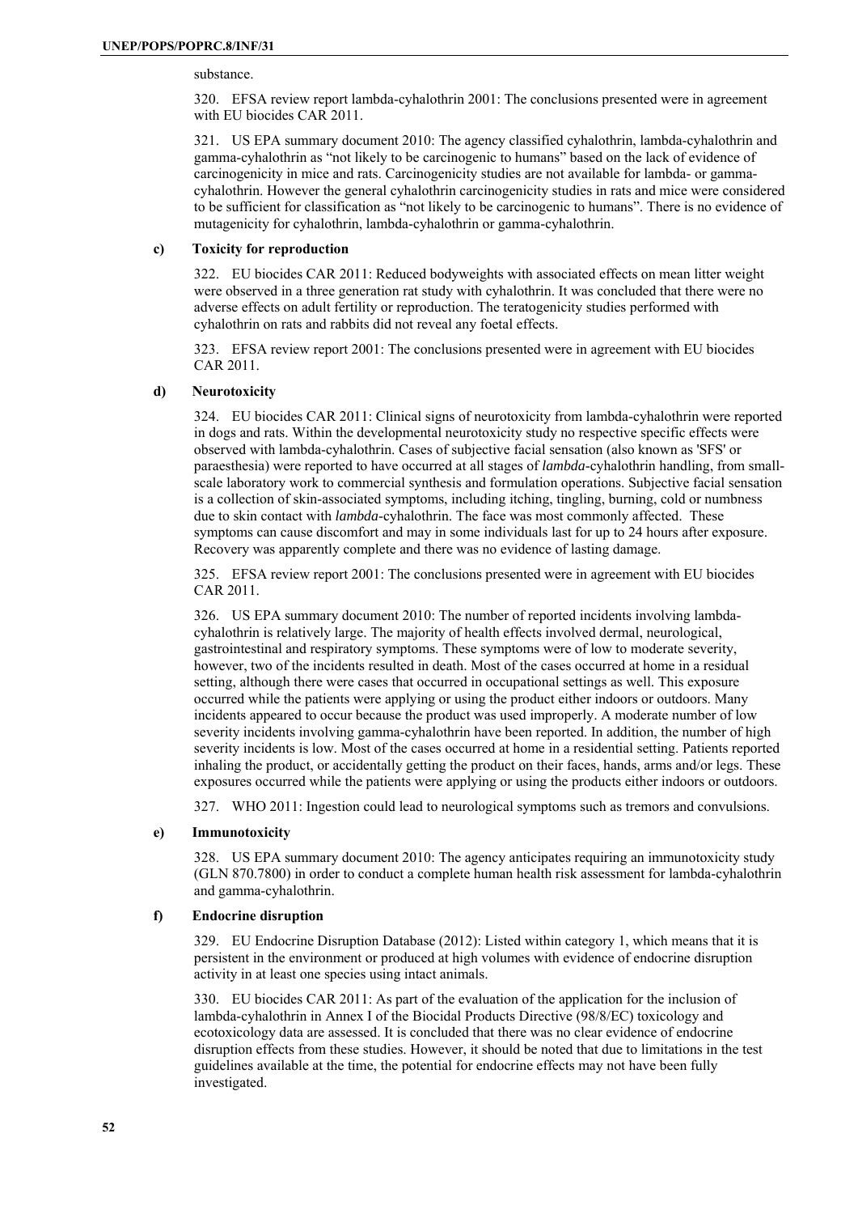substance.

320. EFSA review report lambda-cyhalothrin 2001: The conclusions presented were in agreement with EU biocides CAR 2011.

321. US EPA summary document 2010: The agency classified cyhalothrin, lambda-cyhalothrin and gamma-cyhalothrin as "not likely to be carcinogenic to humans" based on the lack of evidence of carcinogenicity in mice and rats. Carcinogenicity studies are not available for lambda- or gamma-cyhalothrin. However the general cyhalothrin carcinogenicity studies in rats and mice were considered to be sufficient for classification as "not likely to be carcinogenic to humans". There is no evidence of mutagenicity for cyhalothrin, lambda-cyhalothrin or gamma-cyhalothrin.

### c) Toxicity for reproduction

322. EU biocides CAR 2011: Reduced bodyweights with associated effects on mean litter weight were observed in a three generation rat study with cyhalothrin. It was concluded that there were no adverse effects on adult fertility or reproduction. The teratogenicity studies performed with cyhalothrin on rats and rabbits did not reveal any foetal effects.

323. EFSA review report 2001: The conclusions presented were in agreement with EU biocides CAR 2011.

### d) Neurotoxicity

324. EU biocides CAR 2011: Clinical signs of neurotoxicity from lambda-cyhalothrin were reported in dogs and rats. Within the developmental neurotoxicity study no respective specific effects were observed with lambda-cyhalothrin. Cases of subjective facial sensation (also known as 'SFS' or paraesthesia) were reported to have occurred at all stages of *lambda*-cyhalothrin handling, from small-scale laboratory work to commercial synthesis and formulation operations. Subjective facial sensation is a collection of skin-associated symptoms, including itching, tingling, burning, cold or numbness due to skin contact with *lambda*-cyhalothrin. The face was most commonly affected. These symptoms can cause discomfort and may in some individuals last for up to 24 hours after exposure. Recovery was apparently complete and there was no evidence of lasting damage.

325. EFSA review report 2001: The conclusions presented were in agreement with EU biocides CAR 2011.

326. US EPA summary document 2010: The number of reported incidents involving lambda-cyhalothrin is relatively large. The majority of health effects involved dermal, neurological, gastrointestinal and respiratory symptoms. These symptoms were of low to moderate severity, however, two of the incidents resulted in death. Most of the cases occurred at home in a residual setting, although there were cases that occurred in occupational settings as well. This exposure occurred while the patients were applying or using the product either indoors or outdoors. Many incidents appeared to occur because the product was used improperly. A moderate number of low severity incidents involving gamma-cyhalothrin have been reported. In addition, the number of high severity incidents is low. Most of the cases occurred at home in a residential setting. Patients reported inhaling the product, or accidentally getting the product on their faces, hands, arms and/or legs. These exposures occurred while the patients were applying or using the products either indoors or outdoors.

327. WHO 2011: Ingestion could lead to neurological symptoms such as tremors and convulsions.

### e) Immunotoxicity

328. US EPA summary document 2010: The agency anticipates requiring an immunotoxicity study (GLN 870.7800) in order to conduct a complete human health risk assessment for lambda-cyhalothrin and gamma-cyhalothrin.

### f) Endocrine disruption

329. EU Endocrine Disruption Database (2012): Listed within category 1, which means that it is persistent in the environment or produced at high volumes with evidence of endocrine disruption activity in at least one species using intact animals.

330. EU biocides CAR 2011: As part of the evaluation of the application for the inclusion of lambda-cyhalothrin in Annex I of the Biocidal Products Directive (98/8/EC) toxicology and ecotoxicology data are assessed. It is concluded that there was no clear evidence of endocrine disruption effects from these studies. However, it should be noted that due to limitations in the test guidelines available at the time, the potential for endocrine effects may not have been fully investigated.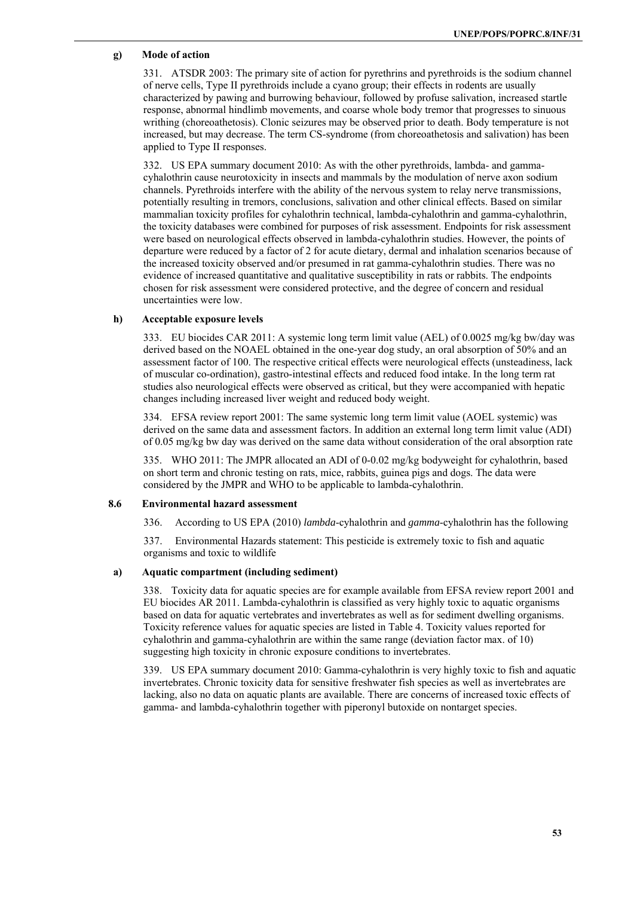### g) Mode of action

331. ATSDR 2003: The primary site of action for pyrethrins and pyrethroids is the sodium channel of nerve cells, Type II pyrethroids include a cyano group; their effects in rodents are usually characterized by pawing and burrowing behaviour, followed by profuse salivation, increased startle response, abnormal hindlimb movements, and coarse whole body tremor that progresses to sinuous writhing (choreoathetosis). Clonic seizures may be observed prior to death. Body temperature is not increased, but may decrease. The term CS-syndrome (from choreoathetosis and salivation) has been applied to Type II responses.

332. US EPA summary document 2010: As with the other pyrethroids, lambda- and gamma-cyhalothrin cause neurotoxicity in insects and mammals by the modulation of nerve axon sodium channels. Pyrethroids interfere with the ability of the nervous system to relay nerve transmissions, potentially resulting in tremors, conclusions, salivation and other clinical effects. Based on similar mammalian toxicity profiles for cyhalothrin technical, lambda-cyhalothrin and gamma-cyhalothrin, the toxicity databases were combined for purposes of risk assessment. Endpoints for risk assessment were based on neurological effects observed in lambda-cyhalothrin studies. However, the points of departure were reduced by a factor of 2 for acute dietary, dermal and inhalation scenarios because of the increased toxicity observed and/or presumed in rat gamma-cyhalothrin studies. There was no evidence of increased quantitative and qualitative susceptibility in rats or rabbits. The endpoints chosen for risk assessment were considered protective, and the degree of concern and residual uncertainties were low.

### h) Acceptable exposure levels

333. EU biocides CAR 2011: A systemic long term limit value (AEL) of 0.0025 mg/kg bw/day was derived based on the NOAEL obtained in the one-year dog study, an oral absorption of 50% and an assessment factor of 100. The respective critical effects were neurological effects (unsteadiness, lack of muscular co-ordination), gastro-intestinal effects and reduced food intake. In the long term rat studies also neurological effects were observed as critical, but they were accompanied with hepatic changes including increased liver weight and reduced body weight.

334. EFSA review report 2001: The same systemic long term limit value (AOEL systemic) was derived on the same data and assessment factors. In addition an external long term limit value (ADI) of 0.05 mg/kg bw day was derived on the same data without consideration of the oral absorption rate

335. WHO 2011: The JMPR allocated an ADI of 0-0.02 mg/kg bodyweight for cyhalothrin, based on short term and chronic testing on rats, mice, rabbits, guinea pigs and dogs. The data were considered by the JMPR and WHO to be applicable to lambda-cyhalothrin.

## 8.6 Environmental hazard assessment

336. According to US EPA (2010) *lambda*-cyhalothrin and *gamma*-cyhalothrin has the following

337. Environmental Hazards statement: This pesticide is extremely toxic to fish and aquatic organisms and toxic to wildlife

### a) Aquatic compartment (including sediment)

338. Toxicity data for aquatic species are for example available from EFSA review report 2001 and EU biocides AR 2011. Lambda-cyhalothrin is classified as very highly toxic to aquatic organisms based on data for aquatic vertebrates and invertebrates as well as for sediment dwelling organisms. Toxicity reference values for aquatic species are listed in Table 4. Toxicity values reported for cyhalothrin and gamma-cyhalothrin are within the same range (deviation factor max. of 10) suggesting high toxicity in chronic exposure conditions to invertebrates.

339. US EPA summary document 2010: Gamma-cyhalothrin is very highly toxic to fish and aquatic invertebrates. Chronic toxicity data for sensitive freshwater fish species as well as invertebrates are lacking, also no data on aquatic plants are available. There are concerns of increased toxic effects of gamma- and lambda-cyhalothrin together with piperonyl butoxide on nontarget species.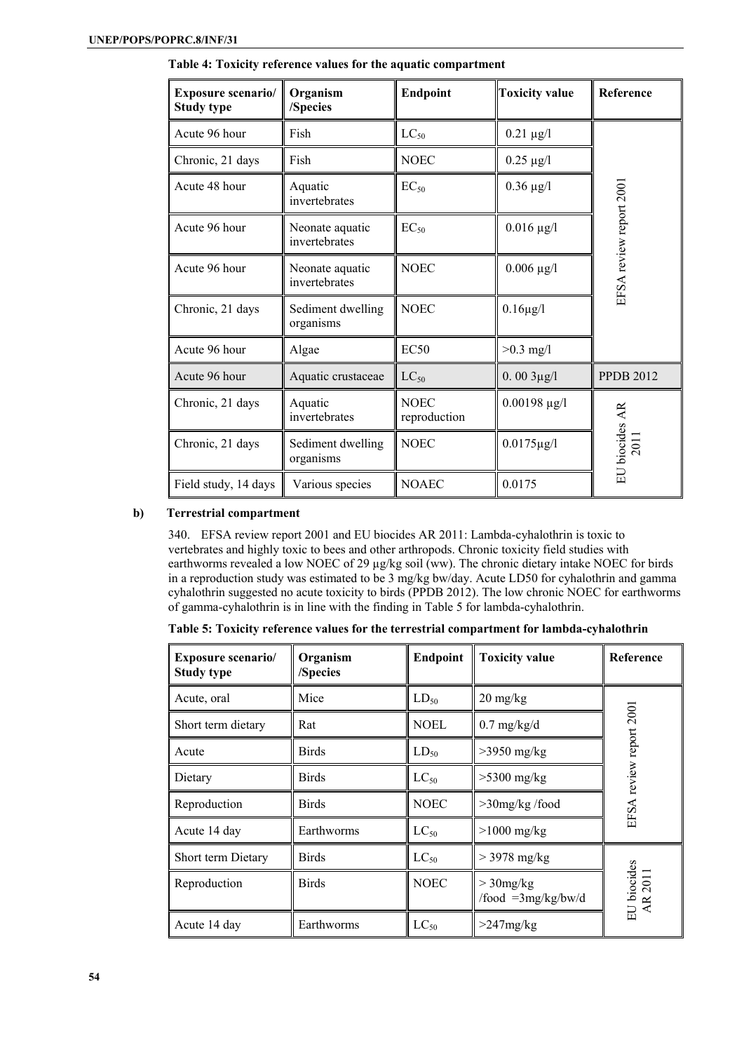**Table 4: Toxicity reference values for the aquatic compartment**

| Exposure scenario/ Study type | Organism /Species | Endpoint | Toxicity value | Reference |
|---|---|---|---|---|
| Acute 96 hour | Fish | $LC_{50}$ | 0.21 µg/l | EFSA review report 2001 |
| Chronic, 21 days | Fish | NOEC | 0.25 µg/l | |
| Acute 48 hour | Aquatic invertebrates | $EC_{50}$ | 0.36 µg/l | |
| Acute 96 hour | Neonate aquatic invertebrates | $EC_{50}$ | 0.016 µg/l | |
| Acute 96 hour | Neonate aquatic invertebrates | NOEC | 0.006 µg/l | |
| Chronic, 21 days | Sediment dwelling organisms | NOEC | 0.16µg/l | |
| Acute 96 hour | Algae | EC50 | >0.3 mg/l | |
| Acute 96 hour | Aquatic crustaceae | $LC_{50}$ | 0. 00 3µg/l | PPDB 2012 |
| Chronic, 21 days | Aquatic invertebrates | NOEC reproduction | 0.00198 µg/l | EU biocides AR 2011 |
| Chronic, 21 days | Sediment dwelling organisms | NOEC | 0.0175µg/l | |
| Field study, 14 days | Various species | NOAEC | 0.0175 | |

**b) Terrestrial compartment**

340. EFSA review report 2001 and EU biocides AR 2011: Lambda-cyhalothrin is toxic to vertebrates and highly toxic to bees and other arthropods. Chronic toxicity field studies with earthworms revealed a low NOEC of 29 µg/kg soil (ww). The chronic dietary intake NOEC for birds in a reproduction study was estimated to be 3 mg/kg bw/day. Acute LD50 for cyhalothrin and gamma cyhalothrin suggested no acute toxicity to birds (PPDB 2012). The low chronic NOEC for earthworms of gamma-cyhalothrin is in line with the finding in Table 5 for lambda-cyhalothrin.

**Table 5: Toxicity reference values for the terrestrial compartment for lambda-cyhalothrin**

| Exposure scenario/ Study type | Organism /Species | Endpoint | Toxicity value | Reference |
|---|---|---|---|---|
| Acute, oral | Mice | $LD_{50}$ | 20 mg/kg | EFSA review report 2001 |
| Short term dietary | Rat | NOEL | 0.7 mg/kg/d | |
| Acute | Birds | $LD_{50}$ | >3950 mg/kg | |
| Dietary | Birds | $LC_{50}$ | >5300 mg/kg | |
| Reproduction | Birds | NOEC | >30mg/kg /food | |
| Acute 14 day | Earthworms | $LC_{50}$ | >1000 mg/kg | |
| Short term Dietary | Birds | $LC_{50}$ | > 3978 mg/kg | EU biocides AR 2011 |
| Reproduction | Birds | NOEC | > 30mg/kg /food =3mg/kg/bw/d | |
| Acute 14 day | Earthworms | $LC_{50}$ | >247mg/kg | |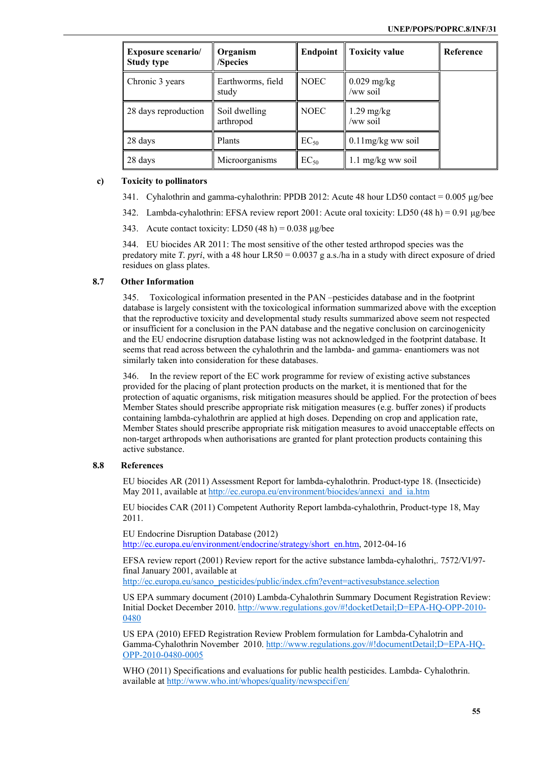| Exposure scenario/ Study type | Organism /Species | Endpoint | Toxicity value | Reference |
|---|---|---|---|---|
| Chronic 3 years | Earthworms, field study | NOEC | 0.029 mg/kg /ww soil | |
| 28 days reproduction | Soil dwelling arthropod | NOEC | 1.29 mg/kg /ww soil | |
| 28 days | Plants | $EC_{50}$ | 0.11mg/kg ww soil | |
| 28 days | Microorganisms | $EC_{50}$ | 1.1 mg/kg ww soil | |

### c) Toxicity to pollinators

341. Cyhalothrin and gamma-cyhalothrin: PPDB 2012: Acute 48 hour LD50 contact = 0.005 µg/bee

342. Lambda-cyhalothrin: EFSA review report 2001: Acute oral toxicity: LD50 (48 h) = 0.91 µg/bee

343. Acute contact toxicity: LD50 (48 h) = 0.038 µg/bee

344. EU biocides AR 2011: The most sensitive of the other tested arthropod species was the predatory mite *T. pyri*, with a 48 hour LR50 = 0.0037 g a.s./ha in a study with direct exposure of dried residues on glass plates.

## 8.7 Other Information

345. Toxicological information presented in the PAN –pesticides database and in the footprint database is largely consistent with the toxicological information summarized above with the exception that the reproductive toxicity and developmental study results summarized above seem not respected or insufficient for a conclusion in the PAN database and the negative conclusion on carcinogenicity and the EU endocrine disruption database listing was not acknowledged in the footprint database. It seems that read across between the cyhalothrin and the lambda- and gamma- enantiomers was not similarly taken into consideration for these databases.

346. In the review report of the EC work programme for review of existing active substances provided for the placing of plant protection products on the market, it is mentioned that for the protection of aquatic organisms, risk mitigation measures should be applied. For the protection of bees Member States should prescribe appropriate risk mitigation measures (e.g. buffer zones) if products containing lambda-cyhalothrin are applied at high doses. Depending on crop and application rate, Member States should prescribe appropriate risk mitigation measures to avoid unacceptable effects on non-target arthropods when authorisations are granted for plant protection products containing this active substance.

## 8.8 References

EU biocides AR (2011) Assessment Report for lambda-cyhalothrin. Product-type 18. (Insecticide) May 2011, available at http://ec.europa.eu/environment/biocides/annexi_and_ia.htm

EU biocides CAR (2011) Competent Authority Report lambda-cyhalothrin, Product-type 18, May 2011.

EU Endocrine Disruption Database (2012) http://ec.europa.eu/environment/endocrine/strategy/short_en.htm, 2012-04-16

EFSA review report (2001) Review report for the active substance lambda-cyhalothri,. 7572/VI/97-final January 2001, available at http://ec.europa.eu/sanco_pesticides/public/index.cfm?event=activesubstance.selection

US EPA summary document (2010) Lambda-Cyhalothrin Summary Document Registration Review: Initial Docket December 2010. http://www.regulations.gov/#!docketDetail;D=EPA-HQ-OPP-2010-0480

US EPA (2010) EFED Registration Review Problem formulation for Lambda-Cyhalotrin and Gamma-Cyhalothrin November 2010. http://www.regulations.gov/#!documentDetail;D=EPA-HQ-OPP-2010-0480-0005

WHO (2011) Specifications and evaluations for public health pesticides. Lambda- Cyhalothrin. available at http://www.who.int/whopes/quality/newspecif/en/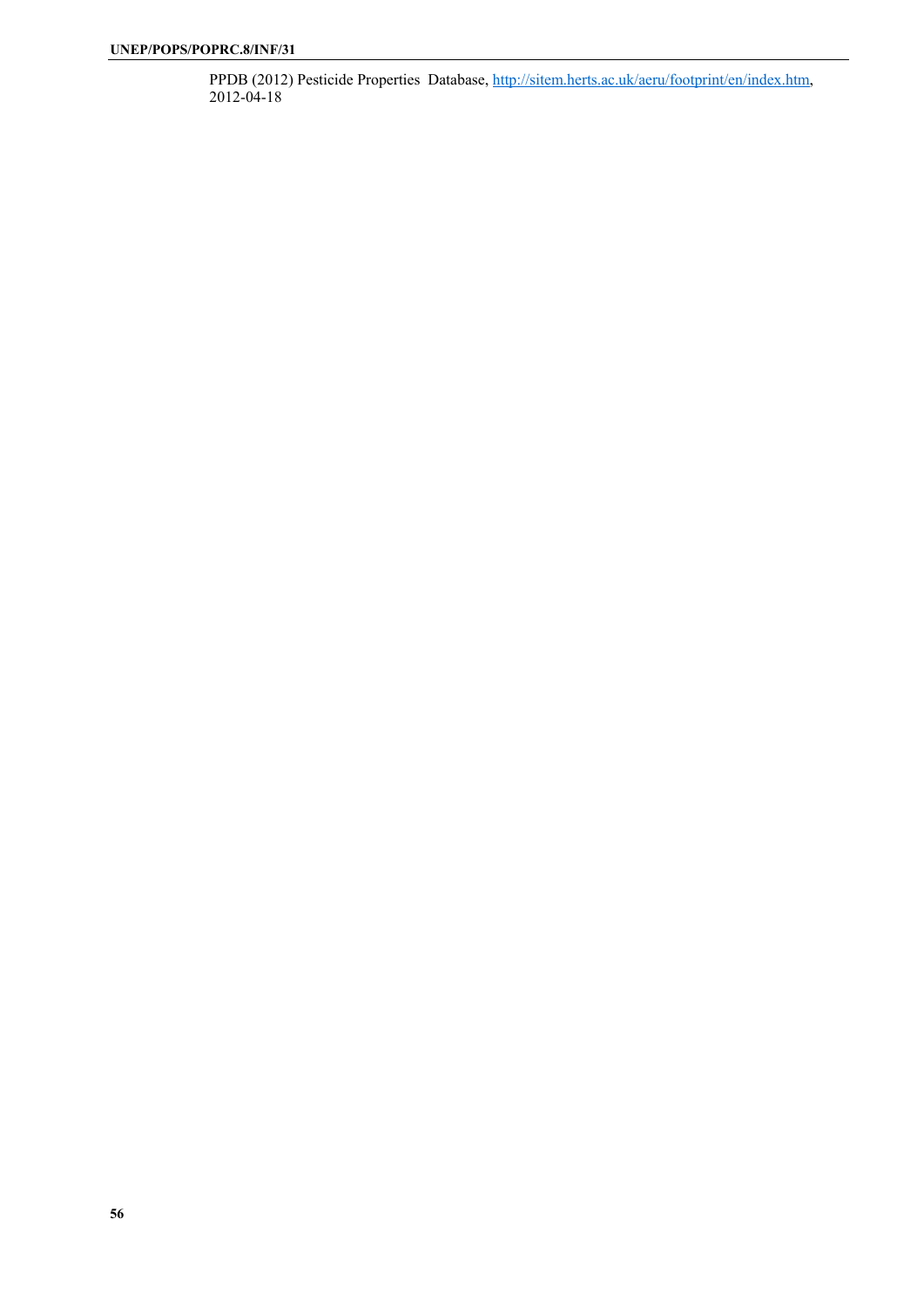PPDB (2012) Pesticide Properties Database, http://sitem.herts.ac.uk/aeru/footprint/en/index.htm, 2012-04-18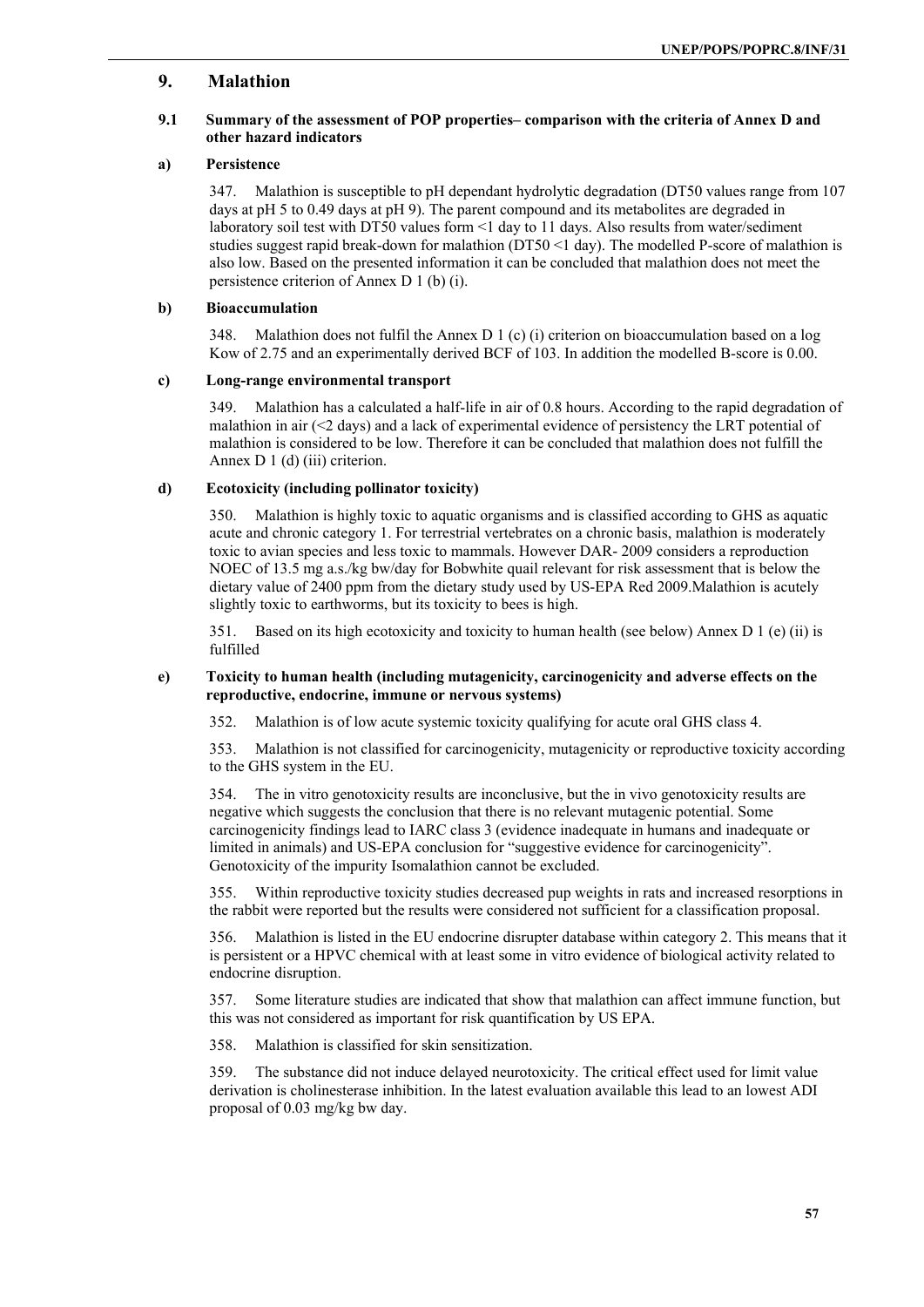## 9. Malathion

### 9.1 Summary of the assessment of POP properties– comparison with the criteria of Annex D and other hazard indicators

#### a) Persistence

347. Malathion is susceptible to pH dependant hydrolytic degradation (DT50 values range from 107 days at pH 5 to 0.49 days at pH 9). The parent compound and its metabolites are degraded in laboratory soil test with DT50 values form <1 day to 11 days. Also results from water/sediment studies suggest rapid break-down for malathion (DT50 <1 day). The modelled P-score of malathion is also low. Based on the presented information it can be concluded that malathion does not meet the persistence criterion of Annex D 1 (b) (i).

#### b) Bioaccumulation

348. Malathion does not fulfil the Annex D 1 (c) (i) criterion on bioaccumulation based on a log Kow of 2.75 and an experimentally derived BCF of 103. In addition the modelled B-score is 0.00.

#### c) Long-range environmental transport

349. Malathion has a calculated a half-life in air of 0.8 hours. According to the rapid degradation of malathion in air (<2 days) and a lack of experimental evidence of persistency the LRT potential of malathion is considered to be low. Therefore it can be concluded that malathion does not fulfill the Annex D 1 (d) (iii) criterion.

#### d) Ecotoxicity (including pollinator toxicity)

350. Malathion is highly toxic to aquatic organisms and is classified according to GHS as aquatic acute and chronic category 1. For terrestrial vertebrates on a chronic basis, malathion is moderately toxic to avian species and less toxic to mammals. However DAR- 2009 considers a reproduction NOEC of 13.5 mg a.s./kg bw/day for Bobwhite quail relevant for risk assessment that is below the dietary value of 2400 ppm from the dietary study used by US-EPA Red 2009.Malathion is acutely slightly toxic to earthworms, but its toxicity to bees is high.

351. Based on its high ecotoxicity and toxicity to human health (see below) Annex D 1 (e) (ii) is fulfilled

#### e) Toxicity to human health (including mutagenicity, carcinogenicity and adverse effects on the reproductive, endocrine, immune or nervous systems)

352. Malathion is of low acute systemic toxicity qualifying for acute oral GHS class 4.

353. Malathion is not classified for carcinogenicity, mutagenicity or reproductive toxicity according to the GHS system in the EU.

354. The in vitro genotoxicity results are inconclusive, but the in vivo genotoxicity results are negative which suggests the conclusion that there is no relevant mutagenic potential. Some carcinogenicity findings lead to IARC class 3 (evidence inadequate in humans and inadequate or limited in animals) and US-EPA conclusion for "suggestive evidence for carcinogenicity". Genotoxicity of the impurity Isomalathion cannot be excluded.

355. Within reproductive toxicity studies decreased pup weights in rats and increased resorptions in the rabbit were reported but the results were considered not sufficient for a classification proposal.

356. Malathion is listed in the EU endocrine disrupter database within category 2. This means that it is persistent or a HPVC chemical with at least some in vitro evidence of biological activity related to endocrine disruption.

357. Some literature studies are indicated that show that malathion can affect immune function, but this was not considered as important for risk quantification by US EPA.

358. Malathion is classified for skin sensitization.

359. The substance did not induce delayed neurotoxicity. The critical effect used for limit value derivation is cholinesterase inhibition. In the latest evaluation available this lead to an lowest ADI proposal of 0.03 mg/kg bw day.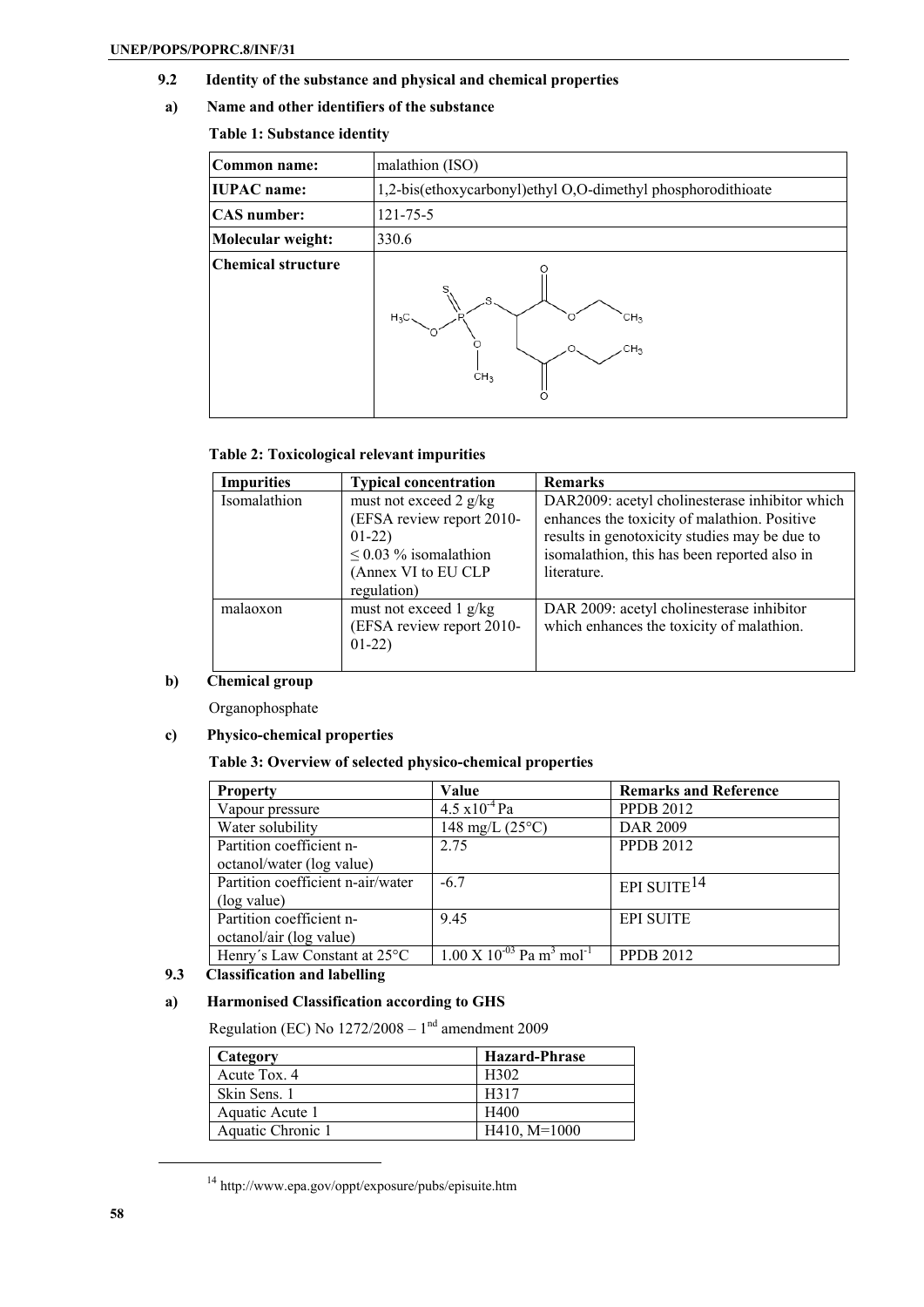## 9.2 Identity of the substance and physical and chemical properties

### a) Name and other identifiers of the substance

**Table 1: Substance identity**

| **Common name:** | malathion (ISO) |
|---|---|
| **IUPAC name:** | 1,2-bis(ethoxycarbonyl)ethyl O,O-dimethyl phosphorodithioate |
| **CAS number:** | 121-75-5 |
| **Molecular weight:** | 330.6 |
| **Chemical structure** | |

**Table 2: Toxicological relevant impurities**

| **Impurities** | **Typical concentration** | **Remarks** |
|---|---|---|
| Isomalathion | must not exceed 2 g/kg (EFSA review report 2010-01-22) $\leq$ 0.03 % isomalathion (Annex VI to EU CLP regulation) | DAR2009: acetyl cholinesterase inhibitor which enhances the toxicity of malathion. Positive results in genotoxicity studies may be due to isomalathion, this has been reported also in literature. |
| malaoxon | must not exceed 1 g/kg (EFSA review report 2010-01-22) | DAR 2009: acetyl cholinesterase inhibitor which enhances the toxicity of malathion. |

### b) Chemical group

Organophosphate

### c) Physico-chemical properties

**Table 3: Overview of selected physico-chemical properties**

| **Property** | **Value** | **Remarks and Reference** |
|---|---|---|
| Vapour pressure | $4.5 \times 10^{-4}$ Pa | PPDB 2012 |
| Water solubility | 148 mg/L (25°C) | DAR 2009 |
| Partition coefficient n-octanol/water (log value) | 2.75 | PPDB 2012 |
| Partition coefficient n-air/water (log value) | -6.7 | EPI SUITE[14] |
| Partition coefficient n-octanol/air (log value) | 9.45 | EPI SUITE |
| Henry´s Law Constant at 25°C | $1.00 \times 10^{-03}$ Pa m$^3$ mol$^{-1}$ | PPDB 2012 |

## 9.3 Classification and labelling

### a) Harmonised Classification according to GHS

Regulation (EC) No 1272/2008 – 1[nd] amendment 2009

| **Category** | **Hazard-Phrase** |
|---|---|
| Acute Tox. 4 | H302 |
| Skin Sens. 1 | H317 |
| Aquatic Acute 1 | H400 |
| Aquatic Chronic 1 | H410, M=1000 |

[14] http://www.epa.gov/oppt/exposure/pubs/episuite.htm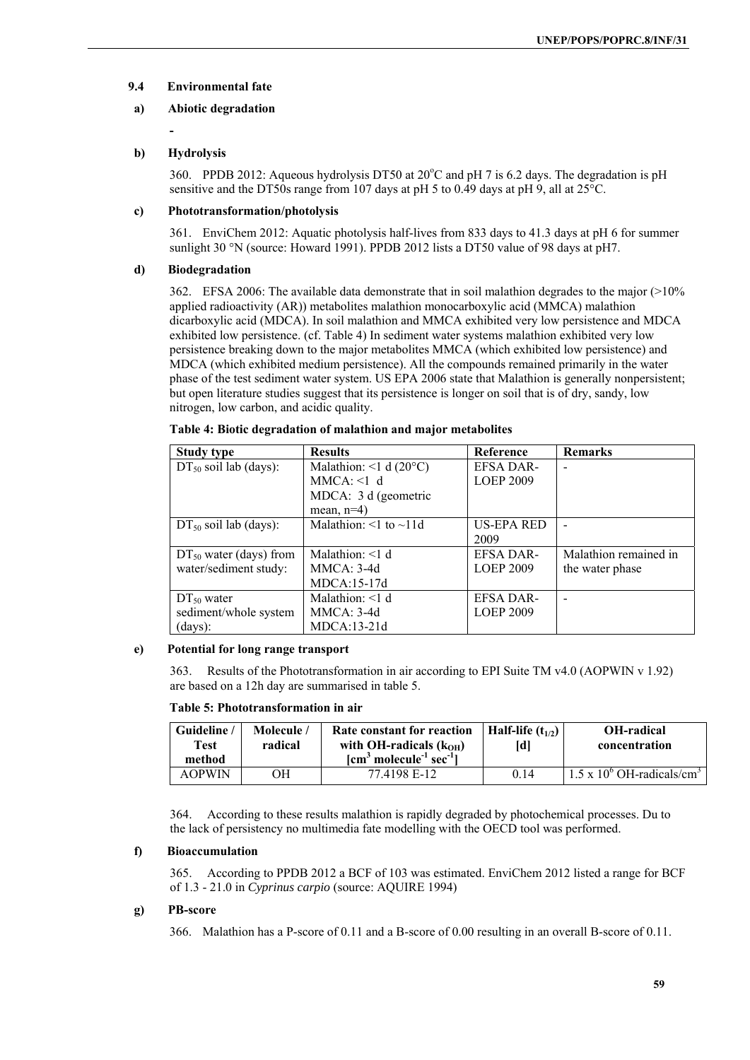### 9.4 Environmental fate

#### a) Abiotic degradation

-

#### b) Hydrolysis

360. PPDB 2012: Aqueous hydrolysis DT50 at 20°C and pH 7 is 6.2 days. The degradation is pH sensitive and the DT50s range from 107 days at pH 5 to 0.49 days at pH 9, all at 25°C.

#### c) Phototransformation/photolysis

361. EnviChem 2012: Aquatic photolysis half-lives from 833 days to 41.3 days at pH 6 for summer sunlight 30 °N (source: Howard 1991). PPDB 2012 lists a DT50 value of 98 days at pH7.

#### d) Biodegradation

362. EFSA 2006: The available data demonstrate that in soil malathion degrades to the major (>10% applied radioactivity (AR)) metabolites malathion monocarboxylic acid (MMCA) malathion dicarboxylic acid (MDCA). In soil malathion and MMCA exhibited very low persistence and MDCA exhibited low persistence. (cf. Table 4) In sediment water systems malathion exhibited very low persistence breaking down to the major metabolites MMCA (which exhibited low persistence) and MDCA (which exhibited medium persistence). All the compounds remained primarily in the water phase of the test sediment water system. US EPA 2006 state that Malathion is generally nonpersistent; but open literature studies suggest that its persistence is longer on soil that is of dry, sandy, low nitrogen, low carbon, and acidic quality.

**Table 4: Biotic degradation of malathion and major metabolites**

| Study type | Results | Reference | Remarks |
|---|---|---|---|
| $DT_{50}$ soil lab (days): | Malathion: <1 d (20°C)<br>MMCA: <1 d<br>MDCA: 3 d (geometric mean, n=4) | EFSA DAR-LOEP 2009 | - |
| $DT_{50}$ soil lab (days): | Malathion: <1 to ~11d | US-EPA RED 2009 | - |
| $DT_{50}$ water (days) from water/sediment study: | Malathion: <1 d<br>MMCA: 3-4d<br>MDCA:15-17d | EFSA DAR-LOEP 2009 | Malathion remained in the water phase |
| $DT_{50}$ water sediment/whole system (days): | Malathion: <1 d<br>MMCA: 3-4d<br>MDCA:13-21d | EFSA DAR-LOEP 2009 | - |

#### e) Potential for long range transport

363. Results of the Phototransformation in air according to EPI Suite TM v4.0 (AOPWIN v 1.92) are based on a 12h day are summarised in table 5.

**Table 5: Phototransformation in air**

| Guideline / Test method | Molecule / radical | Rate constant for reaction with OH-radicals ($k_{OH}$) [$cm^3$ $molecule^{-1}$ $sec^{-1}$] | Half-life ($t_{1/2}$) [d] | OH-radical concentration |
|---|---|---|---|---|
| AOPWIN | OH | 77.4198 E-12 | 0.14 | $1.5 \times 10^6$ OH-radicals/$cm^3$ |

364. According to these results malathion is rapidly degraded by photochemical processes. Du to the lack of persistency no multimedia fate modelling with the OECD tool was performed.

#### f) Bioaccumulation

365. According to PPDB 2012 a BCF of 103 was estimated. EnviChem 2012 listed a range for BCF of 1.3 - 21.0 in *Cyprinus carpio* (source: AQUIRE 1994)

#### g) PB-score

366. Malathion has a P-score of 0.11 and a B-score of 0.00 resulting in an overall B-score of 0.11.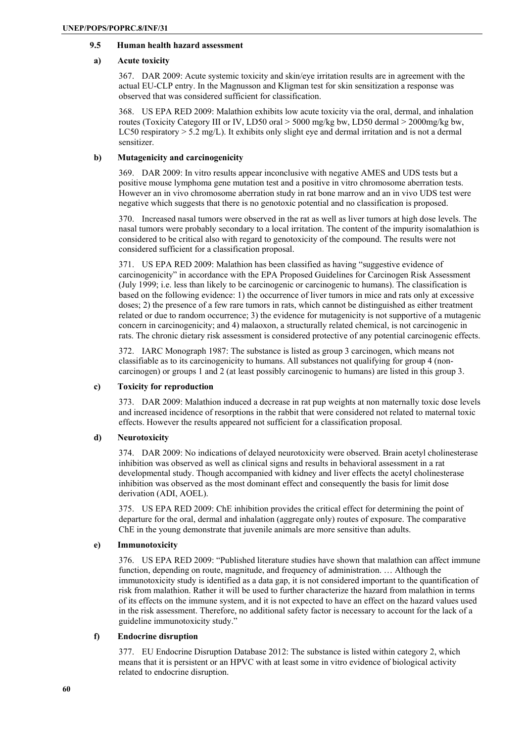### 9.5 Human health hazard assessment

#### a) Acute toxicity

367. DAR 2009: Acute systemic toxicity and skin/eye irritation results are in agreement with the actual EU-CLP entry. In the Magnusson and Kligman test for skin sensitization a response was observed that was considered sufficient for classification.

368. US EPA RED 2009: Malathion exhibits low acute toxicity via the oral, dermal, and inhalation routes (Toxicity Category III or IV, LD50 oral > 5000 mg/kg bw, LD50 dermal > 2000mg/kg bw, LC50 respiratory > 5.2 mg/L). It exhibits only slight eye and dermal irritation and is not a dermal sensitizer.

#### b) Mutagenicity and carcinogenicity

369. DAR 2009: In vitro results appear inconclusive with negative AMES and UDS tests but a positive mouse lymphoma gene mutation test and a positive in vitro chromosome aberration tests. However an in vivo chromosome aberration study in rat bone marrow and an in vivo UDS test were negative which suggests that there is no genotoxic potential and no classification is proposed.

370. Increased nasal tumors were observed in the rat as well as liver tumors at high dose levels. The nasal tumors were probably secondary to a local irritation. The content of the impurity isomalathion is considered to be critical also with regard to genotoxicity of the compound. The results were not considered sufficient for a classification proposal.

371. US EPA RED 2009: Malathion has been classified as having "suggestive evidence of carcinogenicity" in accordance with the EPA Proposed Guidelines for Carcinogen Risk Assessment (July 1999; i.e. less than likely to be carcinogenic or carcinogenic to humans). The classification is based on the following evidence: 1) the occurrence of liver tumors in mice and rats only at excessive doses; 2) the presence of a few rare tumors in rats, which cannot be distinguished as either treatment related or due to random occurrence; 3) the evidence for mutagenicity is not supportive of a mutagenic concern in carcinogenicity; and 4) malaoxon, a structurally related chemical, is not carcinogenic in rats. The chronic dietary risk assessment is considered protective of any potential carcinogenic effects.

372. IARC Monograph 1987: The substance is listed as group 3 carcinogen, which means not classifiable as to its carcinogenicity to humans. All substances not qualifying for group 4 (non-carcinogen) or groups 1 and 2 (at least possibly carcinogenic to humans) are listed in this group 3.

#### c) Toxicity for reproduction

373. DAR 2009: Malathion induced a decrease in rat pup weights at non maternally toxic dose levels and increased incidence of resorptions in the rabbit that were considered not related to maternal toxic effects. However the results appeared not sufficient for a classification proposal.

#### d) Neurotoxicity

374. DAR 2009: No indications of delayed neurotoxicity were observed. Brain acetyl cholinesterase inhibition was observed as well as clinical signs and results in behavioral assessment in a rat developmental study. Though accompanied with kidney and liver effects the acetyl cholinesterase inhibition was observed as the most dominant effect and consequently the basis for limit dose derivation (ADI, AOEL).

375. US EPA RED 2009: ChE inhibition provides the critical effect for determining the point of departure for the oral, dermal and inhalation (aggregate only) routes of exposure. The comparative ChE in the young demonstrate that juvenile animals are more sensitive than adults.

#### e) Immunotoxicity

376. US EPA RED 2009: "Published literature studies have shown that malathion can affect immune function, depending on route, magnitude, and frequency of administration. … Although the immunotoxicity study is identified as a data gap, it is not considered important to the quantification of risk from malathion. Rather it will be used to further characterize the hazard from malathion in terms of its effects on the immune system, and it is not expected to have an effect on the hazard values used in the risk assessment. Therefore, no additional safety factor is necessary to account for the lack of a guideline immunotoxicity study."

#### f) Endocrine disruption

377. EU Endocrine Disruption Database 2012: The substance is listed within category 2, which means that it is persistent or an HPVC with at least some in vitro evidence of biological activity related to endocrine disruption.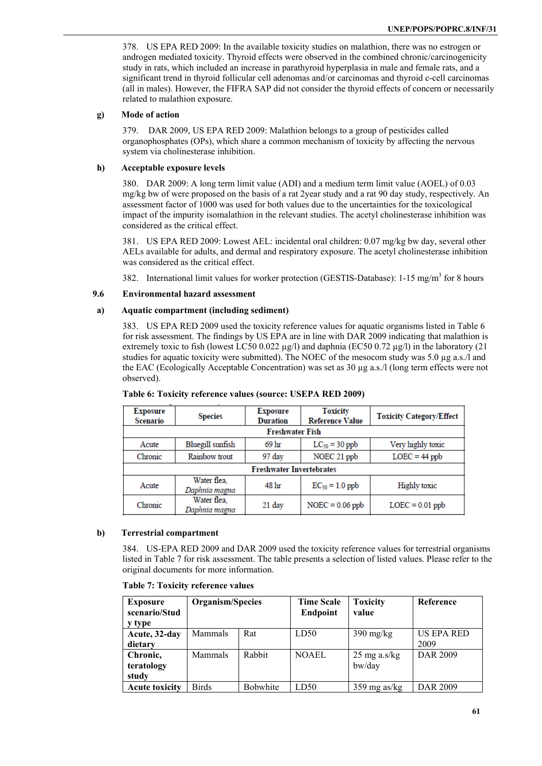378. US EPA RED 2009: In the available toxicity studies on malathion, there was no estrogen or androgen mediated toxicity. Thyroid effects were observed in the combined chronic/carcinogenicity study in rats, which included an increase in parathyroid hyperplasia in male and female rats, and a significant trend in thyroid follicular cell adenomas and/or carcinomas and thyroid c-cell carcinomas (all in males). However, the FIFRA SAP did not consider the thyroid effects of concern or necessarily related to malathion exposure.

### g) Mode of action

379. DAR 2009, US EPA RED 2009: Malathion belongs to a group of pesticides called organophosphates (OPs), which share a common mechanism of toxicity by affecting the nervous system via cholinesterase inhibition.

### h) Acceptable exposure levels

380. DAR 2009: A long term limit value (ADI) and a medium term limit value (AOEL) of 0.03 mg/kg bw of were proposed on the basis of a rat 2year study and a rat 90 day study, respectively. An assessment factor of 1000 was used for both values due to the uncertainties for the toxicological impact of the impurity isomalathion in the relevant studies. The acetyl cholinesterase inhibition was considered as the critical effect.

381. US EPA RED 2009: Lowest AEL: incidental oral children: 0.07 mg/kg bw day, several other AELs available for adults, and dermal and respiratory exposure. The acetyl cholinesterase inhibition was considered as the critical effect.

382. International limit values for worker protection (GESTIS-Database): 1-15 mg/m$^3$ for 8 hours

## 9.6 Environmental hazard assessment

### a) Aquatic compartment (including sediment)

383. US EPA RED 2009 used the toxicity reference values for aquatic organisms listed in Table 6 for risk assessment. The findings by US EPA are in line with DAR 2009 indicating that malathion is extremely toxic to fish (lowest LC50 0.022 µg/l) and daphnia (EC50 0.72 µg/l) in the laboratory (21 studies for aquatic toxicity were submitted). The NOEC of the mesocom study was 5.0 µg a.s./l and the EAC (Ecologically Acceptable Concentration) was set as 30 µg a.s./l (long term effects were not observed).

**Table 6: Toxicity reference values (source: USEPA RED 2009)**

| Exposure Scenario | Species | Exposure Duration | Toxicity Reference Value | Toxicity Category/Effect |
|---|---|---|---|---|
| **Freshwater Fish** | | | | |
| Acute | Bluegill sunfish | 69 hr | $LC_{50}$ = 30 ppb | Very highly toxic |
| Chronic | Rainbow trout | 97 day | NOEC 21 ppb | LOEC = 44 ppb |
| **Freshwater Invertebrates** | | | | |
| Acute | Water flea, *Daphnia magna* | 48 hr | $EC_{50}$ = 1.0 ppb | Highly toxic |
| Chronic | Water flea, *Daphnia magna* | 21 day | NOEC = 0.06 ppb | LOEC = 0.01 ppb |

### b) Terrestrial compartment

384. US-EPA RED 2009 and DAR 2009 used the toxicity reference values for terrestrial organisms listed in Table 7 for risk assessment. The table presents a selection of listed values. Please refer to the original documents for more information.

**Table 7: Toxicity reference values**

| Exposure scenario/Study type | Organism/Species | | Time Scale Endpoint | Toxicity value | Reference |
|---|---|---|---|---|---|
| **Acute, 32-day dietary** | Mammals | Rat | LD50 | 390 mg/kg | US EPA RED 2009 |
| **Chronic, teratology study** | Mammals | Rabbit | NOAEL | 25 mg a.s/kg bw/day | DAR 2009 |
| **Acute toxicity** | Birds | Bobwhite | LD50 | 359 mg as/kg | DAR 2009 |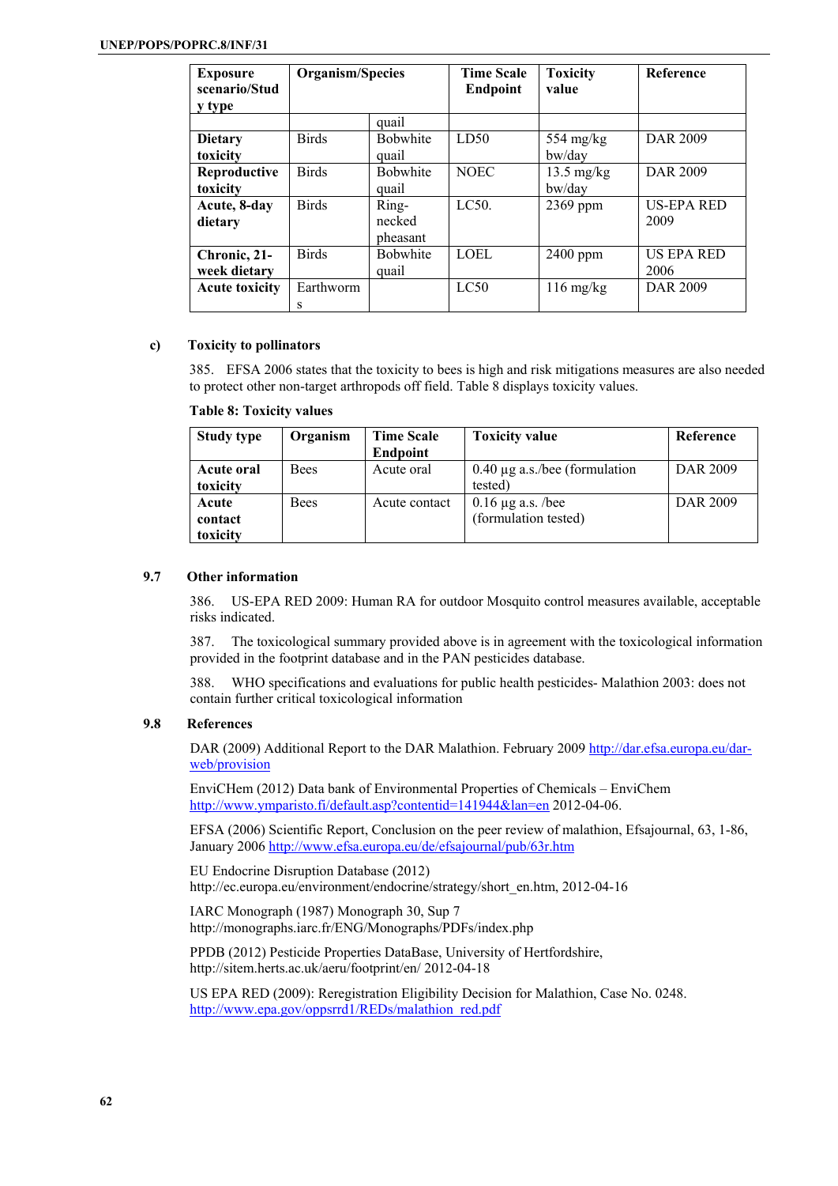| Exposure scenario/Study type | Organism/Species | | Time Scale Endpoint | Toxicity value | Reference |
|---|---|---|---|---|---|
| | | quail | | | |
| **Dietary toxicity** | Birds | Bobwhite quail | LD50 | 554 mg/kg bw/day | DAR 2009 |
| **Reproductive toxicity** | Birds | Bobwhite quail | NOEC | 13.5 mg/kg bw/day | DAR 2009 |
| **Acute, 8-day dietary** | Birds | Ring-necked pheasant | LC50. | 2369 ppm | US-EPA RED 2009 |
| **Chronic, 21-week dietary** | Birds | Bobwhite quail | LOEL | 2400 ppm | US EPA RED 2006 |
| **Acute toxicity** | Earthworms | | LC50 | 116 mg/kg | DAR 2009 |

### c) Toxicity to pollinators

385. EFSA 2006 states that the toxicity to bees is high and risk mitigations measures are also needed to protect other non-target arthropods off field. Table 8 displays toxicity values.

**Table 8: Toxicity values**

| Study type | Organism | Time Scale Endpoint | Toxicity value | Reference |
|---|---|---|---|---|
| **Acute oral toxicity** | Bees | Acute oral | 0.40 µg a.s./bee (formulation tested) | DAR 2009 |
| **Acute contact toxicity** | Bees | Acute contact | 0.16 µg a.s. /bee (formulation tested) | DAR 2009 |

## 9.7 Other information

386. US-EPA RED 2009: Human RA for outdoor Mosquito control measures available, acceptable risks indicated.

387. The toxicological summary provided above is in agreement with the toxicological information provided in the footprint database and in the PAN pesticides database.

388. WHO specifications and evaluations for public health pesticides- Malathion 2003: does not contain further critical toxicological information

## 9.8 References

DAR (2009) Additional Report to the DAR Malathion. February 2009 http://dar.efsa.europa.eu/dar-web/provision

EnviCHem (2012) Data bank of Environmental Properties of Chemicals – EnviChem http://www.ymparisto.fi/default.asp?contentid=141944&lan=en 2012-04-06.

EFSA (2006) Scientific Report, Conclusion on the peer review of malathion, Efsajournal, 63, 1-86, January 2006 http://www.efsa.europa.eu/de/efsajournal/pub/63r.htm

EU Endocrine Disruption Database (2012) http://ec.europa.eu/environment/endocrine/strategy/short_en.htm, 2012-04-16

IARC Monograph (1987) Monograph 30, Sup 7 http://monographs.iarc.fr/ENG/Monographs/PDFs/index.php

PPDB (2012) Pesticide Properties DataBase, University of Hertfordshire, http://sitem.herts.ac.uk/aeru/footprint/en/ 2012-04-18

US EPA RED (2009): Reregistration Eligibility Decision for Malathion, Case No. 0248. http://www.epa.gov/oppsrrd1/REDs/malathion_red.pdf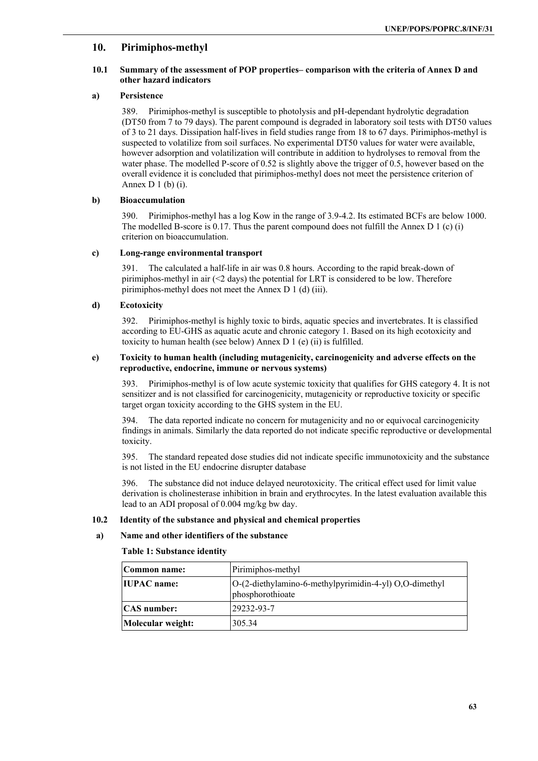## 10. Pirimiphos-methyl

### 10.1 Summary of the assessment of POP properties– comparison with the criteria of Annex D and other hazard indicators

#### a) Persistence

389. Pirimiphos-methyl is susceptible to photolysis and pH-dependant hydrolytic degradation (DT50 from 7 to 79 days). The parent compound is degraded in laboratory soil tests with DT50 values of 3 to 21 days. Dissipation half-lives in field studies range from 18 to 67 days. Pirimiphos-methyl is suspected to volatilize from soil surfaces. No experimental DT50 values for water were available, however adsorption and volatilization will contribute in addition to hydrolyses to removal from the water phase. The modelled P-score of 0.52 is slightly above the trigger of 0.5, however based on the overall evidence it is concluded that pirimiphos-methyl does not meet the persistence criterion of Annex D 1 (b) (i).

#### b) Bioaccumulation

390. Pirimiphos-methyl has a log Kow in the range of 3.9-4.2. Its estimated BCFs are below 1000. The modelled B-score is 0.17. Thus the parent compound does not fulfill the Annex D 1 (c) (i) criterion on bioaccumulation.

#### c) Long-range environmental transport

391. The calculated a half-life in air was 0.8 hours. According to the rapid break-down of pirimiphos-methyl in air (<2 days) the potential for LRT is considered to be low. Therefore pirimiphos-methyl does not meet the Annex D 1 (d) (iii).

#### d) Ecotoxicity

392. Pirimiphos-methyl is highly toxic to birds, aquatic species and invertebrates. It is classified according to EU-GHS as aquatic acute and chronic category 1. Based on its high ecotoxicity and toxicity to human health (see below) Annex D 1 (e) (ii) is fulfilled.

#### e) Toxicity to human health (including mutagenicity, carcinogenicity and adverse effects on the reproductive, endocrine, immune or nervous systems)

393. Pirimiphos-methyl is of low acute systemic toxicity that qualifies for GHS category 4. It is not sensitizer and is not classified for carcinogenicity, mutagenicity or reproductive toxicity or specific target organ toxicity according to the GHS system in the EU.

394. The data reported indicate no concern for mutagenicity and no or equivocal carcinogenicity findings in animals. Similarly the data reported do not indicate specific reproductive or developmental toxicity.

395. The standard repeated dose studies did not indicate specific immunotoxicity and the substance is not listed in the EU endocrine disrupter database

396. The substance did not induce delayed neurotoxicity. The critical effect used for limit value derivation is cholinesterase inhibition in brain and erythrocytes. In the latest evaluation available this lead to an ADI proposal of 0.004 mg/kg bw day.

### 10.2 Identity of the substance and physical and chemical properties

#### a) Name and other identifiers of the substance

**Table 1: Substance identity**

| **Common name:** | Pirimiphos-methyl |
|---|---|
| **IUPAC name:** | O-(2-diethylamino-6-methylpyrimidin-4-yl) O,O-dimethyl phosphorothioate |
| **CAS number:** | 29232-93-7 |
| **Molecular weight:** | 305.34 |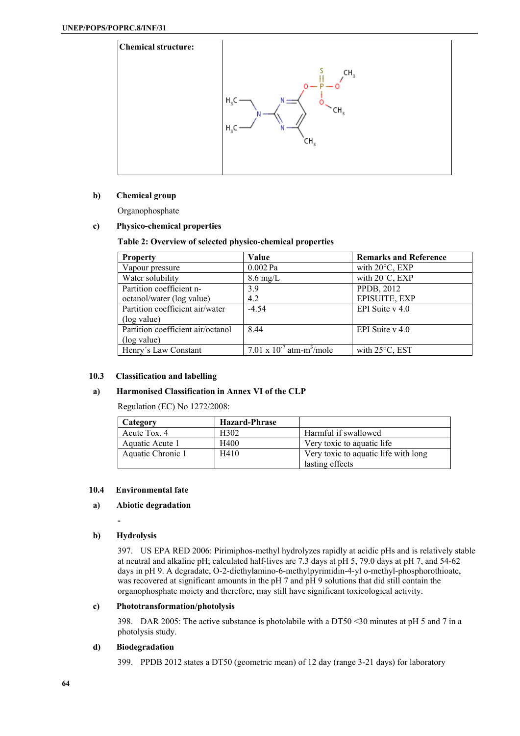| Chemical structure: | |
|---|---|

**b) Chemical group**

Organophosphate

**c) Physico-chemical properties**

**Table 2: Overview of selected physico-chemical properties**

| Property | Value | Remarks and Reference |
|---|---|---|
| Vapour pressure | 0.002 Pa | with 20°C, EXP |
| Water solubility | 8.6 mg/L | with 20°C, EXP |
| Partition coefficient n-octanol/water (log value) | 3.9<br>4.2 | PPDB, 2012<br>EPISUITE, EXP |
| Partition coefficient air/water (log value) | -4.54 | EPI Suite v 4.0 |
| Partition coefficient air/octanol (log value) | 8.44 | EPI Suite v 4.0 |
| Henry´s Law Constant | $7.01 \times 10^{-7}$ atm-m$^3$/mole | with 25°C, EST |

## 10.3 Classification and labelling

**a) Harmonised Classification in Annex VI of the CLP**

Regulation (EC) No 1272/2008:

| Category | Hazard-Phrase | |
|---|---|---|
| Acute Tox. 4 | H302 | Harmful if swallowed |
| Aquatic Acute 1 | H400 | Very toxic to aquatic life |
| Aquatic Chronic 1 | H410 | Very toxic to aquatic life with long lasting effects |

## 10.4 Environmental fate

**a) Abiotic degradation**

-

**b) Hydrolysis**

397. US EPA RED 2006: Pirimiphos-methyl hydrolyzes rapidly at acidic pHs and is relatively stable at neutral and alkaline pH; calculated half-lives are 7.3 days at pH 5, 79.0 days at pH 7, and 54-62 days in pH 9. A degradate, O-2-diethylamino-6-methylpyrimidin-4-yl o-methyl-phosphorothioate, was recovered at significant amounts in the pH 7 and pH 9 solutions that did still contain the organophosphate moiety and therefore, may still have significant toxicological activity.

**c) Phototransformation/photolysis**

398. DAR 2005: The active substance is photolabile with a DT50 <30 minutes at pH 5 and 7 in a photolysis study.

**d) Biodegradation**

399. PPDB 2012 states a DT50 (geometric mean) of 12 day (range 3-21 days) for laboratory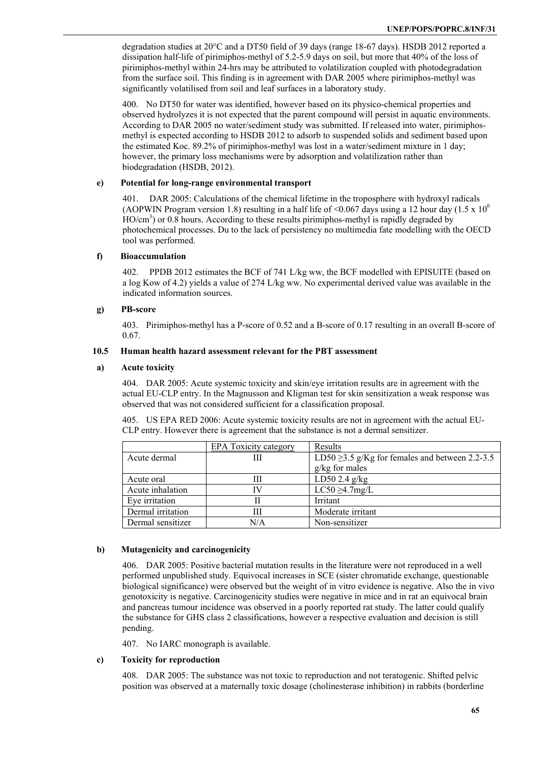degradation studies at 20°C and a DT50 field of 39 days (range 18-67 days). HSDB 2012 reported a dissipation half-life of pirimiphos-methyl of 5.2-5.9 days on soil, but more that 40% of the loss of pirimiphos-methyl within 24-hrs may be attributed to volatilization coupled with photodegradation from the surface soil. This finding is in agreement with DAR 2005 where pirimiphos-methyl was significantly volatilised from soil and leaf surfaces in a laboratory study.

400. No DT50 for water was identified, however based on its physico-chemical properties and observed hydrolyzes it is not expected that the parent compound will persist in aquatic environments. According to DAR 2005 no water/sediment study was submitted. If released into water, pirimiphos-methyl is expected according to HSDB 2012 to adsorb to suspended solids and sediment based upon the estimated Koc. 89.2% of pirimiphos-methyl was lost in a water/sediment mixture in 1 day; however, the primary loss mechanisms were by adsorption and volatilization rather than biodegradation (HSDB, 2012).

#### e) Potential for long-range environmental transport

401. DAR 2005: Calculations of the chemical lifetime in the troposphere with hydroxyl radicals (AOPWIN Program version 1.8) resulting in a half life of <0.067 days using a 12 hour day ($1.5 \times 10^6$ $HO/cm^3$) or 0.8 hours. According to these results pirimiphos-methyl is rapidly degraded by photochemical processes. Du to the lack of persistency no multimedia fate modelling with the OECD tool was performed.

#### f) Bioaccumulation

402. PPDB 2012 estimates the BCF of 741 L/kg ww, the BCF modelled with EPISUITE (based on a log Kow of 4.2) yields a value of 274 L/kg ww. No experimental derived value was available in the indicated information sources.

#### g) PB-score

403. Pirimiphos-methyl has a P-score of 0.52 and a B-score of 0.17 resulting in an overall B-score of 0.67.

### 10.5 Human health hazard assessment relevant for the PBT assessment

#### a) Acute toxicity

404. DAR 2005: Acute systemic toxicity and skin/eye irritation results are in agreement with the actual EU-CLP entry. In the Magnusson and Kligman test for skin sensitization a weak response was observed that was not considered sufficient for a classification proposal.

405. US EPA RED 2006: Acute systemic toxicity results are not in agreement with the actual EU-CLP entry. However there is agreement that the substance is not a dermal sensitizer.

| | EPA Toxicity category | Results |
|---|---|---|
| Acute dermal | III | LD50 ≥3.5 g/Kg for females and between 2.2-3.5 g/kg for males |
| Acute oral | III | LD50 2.4 g/kg |
| Acute inhalation | IV | LC50 ≥4.7mg/L |
| Eye irritation | II | Irritant |
| Dermal irritation | III | Moderate irritant |
| Dermal sensitizer | N/A | Non-sensitizer |

#### b) Mutagenicity and carcinogenicity

406. DAR 2005: Positive bacterial mutation results in the literature were not reproduced in a well performed unpublished study. Equivocal increases in SCE (sister chromatide exchange, questionable biological significance) were observed but the weight of in vitro evidence is negative. Also the in vivo genotoxicity is negative. Carcinogenicity studies were negative in mice and in rat an equivocal brain and pancreas tumour incidence was observed in a poorly reported rat study. The latter could qualify the substance for GHS class 2 classifications, however a respective evaluation and decision is still pending.

407. No IARC monograph is available.

#### c) Toxicity for reproduction

408. DAR 2005: The substance was not toxic to reproduction and not teratogenic. Shifted pelvic position was observed at a maternally toxic dosage (cholinesterase inhibition) in rabbits (borderline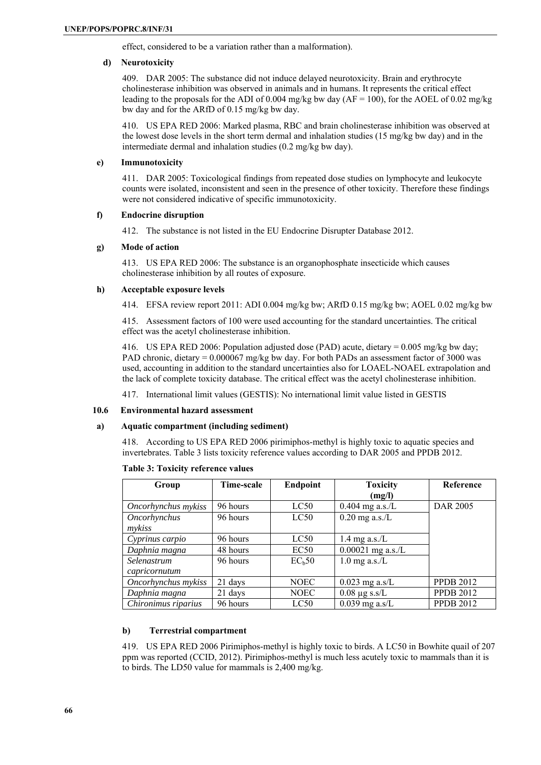effect, considered to be a variation rather than a malformation).

#### d) Neurotoxicity

409. DAR 2005: The substance did not induce delayed neurotoxicity. Brain and erythrocyte cholinesterase inhibition was observed in animals and in humans. It represents the critical effect leading to the proposals for the ADI of 0.004 mg/kg bw day (AF = 100), for the AOEL of 0.02 mg/kg bw day and for the ARfD of 0.15 mg/kg bw day.

410. US EPA RED 2006: Marked plasma, RBC and brain cholinesterase inhibition was observed at the lowest dose levels in the short term dermal and inhalation studies (15 mg/kg bw day) and in the intermediate dermal and inhalation studies (0.2 mg/kg bw day).

#### e) Immunotoxicity

411. DAR 2005: Toxicological findings from repeated dose studies on lymphocyte and leukocyte counts were isolated, inconsistent and seen in the presence of other toxicity. Therefore these findings were not considered indicative of specific immunotoxicity.

#### f) Endocrine disruption

412. The substance is not listed in the EU Endocrine Disrupter Database 2012.

#### g) Mode of action

413. US EPA RED 2006: The substance is an organophosphate insecticide which causes cholinesterase inhibition by all routes of exposure.

#### h) Acceptable exposure levels

414. EFSA review report 2011: ADI 0.004 mg/kg bw; ARfD 0.15 mg/kg bw; AOEL 0.02 mg/kg bw

415. Assessment factors of 100 were used accounting for the standard uncertainties. The critical effect was the acetyl cholinesterase inhibition.

416. US EPA RED 2006: Population adjusted dose (PAD) acute, dietary = 0.005 mg/kg bw day; PAD chronic, dietary = 0.000067 mg/kg bw day. For both PADs an assessment factor of 3000 was used, accounting in addition to the standard uncertainties also for LOAEL-NOAEL extrapolation and the lack of complete toxicity database. The critical effect was the acetyl cholinesterase inhibition.

417. International limit values (GESTIS): No international limit value listed in GESTIS

### 10.6 Environmental hazard assessment

#### a) Aquatic compartment (including sediment)

418. According to US EPA RED 2006 pirimiphos-methyl is highly toxic to aquatic species and invertebrates. Table 3 lists toxicity reference values according to DAR 2005 and PPDB 2012.

**Table 3: Toxicity reference values**

| Group | Time-scale | Endpoint | Toxicity (mg/l) | Reference |
|---|---|---|---|---|
| *Oncorhynchus mykiss* | 96 hours | LC50 | 0.404 mg a.s./L | DAR 2005 |
| *Oncorhynchus mykiss* | 96 hours | LC50 | 0.20 mg a.s./L | |
| *Cyprinus carpio* | 96 hours | LC50 | 1.4 mg a.s./L | |
| *Daphnia magna* | 48 hours | EC50 | 0.00021 mg a.s./L | |
| *Selenastrum capricornutum* | 96 hours | $EC_b50$ | 1.0 mg a.s./L | |
| *Oncorhynchus mykiss* | 21 days | NOEC | 0.023 mg a.s/L | PPDB 2012 |
| *Daphnia magna* | 21 days | NOEC | 0.08 µg s.s/L | PPDB 2012 |
| *Chironimus riparius* | 96 hours | LC50 | 0.039 mg a.s/L | PPDB 2012 |

#### b) Terrestrial compartment

419. US EPA RED 2006 Pirimiphos-methyl is highly toxic to birds. A LC50 in Bowhite quail of 207 ppm was reported (CCID, 2012). Pirimiphos-methyl is much less acutely toxic to mammals than it is to birds. The LD50 value for mammals is 2,400 mg/kg.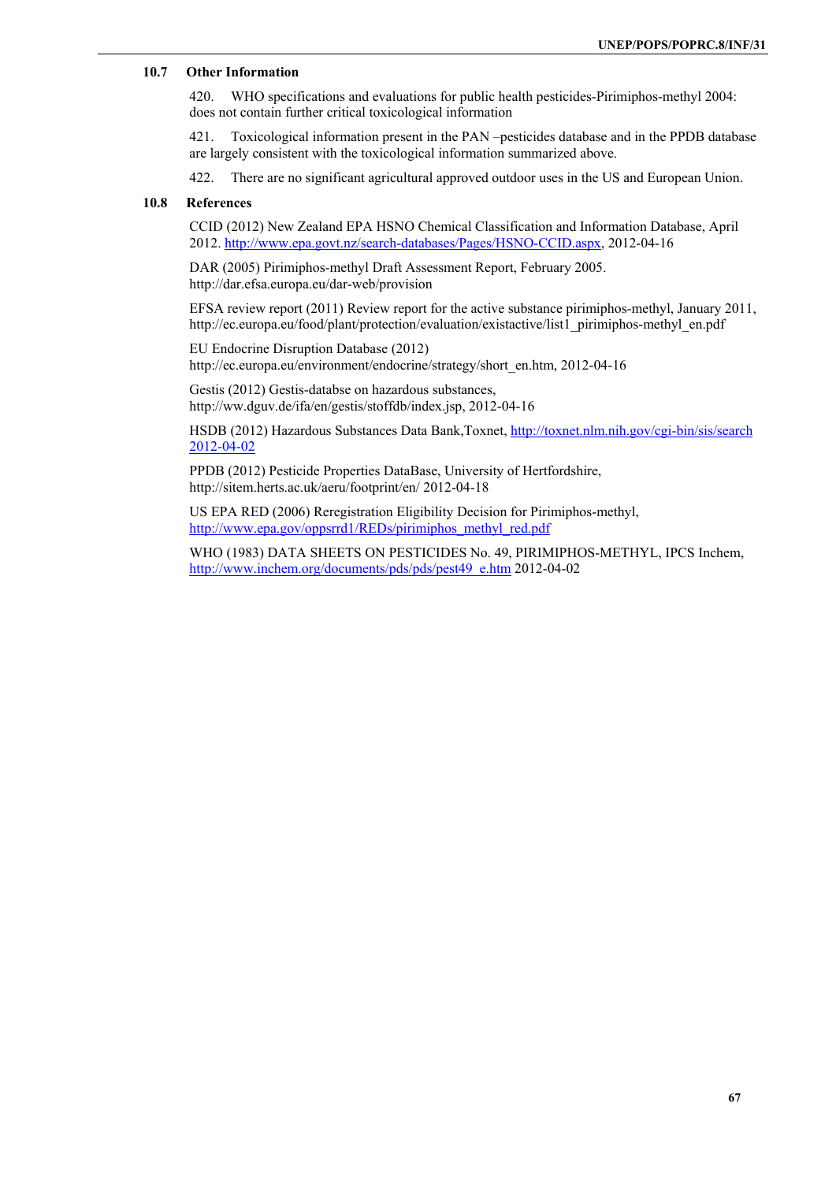### 10.7 Other Information

420. WHO specifications and evaluations for public health pesticides-Pirimiphos-methyl 2004: does not contain further critical toxicological information

421. Toxicological information present in the PAN –pesticides database and in the PPDB database are largely consistent with the toxicological information summarized above.

422. There are no significant agricultural approved outdoor uses in the US and European Union.

### 10.8 References

CCID (2012) New Zealand EPA HSNO Chemical Classification and Information Database, April 2012. http://www.epa.govt.nz/search-databases/Pages/HSNO-CCID.aspx, 2012-04-16

DAR (2005) Pirimiphos-methyl Draft Assessment Report, February 2005. http://dar.efsa.europa.eu/dar-web/provision

EFSA review report (2011) Review report for the active substance pirimiphos-methyl, January 2011, http://ec.europa.eu/food/plant/protection/evaluation/existactive/list1_pirimiphos-methyl_en.pdf

EU Endocrine Disruption Database (2012) http://ec.europa.eu/environment/endocrine/strategy/short_en.htm, 2012-04-16

Gestis (2012) Gestis-databse on hazardous substances, http://ww.dguv.de/ifa/en/gestis/stoffdb/index.jsp, 2012-04-16

HSDB (2012) Hazardous Substances Data Bank,Toxnet, http://toxnet.nlm.nih.gov/cgi-bin/sis/search 2012-04-02

PPDB (2012) Pesticide Properties DataBase, University of Hertfordshire, http://sitem.herts.ac.uk/aeru/footprint/en/ 2012-04-18

US EPA RED (2006) Reregistration Eligibility Decision for Pirimiphos-methyl, http://www.epa.gov/oppsrrd1/REDs/pirimiphos_methyl_red.pdf

WHO (1983) DATA SHEETS ON PESTICIDES No. 49, PIRIMIPHOS-METHYL, IPCS Inchem, http://www.inchem.org/documents/pds/pds/pest49_e.htm 2012-04-02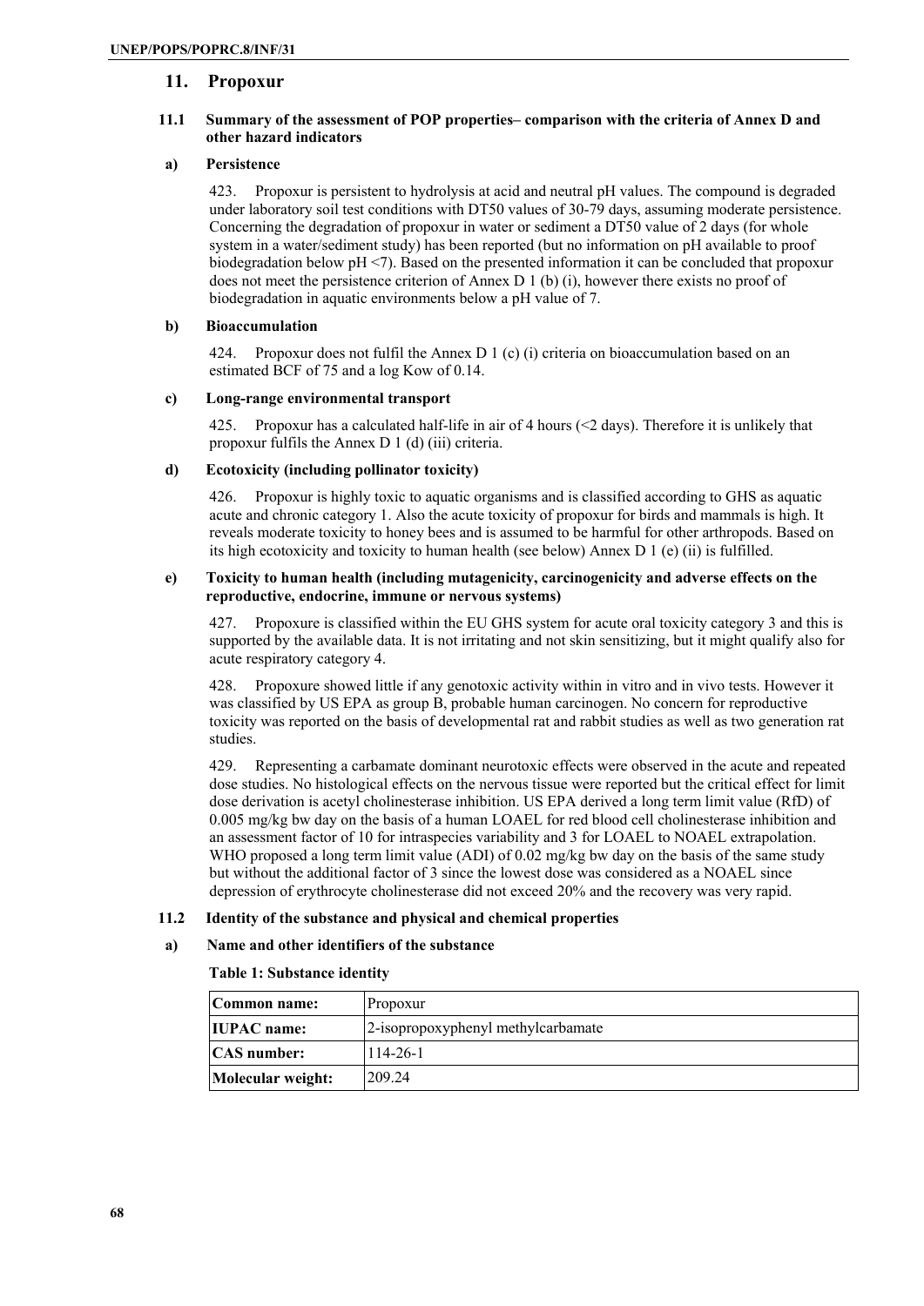## 11. Propoxur

### 11.1 Summary of the assessment of POP properties– comparison with the criteria of Annex D and other hazard indicators

#### a) Persistence

423. Propoxur is persistent to hydrolysis at acid and neutral pH values. The compound is degraded under laboratory soil test conditions with DT50 values of 30-79 days, assuming moderate persistence. Concerning the degradation of propoxur in water or sediment a DT50 value of 2 days (for whole system in a water/sediment study) has been reported (but no information on pH available to proof biodegradation below pH <7). Based on the presented information it can be concluded that propoxur does not meet the persistence criterion of Annex D 1 (b) (i), however there exists no proof of biodegradation in aquatic environments below a pH value of 7.

#### b) Bioaccumulation

424. Propoxur does not fulfil the Annex D 1 (c) (i) criteria on bioaccumulation based on an estimated BCF of 75 and a log Kow of 0.14.

#### c) Long-range environmental transport

425. Propoxur has a calculated half-life in air of 4 hours (<2 days). Therefore it is unlikely that propoxur fulfils the Annex D 1 (d) (iii) criteria.

#### d) Ecotoxicity (including pollinator toxicity)

426. Propoxur is highly toxic to aquatic organisms and is classified according to GHS as aquatic acute and chronic category 1. Also the acute toxicity of propoxur for birds and mammals is high. It reveals moderate toxicity to honey bees and is assumed to be harmful for other arthropods. Based on its high ecotoxicity and toxicity to human health (see below) Annex D 1 (e) (ii) is fulfilled.

#### e) Toxicity to human health (including mutagenicity, carcinogenicity and adverse effects on the reproductive, endocrine, immune or nervous systems)

427. Propoxure is classified within the EU GHS system for acute oral toxicity category 3 and this is supported by the available data. It is not irritating and not skin sensitizing, but it might qualify also for acute respiratory category 4.

428. Propoxure showed little if any genotoxic activity within in vitro and in vivo tests. However it was classified by US EPA as group B, probable human carcinogen. No concern for reproductive toxicity was reported on the basis of developmental rat and rabbit studies as well as two generation rat studies.

429. Representing a carbamate dominant neurotoxic effects were observed in the acute and repeated dose studies. No histological effects on the nervous tissue were reported but the critical effect for limit dose derivation is acetyl cholinesterase inhibition. US EPA derived a long term limit value (RfD) of 0.005 mg/kg bw day on the basis of a human LOAEL for red blood cell cholinesterase inhibition and an assessment factor of 10 for intraspecies variability and 3 for LOAEL to NOAEL extrapolation. WHO proposed a long term limit value (ADI) of 0.02 mg/kg bw day on the basis of the same study but without the additional factor of 3 since the lowest dose was considered as a NOAEL since depression of erythrocyte cholinesterase did not exceed 20% and the recovery was very rapid.

### 11.2 Identity of the substance and physical and chemical properties

#### a) Name and other identifiers of the substance

**Table 1: Substance identity**

| | |
|---|---|
| **Common name:** | Propoxur |
| **IUPAC name:** | 2-isopropoxyphenyl methylcarbamate |
| **CAS number:** | 114-26-1 |
| **Molecular weight:** | 209.24 |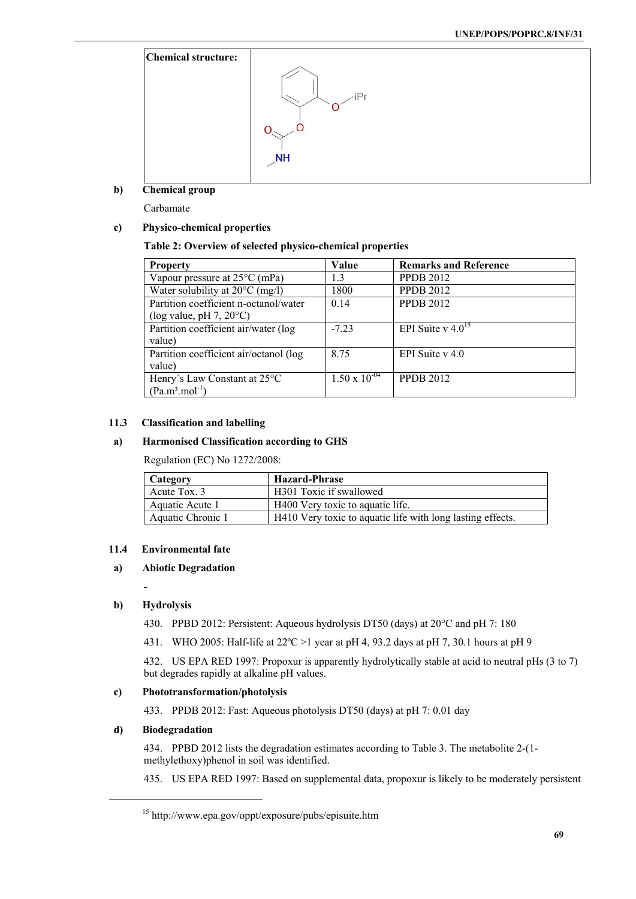| Chemical structure: | |
|---|---|

**b) Chemical group**

Carbamate

**c) Physico-chemical properties**

**Table 2: Overview of selected physico-chemical properties**

| Property | Value | Remarks and Reference |
|---|---|---|
| Vapour pressure at 25°C (mPa) | 1.3 | PPDB 2012 |
| Water solubility at 20°C (mg/l) | 1800 | PPDB 2012 |
| Partition coefficient n-octanol/water (log value, pH 7, 20°C) | 0.14 | PPDB 2012 |
| Partition coefficient air/water (log value) | -7.23 | EPI Suite v 4.0[15] |
| Partition coefficient air/octanol (log value) | 8.75 | EPI Suite v 4.0 |
| Henry´s Law Constant at 25°C ($Pa.m^3.mol^{-1}$) | $1.50 \times 10^{-04}$ | PPDB 2012 |

## 11.3 Classification and labelling

**a) Harmonised Classification according to GHS**

Regulation (EC) No 1272/2008:

| Category | Hazard-Phrase |
|---|---|
| Acute Tox. 3 | H301 Toxic if swallowed |
| Aquatic Acute 1 | H400 Very toxic to aquatic life. |
| Aquatic Chronic 1 | H410 Very toxic to aquatic life with long lasting effects. |

## 11.4 Environmental fate

**a) Abiotic Degradation**

-

**b) Hydrolysis**

430. PPBD 2012: Persistent: Aqueous hydrolysis DT50 (days) at 20°C and pH 7: 180

431. WHO 2005: Half-life at 22ºC >1 year at pH 4, 93.2 days at pH 7, 30.1 hours at pH 9

432. US EPA RED 1997: Propoxur is apparently hydrolytically stable at acid to neutral pHs (3 to 7) but degrades rapidly at alkaline pH values.

**c) Phototransformation/photolysis**

433. PPDB 2012: Fast: Aqueous photolysis DT50 (days) at pH 7: 0.01 day

**d) Biodegradation**

434. PPBD 2012 lists the degradation estimates according to Table 3. The metabolite 2-(1-methylethoxy)phenol in soil was identified.

435. US EPA RED 1997: Based on supplemental data, propoxur is likely to be moderately persistent

[15] http://www.epa.gov/oppt/exposure/pubs/episuite.htm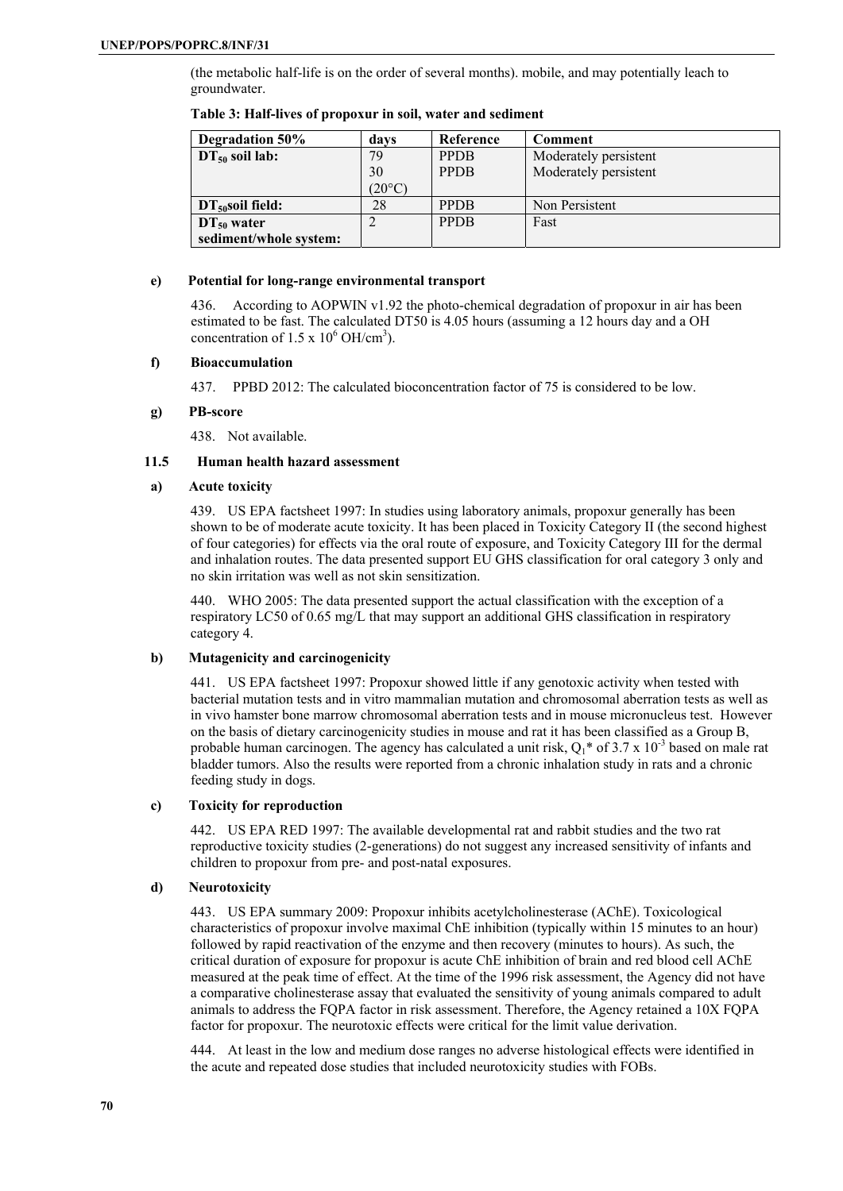(the metabolic half-life is on the order of several months). mobile, and may potentially leach to groundwater.

**Table 3: Half-lives of propoxur in soil, water and sediment**

| Degradation 50% | days | Reference | Comment |
|---|---|---|---|
| **$DT_{50}$ soil lab:** | 79<br>30 (20°C) | PPDB<br>PPDB | Moderately persistent<br>Moderately persistent |
| **$DT_{50}$soil field:** | 28 | PPDB | Non Persistent |
| **$DT_{50}$ water sediment/whole system:** | 2 | PPDB | Fast |

#### e) Potential for long-range environmental transport

436. According to AOPWIN v1.92 the photo-chemical degradation of propoxur in air has been estimated to be fast. The calculated DT50 is 4.05 hours (assuming a 12 hours day and a OH concentration of $1.5 \times 10^6$ OH/cm$^3$).

#### f) Bioaccumulation

437. PPBD 2012: The calculated bioconcentration factor of 75 is considered to be low.

#### g) PB-score

438. Not available.

### 11.5 Human health hazard assessment

#### a) Acute toxicity

439. US EPA factsheet 1997: In studies using laboratory animals, propoxur generally has been shown to be of moderate acute toxicity. It has been placed in Toxicity Category II (the second highest of four categories) for effects via the oral route of exposure, and Toxicity Category III for the dermal and inhalation routes. The data presented support EU GHS classification for oral category 3 only and no skin irritation was well as not skin sensitization.

440. WHO 2005: The data presented support the actual classification with the exception of a respiratory LC50 of 0.65 mg/L that may support an additional GHS classification in respiratory category 4.

#### b) Mutagenicity and carcinogenicity

441. US EPA factsheet 1997: Propoxur showed little if any genotoxic activity when tested with bacterial mutation tests and in vitro mammalian mutation and chromosomal aberration tests as well as in vivo hamster bone marrow chromosomal aberration tests and in mouse micronucleus test. However on the basis of dietary carcinogenicity studies in mouse and rat it has been classified as a Group B, probable human carcinogen. The agency has calculated a unit risk, $Q_1$* of $3.7 \times 10^{-3}$ based on male rat bladder tumors. Also the results were reported from a chronic inhalation study in rats and a chronic feeding study in dogs.

#### c) Toxicity for reproduction

442. US EPA RED 1997: The available developmental rat and rabbit studies and the two rat reproductive toxicity studies (2-generations) do not suggest any increased sensitivity of infants and children to propoxur from pre- and post-natal exposures.

#### d) Neurotoxicity

443. US EPA summary 2009: Propoxur inhibits acetylcholinesterase (AChE). Toxicological characteristics of propoxur involve maximal ChE inhibition (typically within 15 minutes to an hour) followed by rapid reactivation of the enzyme and then recovery (minutes to hours). As such, the critical duration of exposure for propoxur is acute ChE inhibition of brain and red blood cell AChE measured at the peak time of effect. At the time of the 1996 risk assessment, the Agency did not have a comparative cholinesterase assay that evaluated the sensitivity of young animals compared to adult animals to address the FQPA factor in risk assessment. Therefore, the Agency retained a 10X FQPA factor for propoxur. The neurotoxic effects were critical for the limit value derivation.

444. At least in the low and medium dose ranges no adverse histological effects were identified in the acute and repeated dose studies that included neurotoxicity studies with FOBs.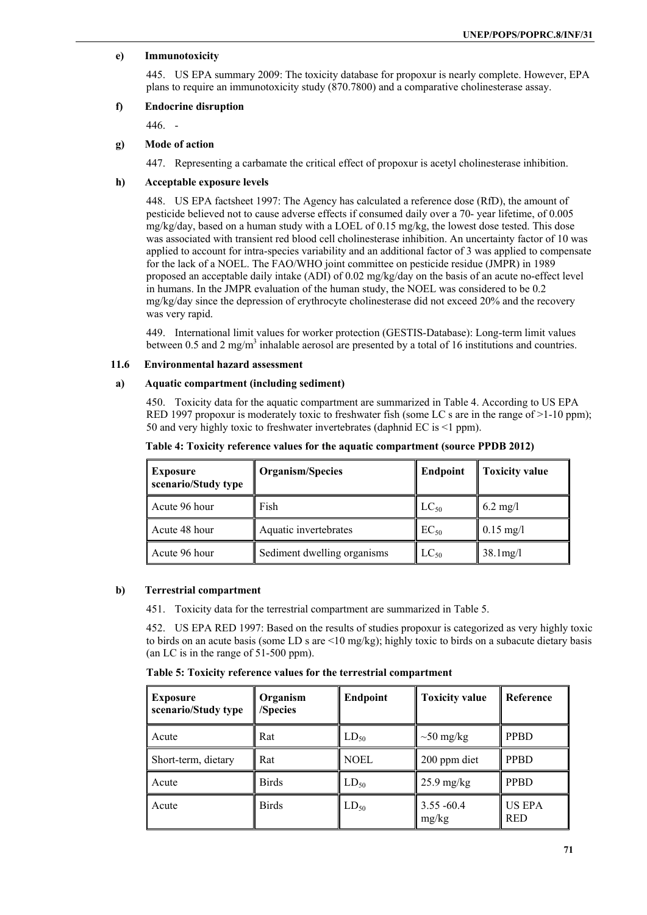#### e) Immunotoxicity

445. US EPA summary 2009: The toxicity database for propoxur is nearly complete. However, EPA plans to require an immunotoxicity study (870.7800) and a comparative cholinesterase assay.

#### f) Endocrine disruption

446. -

#### g) Mode of action

447. Representing a carbamate the critical effect of propoxur is acetyl cholinesterase inhibition.

#### h) Acceptable exposure levels

448. US EPA factsheet 1997: The Agency has calculated a reference dose (RfD), the amount of pesticide believed not to cause adverse effects if consumed daily over a 70- year lifetime, of 0.005 mg/kg/day, based on a human study with a LOEL of 0.15 mg/kg, the lowest dose tested. This dose was associated with transient red blood cell cholinesterase inhibition. An uncertainty factor of 10 was applied to account for intra-species variability and an additional factor of 3 was applied to compensate for the lack of a NOEL. The FAO/WHO joint committee on pesticide residue (JMPR) in 1989 proposed an acceptable daily intake (ADI) of 0.02 mg/kg/day on the basis of an acute no-effect level in humans. In the JMPR evaluation of the human study, the NOEL was considered to be 0.2 mg/kg/day since the depression of erythrocyte cholinesterase did not exceed 20% and the recovery was very rapid.

449. International limit values for worker protection (GESTIS-Database): Long-term limit values between 0.5 and 2 $mg/m^3$ inhalable aerosol are presented by a total of 16 institutions and countries.

### 11.6 Environmental hazard assessment

#### a) Aquatic compartment (including sediment)

450. Toxicity data for the aquatic compartment are summarized in Table 4. According to US EPA RED 1997 propoxur is moderately toxic to freshwater fish (some LC s are in the range of >1-10 ppm); 50 and very highly toxic to freshwater invertebrates (daphnid EC is <1 ppm).

**Table 4: Toxicity reference values for the aquatic compartment (source PPDB 2012)**

| Exposure scenario/Study type | Organism/Species | Endpoint | Toxicity value |
|---|---|---|---|
| Acute 96 hour | Fish | $LC_{50}$ | 6.2 mg/l |
| Acute 48 hour | Aquatic invertebrates | $EC_{50}$ | 0.15 mg/l |
| Acute 96 hour | Sediment dwelling organisms | $LC_{50}$ | 38.1mg/l |

#### b) Terrestrial compartment

451. Toxicity data for the terrestrial compartment are summarized in Table 5.

452. US EPA RED 1997: Based on the results of studies propoxur is categorized as very highly toxic to birds on an acute basis (some LD s are <10 mg/kg); highly toxic to birds on a subacute dietary basis (an LC is in the range of 51-500 ppm).

**Table 5: Toxicity reference values for the terrestrial compartment**

| Exposure scenario/Study type | Organism /Species | Endpoint | Toxicity value | Reference |
|---|---|---|---|---|
| Acute | Rat | $LD_{50}$ | ~50 mg/kg | PPBD |
| Short-term, dietary | Rat | NOEL | 200 ppm diet | PPBD |
| Acute | Birds | $LD_{50}$ | 25.9 mg/kg | PPBD |
| Acute | Birds | $LD_{50}$ | 3.55 -60.4 mg/kg | US EPA RED |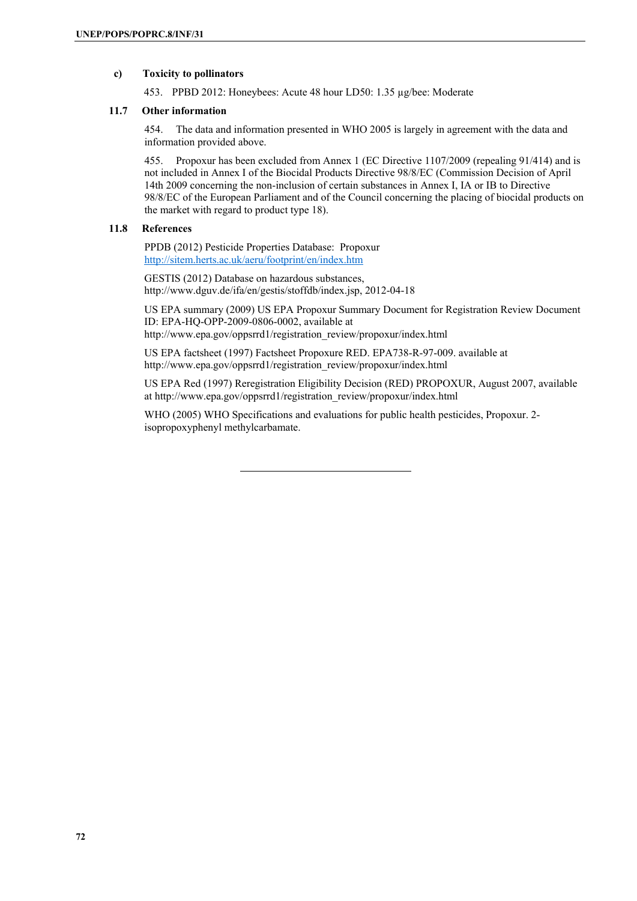#### c) Toxicity to pollinators

453. PPBD 2012: Honeybees: Acute 48 hour LD50: 1.35 µg/bee: Moderate

### 11.7 Other information

454. The data and information presented in WHO 2005 is largely in agreement with the data and information provided above.

455. Propoxur has been excluded from Annex 1 (EC Directive 1107/2009 (repealing 91/414) and is not included in Annex I of the Biocidal Products Directive 98/8/EC (Commission Decision of April 14th 2009 concerning the non-inclusion of certain substances in Annex I, IA or IB to Directive 98/8/EC of the European Parliament and of the Council concerning the placing of biocidal products on the market with regard to product type 18).

### 11.8 References

PPDB (2012) Pesticide Properties Database: Propoxur http://sitem.herts.ac.uk/aeru/footprint/en/index.htm

GESTIS (2012) Database on hazardous substances, http://www.dguv.de/ifa/en/gestis/stoffdb/index.jsp, 2012-04-18

US EPA summary (2009) US EPA Propoxur Summary Document for Registration Review Document ID: EPA-HQ-OPP-2009-0806-0002, available at http://www.epa.gov/oppsrrd1/registration_review/propoxur/index.html

US EPA factsheet (1997) Factsheet Propoxure RED. EPA738-R-97-009. available at http://www.epa.gov/oppsrrd1/registration_review/propoxur/index.html

US EPA Red (1997) Reregistration Eligibility Decision (RED) PROPOXUR, August 2007, available at http://www.epa.gov/oppsrrd1/registration_review/propoxur/index.html

WHO (2005) WHO Specifications and evaluations for public health pesticides, Propoxur. 2-isopropoxyphenyl methylcarbamate.